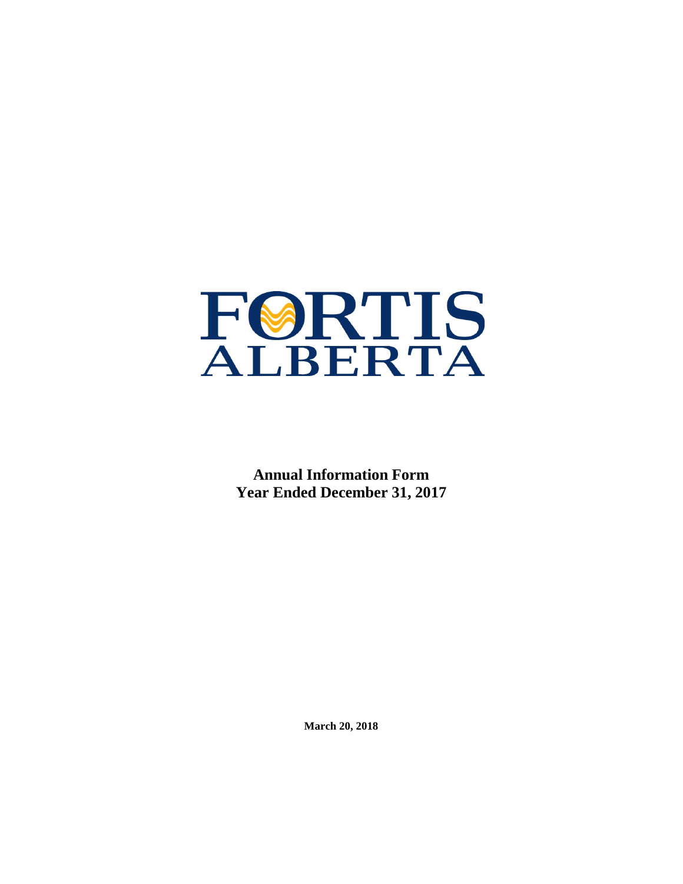# FORTIS ALBERTA

**Annual Information Form**
**Year Ended December 31, 2017**

**March 20, 2018**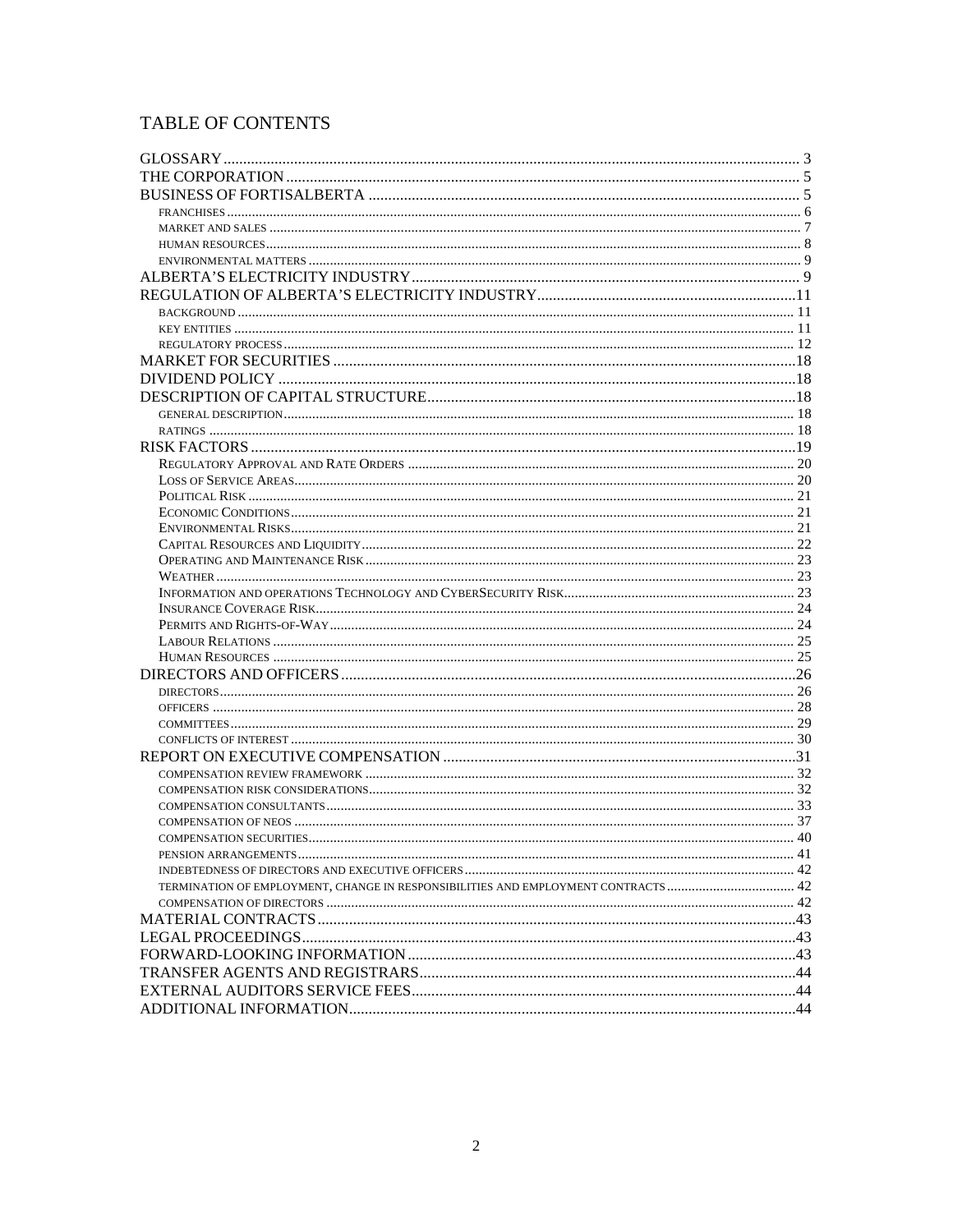# TABLE OF CONTENTS

| | |
|---|---|
| GLOSSARY | 3 |
| THE CORPORATION | 5 |
| BUSINESS OF FORTISALBERTA | 5 |
| FRANCHISES | 6 |
| MARKET AND SALES | 7 |
| HUMAN RESOURCES | 8 |
| ENVIRONMENTAL MATTERS | 9 |
| ALBERTA'S ELECTRICITY INDUSTRY | 9 |
| REGULATION OF ALBERTA'S ELECTRICITY INDUSTRY | 11 |
| BACKGROUND | 11 |
| KEY ENTITIES | 11 |
| REGULATORY PROCESS | 12 |
| MARKET FOR SECURITIES | 18 |
| DIVIDEND POLICY | 18 |
| DESCRIPTION OF CAPITAL STRUCTURE | 18 |
| GENERAL DESCRIPTION | 18 |
| RATINGS | 18 |
| RISK FACTORS | 19 |
| Regulatory Approval and Rate Orders | 20 |
| Loss of Service Areas | 20 |
| Political Risk | 21 |
| Economic Conditions | 21 |
| Environmental Risks | 21 |
| Capital Resources and Liquidity | 22 |
| Operating and Maintenance Risk | 23 |
| Weather | 23 |
| Information and operations Technology and CyberSecurity Risk | 23 |
| Insurance Coverage Risk | 24 |
| Permits and Rights-of-Way | 24 |
| Labour Relations | 25 |
| Human Resources | 25 |
| DIRECTORS AND OFFICERS | 26 |
| DIRECTORS | 26 |
| OFFICERS | 28 |
| COMMITTEES | 29 |
| CONFLICTS OF INTEREST | 30 |
| REPORT ON EXECUTIVE COMPENSATION | 31 |
| COMPENSATION REVIEW FRAMEWORK | 32 |
| COMPENSATION RISK CONSIDERATIONS | 32 |
| COMPENSATION CONSULTANTS | 33 |
| COMPENSATION OF NEOS | 37 |
| COMPENSATION SECURITIES | 40 |
| PENSION ARRANGEMENTS | 41 |
| INDEBTEDNESS OF DIRECTORS AND EXECUTIVE OFFICERS | 42 |
| TERMINATION OF EMPLOYMENT, CHANGE IN RESPONSIBILITIES AND EMPLOYMENT CONTRACTS | 42 |
| COMPENSATION OF DIRECTORS | 42 |
| MATERIAL CONTRACTS | 43 |
| LEGAL PROCEEDINGS | 43 |
| FORWARD-LOOKING INFORMATION | 43 |
| TRANSFER AGENTS AND REGISTRARS | 44 |
| EXTERNAL AUDITORS SERVICE FEES | 44 |
| ADDITIONAL INFORMATION | 44 |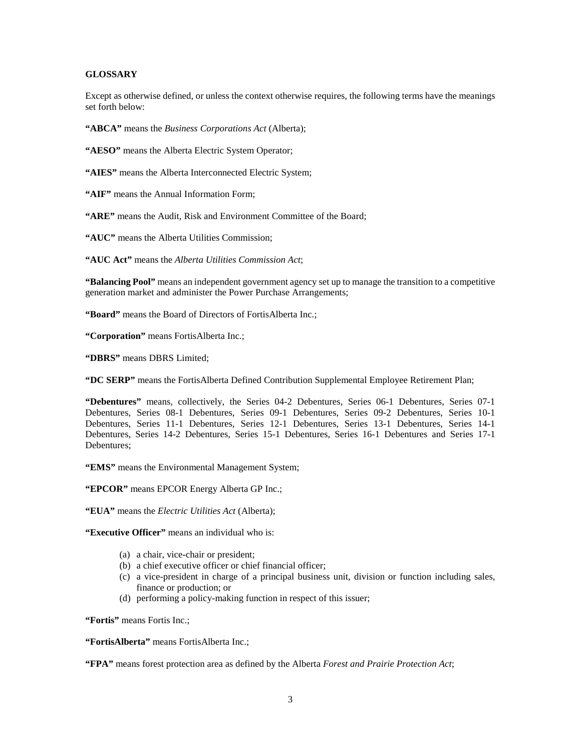## GLOSSARY

Except as otherwise defined, or unless the context otherwise requires, the following terms have the meanings set forth below:

**"ABCA"** means the *Business Corporations Act* (Alberta);

**"AESO"** means the Alberta Electric System Operator;

**"AIES"** means the Alberta Interconnected Electric System;

**"AIF"** means the Annual Information Form;

**"ARE"** means the Audit, Risk and Environment Committee of the Board;

**"AUC"** means the Alberta Utilities Commission;

**"AUC Act"** means the *Alberta Utilities Commission Act*;

**"Balancing Pool"** means an independent government agency set up to manage the transition to a competitive generation market and administer the Power Purchase Arrangements;

**"Board"** means the Board of Directors of FortisAlberta Inc.;

**"Corporation"** means FortisAlberta Inc.;

**"DBRS"** means DBRS Limited;

**"DC SERP"** means the FortisAlberta Defined Contribution Supplemental Employee Retirement Plan;

**"Debentures"** means, collectively, the Series 04-2 Debentures, Series 06-1 Debentures, Series 07-1 Debentures, Series 08-1 Debentures, Series 09-1 Debentures, Series 09-2 Debentures, Series 10-1 Debentures, Series 11-1 Debentures, Series 12-1 Debentures, Series 13-1 Debentures, Series 14-1 Debentures, Series 14-2 Debentures, Series 15-1 Debentures, Series 16-1 Debentures and Series 17-1 Debentures;

**"EMS"** means the Environmental Management System;

**"EPCOR"** means EPCOR Energy Alberta GP Inc.;

**"EUA"** means the *Electric Utilities Act* (Alberta);

**"Executive Officer"** means an individual who is:

(a) a chair, vice-chair or president;
(b) a chief executive officer or chief financial officer;
(c) a vice-president in charge of a principal business unit, division or function including sales, finance or production; or
(d) performing a policy-making function in respect of this issuer;

**"Fortis"** means Fortis Inc.;

**"FortisAlberta"** means FortisAlberta Inc.;

**"FPA"** means forest protection area as defined by the Alberta *Forest and Prairie Protection Act*;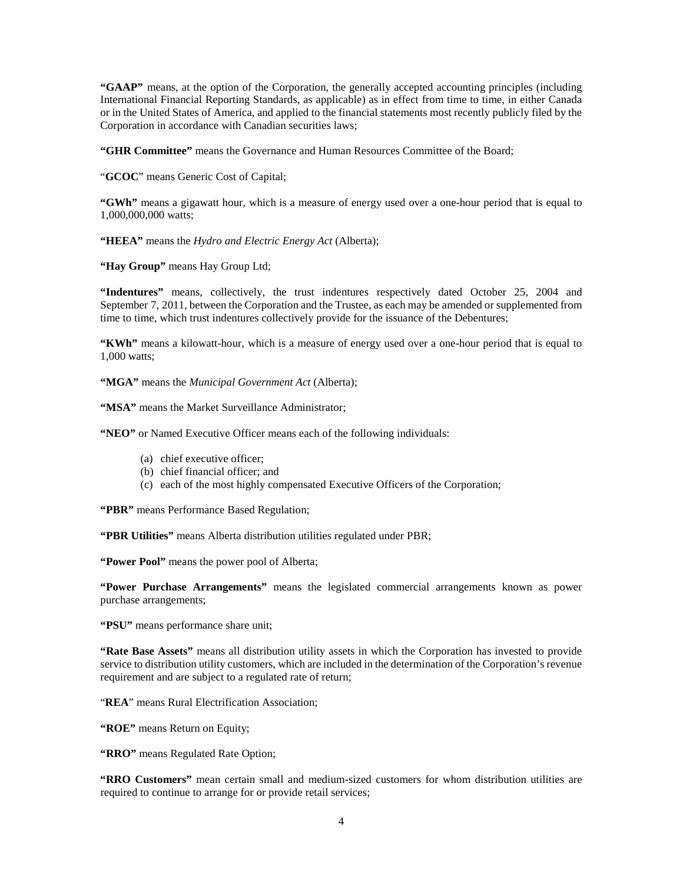**"GAAP"** means, at the option of the Corporation, the generally accepted accounting principles (including International Financial Reporting Standards, as applicable) as in effect from time to time, in either Canada or in the United States of America, and applied to the financial statements most recently publicly filed by the Corporation in accordance with Canadian securities laws;

**"GHR Committee"** means the Governance and Human Resources Committee of the Board;

"**GCOC**" means Generic Cost of Capital;

**"GWh"** means a gigawatt hour, which is a measure of energy used over a one-hour period that is equal to 1,000,000,000 watts;

**"HEEA"** means the *Hydro and Electric Energy Act* (Alberta);

**"Hay Group"** means Hay Group Ltd;

**"Indentures"** means, collectively, the trust indentures respectively dated October 25, 2004 and September 7, 2011, between the Corporation and the Trustee, as each may be amended or supplemented from time to time, which trust indentures collectively provide for the issuance of the Debentures;

**"KWh"** means a kilowatt-hour, which is a measure of energy used over a one-hour period that is equal to 1,000 watts;

**"MGA"** means the *Municipal Government Act* (Alberta);

**"MSA"** means the Market Surveillance Administrator;

**"NEO"** or Named Executive Officer means each of the following individuals:

(a) chief executive officer;
(b) chief financial officer; and
(c) each of the most highly compensated Executive Officers of the Corporation;

**"PBR"** means Performance Based Regulation;

**"PBR Utilities"** means Alberta distribution utilities regulated under PBR;

**"Power Pool"** means the power pool of Alberta;

**"Power Purchase Arrangements"** means the legislated commercial arrangements known as power purchase arrangements;

**"PSU"** means performance share unit;

**"Rate Base Assets"** means all distribution utility assets in which the Corporation has invested to provide service to distribution utility customers, which are included in the determination of the Corporation's revenue requirement and are subject to a regulated rate of return;

"**REA**" means Rural Electrification Association;

**"ROE"** means Return on Equity;

**"RRO"** means Regulated Rate Option;

**"RRO Customers"** mean certain small and medium-sized customers for whom distribution utilities are required to continue to arrange for or provide retail services;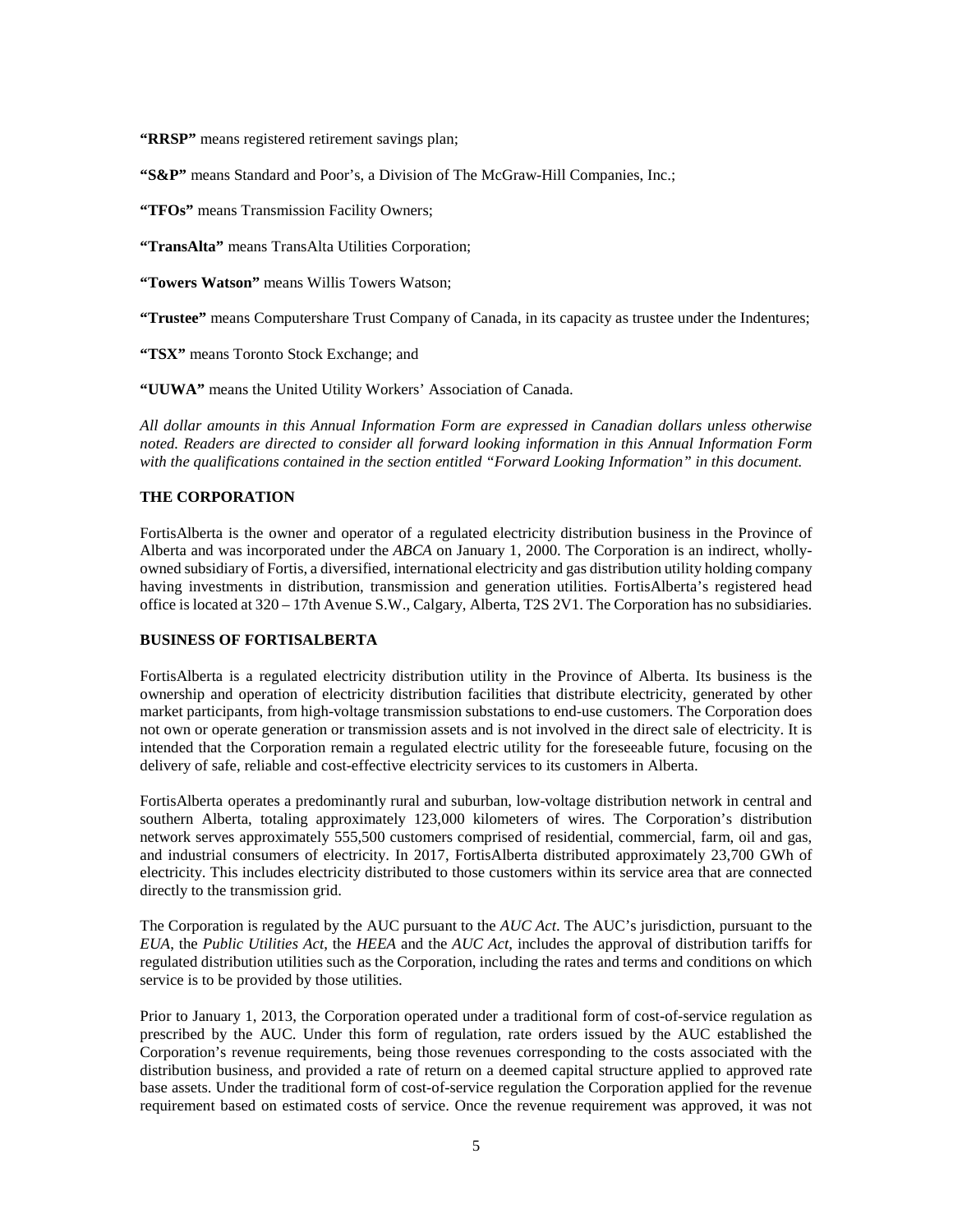**"RRSP"** means registered retirement savings plan;

**"S&P"** means Standard and Poor's, a Division of The McGraw-Hill Companies, Inc.;

**"TFOs"** means Transmission Facility Owners;

**"TransAlta"** means TransAlta Utilities Corporation;

**"Towers Watson"** means Willis Towers Watson;

**"Trustee"** means Computershare Trust Company of Canada, in its capacity as trustee under the Indentures;

**"TSX"** means Toronto Stock Exchange; and

**"UUWA"** means the United Utility Workers' Association of Canada.

*All dollar amounts in this Annual Information Form are expressed in Canadian dollars unless otherwise noted. Readers are directed to consider all forward looking information in this Annual Information Form with the qualifications contained in the section entitled "Forward Looking Information" in this document.*

## THE CORPORATION

FortisAlberta is the owner and operator of a regulated electricity distribution business in the Province of Alberta and was incorporated under the *ABCA* on January 1, 2000. The Corporation is an indirect, wholly-owned subsidiary of Fortis, a diversified, international electricity and gas distribution utility holding company having investments in distribution, transmission and generation utilities. FortisAlberta's registered head office is located at 320 – 17th Avenue S.W., Calgary, Alberta, T2S 2V1. The Corporation has no subsidiaries.

## BUSINESS OF FORTISALBERTA

FortisAlberta is a regulated electricity distribution utility in the Province of Alberta. Its business is the ownership and operation of electricity distribution facilities that distribute electricity, generated by other market participants, from high-voltage transmission substations to end-use customers. The Corporation does not own or operate generation or transmission assets and is not involved in the direct sale of electricity. It is intended that the Corporation remain a regulated electric utility for the foreseeable future, focusing on the delivery of safe, reliable and cost-effective electricity services to its customers in Alberta.

FortisAlberta operates a predominantly rural and suburban, low-voltage distribution network in central and southern Alberta, totaling approximately 123,000 kilometers of wires. The Corporation's distribution network serves approximately 555,500 customers comprised of residential, commercial, farm, oil and gas, and industrial consumers of electricity. In 2017, FortisAlberta distributed approximately 23,700 GWh of electricity. This includes electricity distributed to those customers within its service area that are connected directly to the transmission grid.

The Corporation is regulated by the AUC pursuant to the *AUC Act*. The AUC's jurisdiction, pursuant to the *EUA*, the *Public Utilities Act*, the *HEEA* and the *AUC Act*, includes the approval of distribution tariffs for regulated distribution utilities such as the Corporation, including the rates and terms and conditions on which service is to be provided by those utilities.

Prior to January 1, 2013, the Corporation operated under a traditional form of cost-of-service regulation as prescribed by the AUC. Under this form of regulation, rate orders issued by the AUC established the Corporation's revenue requirements, being those revenues corresponding to the costs associated with the distribution business, and provided a rate of return on a deemed capital structure applied to approved rate base assets. Under the traditional form of cost-of-service regulation the Corporation applied for the revenue requirement based on estimated costs of service. Once the revenue requirement was approved, it was not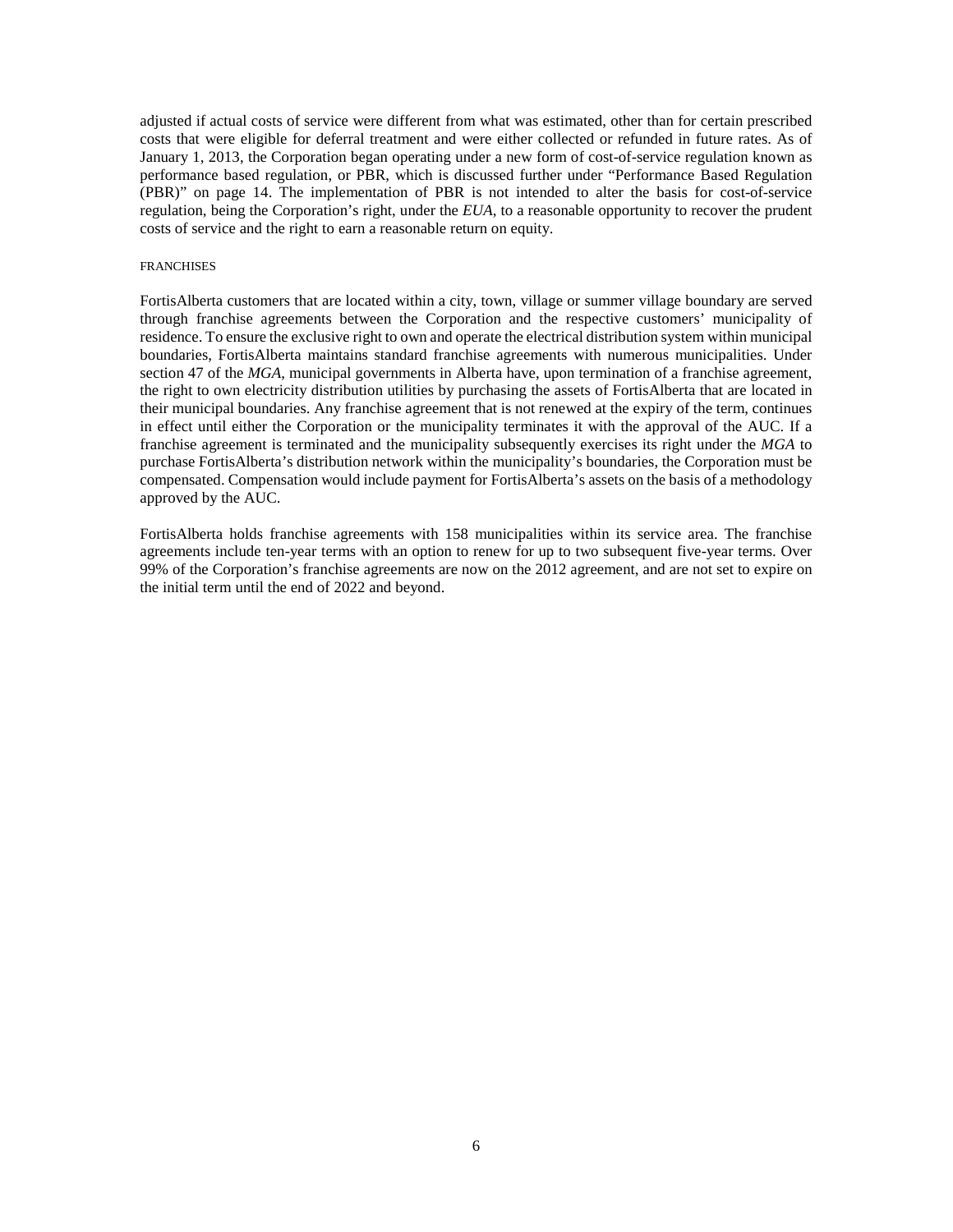adjusted if actual costs of service were different from what was estimated, other than for certain prescribed costs that were eligible for deferral treatment and were either collected or refunded in future rates. As of January 1, 2013, the Corporation began operating under a new form of cost-of-service regulation known as performance based regulation, or PBR, which is discussed further under "Performance Based Regulation (PBR)" on page 14. The implementation of PBR is not intended to alter the basis for cost-of-service regulation, being the Corporation's right, under the *EUA*, to a reasonable opportunity to recover the prudent costs of service and the right to earn a reasonable return on equity.

### FRANCHISES

FortisAlberta customers that are located within a city, town, village or summer village boundary are served through franchise agreements between the Corporation and the respective customers' municipality of residence. To ensure the exclusive right to own and operate the electrical distribution system within municipal boundaries, FortisAlberta maintains standard franchise agreements with numerous municipalities. Under section 47 of the *MGA*, municipal governments in Alberta have, upon termination of a franchise agreement, the right to own electricity distribution utilities by purchasing the assets of FortisAlberta that are located in their municipal boundaries. Any franchise agreement that is not renewed at the expiry of the term, continues in effect until either the Corporation or the municipality terminates it with the approval of the AUC. If a franchise agreement is terminated and the municipality subsequently exercises its right under the *MGA* to purchase FortisAlberta's distribution network within the municipality's boundaries, the Corporation must be compensated. Compensation would include payment for FortisAlberta's assets on the basis of a methodology approved by the AUC.

FortisAlberta holds franchise agreements with 158 municipalities within its service area. The franchise agreements include ten-year terms with an option to renew for up to two subsequent five-year terms. Over 99% of the Corporation's franchise agreements are now on the 2012 agreement, and are not set to expire on the initial term until the end of 2022 and beyond.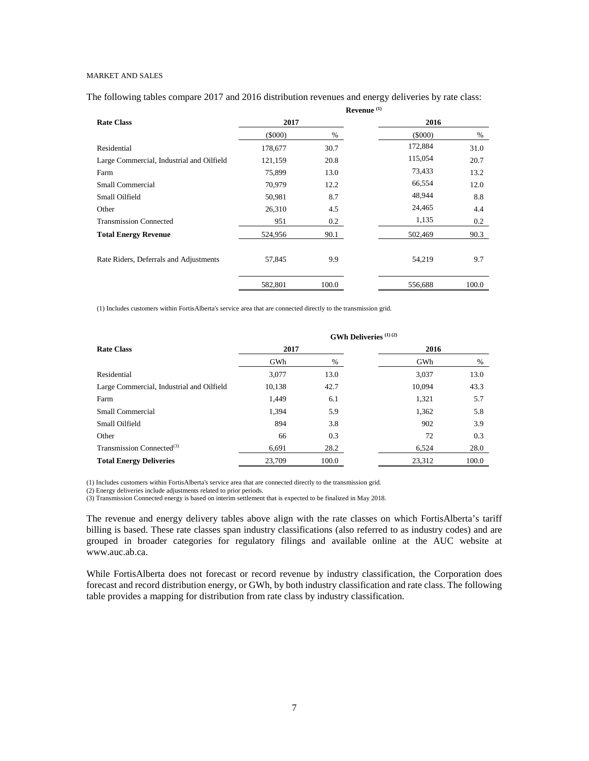MARKET AND SALES

The following tables compare 2017 and 2016 distribution revenues and energy deliveries by rate class:

| Rate Class | Revenue [(1)] 2017 ($000) | 2017 % | 2016 ($000) | 2016 % |
|---|---|---|---|---|
| Residential | 178,677 | 30.7 | 172,884 | 31.0 |
| Large Commercial, Industrial and Oilfield | 121,159 | 20.8 | 115,054 | 20.7 |
| Farm | 75,899 | 13.0 | 73,433 | 13.2 |
| Small Commercial | 70,979 | 12.2 | 66,554 | 12.0 |
| Small Oilfield | 50,981 | 8.7 | 48,944 | 8.8 |
| Other | 26,310 | 4.5 | 24,465 | 4.4 |
| Transmission Connected | 951 | 0.2 | 1,135 | 0.2 |
| **Total Energy Revenue** | 524,956 | 90.1 | 502,469 | 90.3 |
| Rate Riders, Deferrals and Adjustments | 57,845 | 9.9 | 54,219 | 9.7 |
| | 582,801 | 100.0 | 556,688 | 100.0 |

(1) Includes customers within FortisAlberta's service area that are connected directly to the transmission grid.

| Rate Class | GWh Deliveries [(1)(2)] 2017 GWh | 2017 % | 2016 GWh | 2016 % |
|---|---|---|---|---|
| Residential | 3,077 | 13.0 | 3,037 | 13.0 |
| Large Commercial, Industrial and Oilfield | 10,138 | 42.7 | 10,094 | 43.3 |
| Farm | 1,449 | 6.1 | 1,321 | 5.7 |
| Small Commercial | 1,394 | 5.9 | 1,362 | 5.8 |
| Small Oilfield | 894 | 3.8 | 902 | 3.9 |
| Other | 66 | 0.3 | 72 | 0.3 |
| Transmission Connected[(3)] | 6,691 | 28.2 | 6,524 | 28.0 |
| **Total Energy Deliveries** | 23,709 | 100.0 | 23,312 | 100.0 |

(1) Includes customers within FortisAlberta's service area that are connected directly to the transmission grid.
(2) Energy deliveries include adjustments related to prior periods.
(3) Transmission Connected energy is based on interim settlement that is expected to be finalized in May 2018.

The revenue and energy delivery tables above align with the rate classes on which FortisAlberta's tariff billing is based. These rate classes span industry classifications (also referred to as industry codes) and are grouped in broader categories for regulatory filings and available online at the AUC website at www.auc.ab.ca.

While FortisAlberta does not forecast or record revenue by industry classification, the Corporation does forecast and record distribution energy, or GWh, by both industry classification and rate class. The following table provides a mapping for distribution from rate class by industry classification.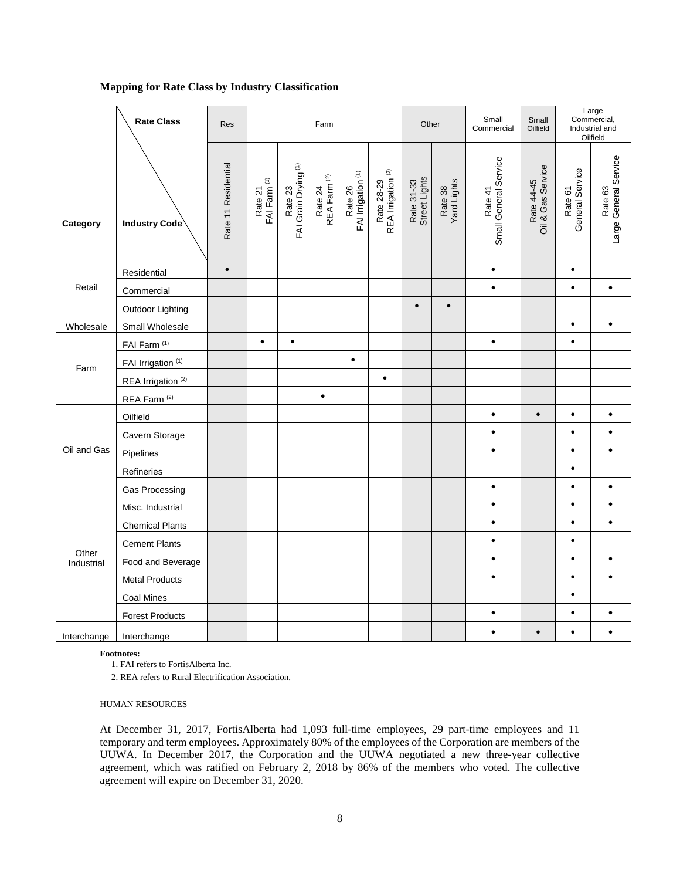**Mapping for Rate Class by Industry Classification**

| Category | Industry Code | Res | Farm | | | | | Other | | Small Commercial | Small Oilfield | Large Commercial, Industrial and Oilfield | |
|---|---|---|---|---|---|---|---|---|---|---|---|---|---|
| | | Rate 11 Residential | Rate 21 FAI Farm [1] | Rate 23 FAI Grain Drying [1] | Rate 24 REA Farm [2] | Rate 26 FAI Irrigation [1] | Rate 28-29 REA Irrigation [2] | Rate 31-33 Street Lights | Rate 38 Yard Lights | Rate 41 Small General Service | Rate 44-45 Oil & Gas Service | Rate 61 General Service | Rate 63 Large General Service |
| Retail | Residential | • | | | | | | | | • | | • | |
| | Commercial | | | | | | | | | • | | • | • |
| | Outdoor Lighting | | | | | | | • | • | | | | |
| Wholesale | Small Wholesale | | | | | | | | | | | • | • |
| Farm | FAI Farm [1] | | • | • | | | | | | • | | • | |
| | FAI Irrigation [1] | | | | | • | | | | | | | |
| | REA Irrigation [2] | | | | | | • | | | | | | |
| | REA Farm [2] | | | | • | | | | | | | | |
| Oil and Gas | Oilfield | | | | | | | | | • | • | • | • |
| | Cavern Storage | | | | | | | | | • | | • | • |
| | Pipelines | | | | | | | | | • | | • | • |
| | Refineries | | | | | | | | | | | • | |
| | Gas Processing | | | | | | | | | • | | • | • |
| Other Industrial | Misc. Industrial | | | | | | | | | • | | • | • |
| | Chemical Plants | | | | | | | | | • | | • | • |
| | Cement Plants | | | | | | | | | • | | • | |
| | Food and Beverage | | | | | | | | | • | | • | • |
| | Metal Products | | | | | | | | | • | | • | • |
| | Coal Mines | | | | | | | | | | | • | |
| | Forest Products | | | | | | | | | • | | • | • |
| Interchange | Interchange | | | | | | | | | • | • | • | • |

**Footnotes:**

1. FAI refers to FortisAlberta Inc.
2. REA refers to Rural Electrification Association.

HUMAN RESOURCES

At December 31, 2017, FortisAlberta had 1,093 full-time employees, 29 part-time employees and 11 temporary and term employees. Approximately 80% of the employees of the Corporation are members of the UUWA. In December 2017, the Corporation and the UUWA negotiated a new three-year collective agreement, which was ratified on February 2, 2018 by 86% of the members who voted. The collective agreement will expire on December 31, 2020.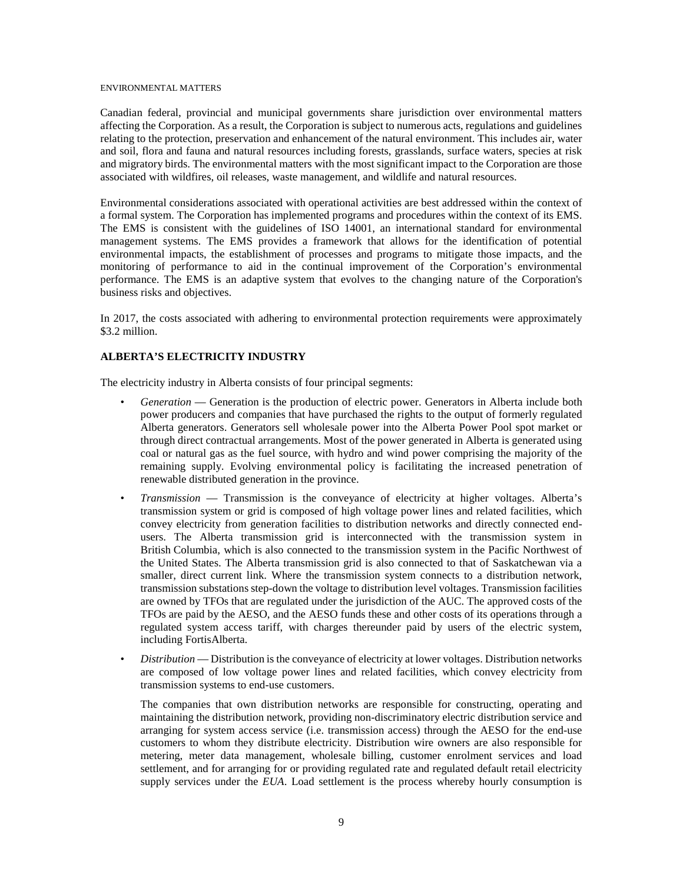ENVIRONMENTAL MATTERS

Canadian federal, provincial and municipal governments share jurisdiction over environmental matters affecting the Corporation. As a result, the Corporation is subject to numerous acts, regulations and guidelines relating to the protection, preservation and enhancement of the natural environment. This includes air, water and soil, flora and fauna and natural resources including forests, grasslands, surface waters, species at risk and migratory birds. The environmental matters with the most significant impact to the Corporation are those associated with wildfires, oil releases, waste management, and wildlife and natural resources.

Environmental considerations associated with operational activities are best addressed within the context of a formal system. The Corporation has implemented programs and procedures within the context of its EMS. The EMS is consistent with the guidelines of ISO 14001, an international standard for environmental management systems. The EMS provides a framework that allows for the identification of potential environmental impacts, the establishment of processes and programs to mitigate those impacts, and the monitoring of performance to aid in the continual improvement of the Corporation's environmental performance. The EMS is an adaptive system that evolves to the changing nature of the Corporation's business risks and objectives.

In 2017, the costs associated with adhering to environmental protection requirements were approximately $3.2 million.

## ALBERTA'S ELECTRICITY INDUSTRY

The electricity industry in Alberta consists of four principal segments:

- *Generation* — Generation is the production of electric power. Generators in Alberta include both power producers and companies that have purchased the rights to the output of formerly regulated Alberta generators. Generators sell wholesale power into the Alberta Power Pool spot market or through direct contractual arrangements. Most of the power generated in Alberta is generated using coal or natural gas as the fuel source, with hydro and wind power comprising the majority of the remaining supply. Evolving environmental policy is facilitating the increased penetration of renewable distributed generation in the province.
- *Transmission* — Transmission is the conveyance of electricity at higher voltages. Alberta's transmission system or grid is composed of high voltage power lines and related facilities, which convey electricity from generation facilities to distribution networks and directly connected end-users. The Alberta transmission grid is interconnected with the transmission system in British Columbia, which is also connected to the transmission system in the Pacific Northwest of the United States. The Alberta transmission grid is also connected to that of Saskatchewan via a smaller, direct current link. Where the transmission system connects to a distribution network, transmission substations step-down the voltage to distribution level voltages. Transmission facilities are owned by TFOs that are regulated under the jurisdiction of the AUC. The approved costs of the TFOs are paid by the AESO, and the AESO funds these and other costs of its operations through a regulated system access tariff, with charges thereunder paid by users of the electric system, including FortisAlberta.
- *Distribution* — Distribution is the conveyance of electricity at lower voltages. Distribution networks are composed of low voltage power lines and related facilities, which convey electricity from transmission systems to end-use customers.

  The companies that own distribution networks are responsible for constructing, operating and maintaining the distribution network, providing non-discriminatory electric distribution service and arranging for system access service (i.e. transmission access) through the AESO for the end-use customers to whom they distribute electricity. Distribution wire owners are also responsible for metering, meter data management, wholesale billing, customer enrolment services and load settlement, and for arranging for or providing regulated rate and regulated default retail electricity supply services under the *EUA*. Load settlement is the process whereby hourly consumption is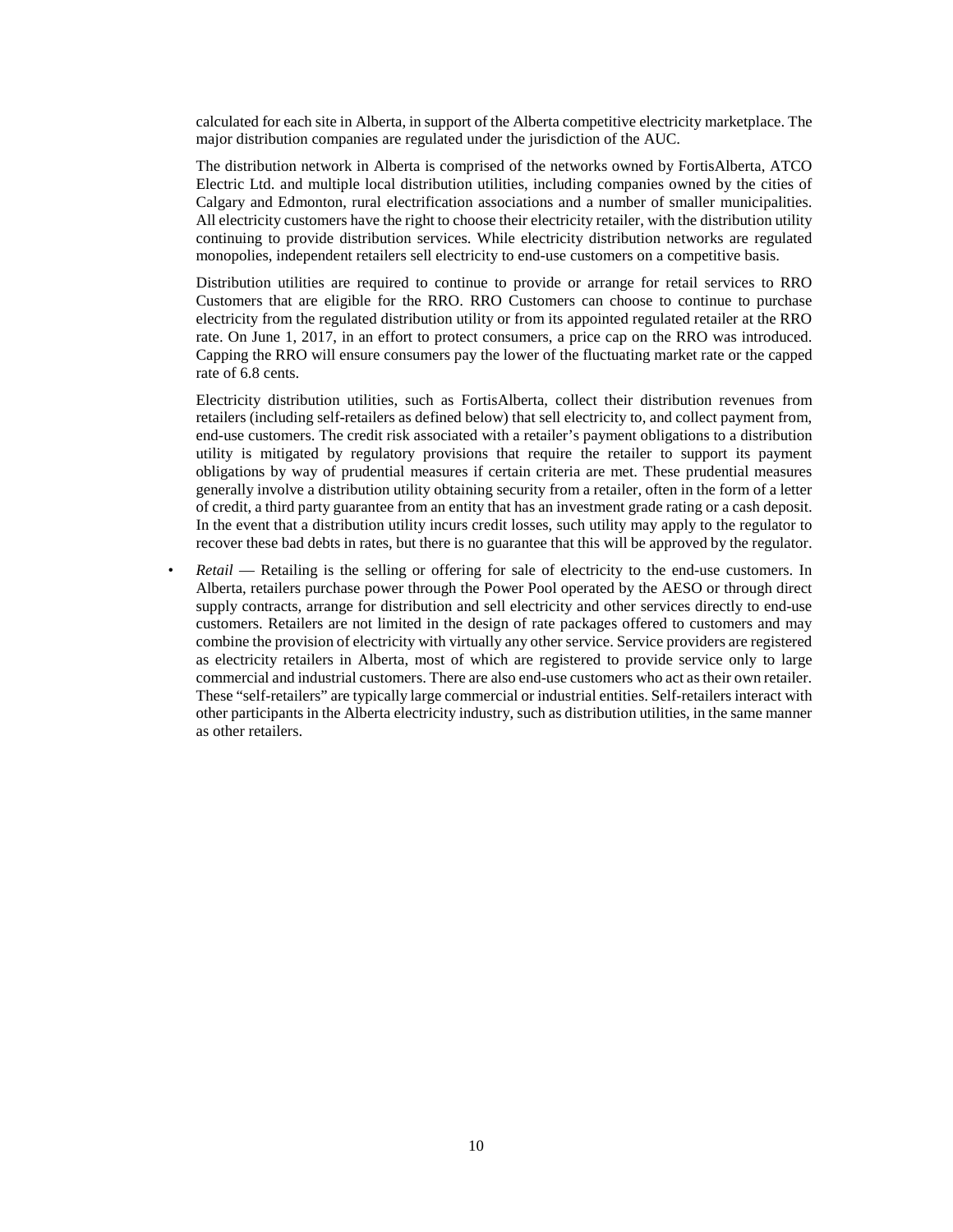calculated for each site in Alberta, in support of the Alberta competitive electricity marketplace. The major distribution companies are regulated under the jurisdiction of the AUC.

The distribution network in Alberta is comprised of the networks owned by FortisAlberta, ATCO Electric Ltd. and multiple local distribution utilities, including companies owned by the cities of Calgary and Edmonton, rural electrification associations and a number of smaller municipalities. All electricity customers have the right to choose their electricity retailer, with the distribution utility continuing to provide distribution services. While electricity distribution networks are regulated monopolies, independent retailers sell electricity to end-use customers on a competitive basis.

Distribution utilities are required to continue to provide or arrange for retail services to RRO Customers that are eligible for the RRO. RRO Customers can choose to continue to purchase electricity from the regulated distribution utility or from its appointed regulated retailer at the RRO rate. On June 1, 2017, in an effort to protect consumers, a price cap on the RRO was introduced. Capping the RRO will ensure consumers pay the lower of the fluctuating market rate or the capped rate of 6.8 cents.

Electricity distribution utilities, such as FortisAlberta, collect their distribution revenues from retailers (including self-retailers as defined below) that sell electricity to, and collect payment from, end-use customers. The credit risk associated with a retailer's payment obligations to a distribution utility is mitigated by regulatory provisions that require the retailer to support its payment obligations by way of prudential measures if certain criteria are met. These prudential measures generally involve a distribution utility obtaining security from a retailer, often in the form of a letter of credit, a third party guarantee from an entity that has an investment grade rating or a cash deposit. In the event that a distribution utility incurs credit losses, such utility may apply to the regulator to recover these bad debts in rates, but there is no guarantee that this will be approved by the regulator.

- *Retail* — Retailing is the selling or offering for sale of electricity to the end-use customers. In Alberta, retailers purchase power through the Power Pool operated by the AESO or through direct supply contracts, arrange for distribution and sell electricity and other services directly to end-use customers. Retailers are not limited in the design of rate packages offered to customers and may combine the provision of electricity with virtually any other service. Service providers are registered as electricity retailers in Alberta, most of which are registered to provide service only to large commercial and industrial customers. There are also end-use customers who act as their own retailer. These "self-retailers" are typically large commercial or industrial entities. Self-retailers interact with other participants in the Alberta electricity industry, such as distribution utilities, in the same manner as other retailers.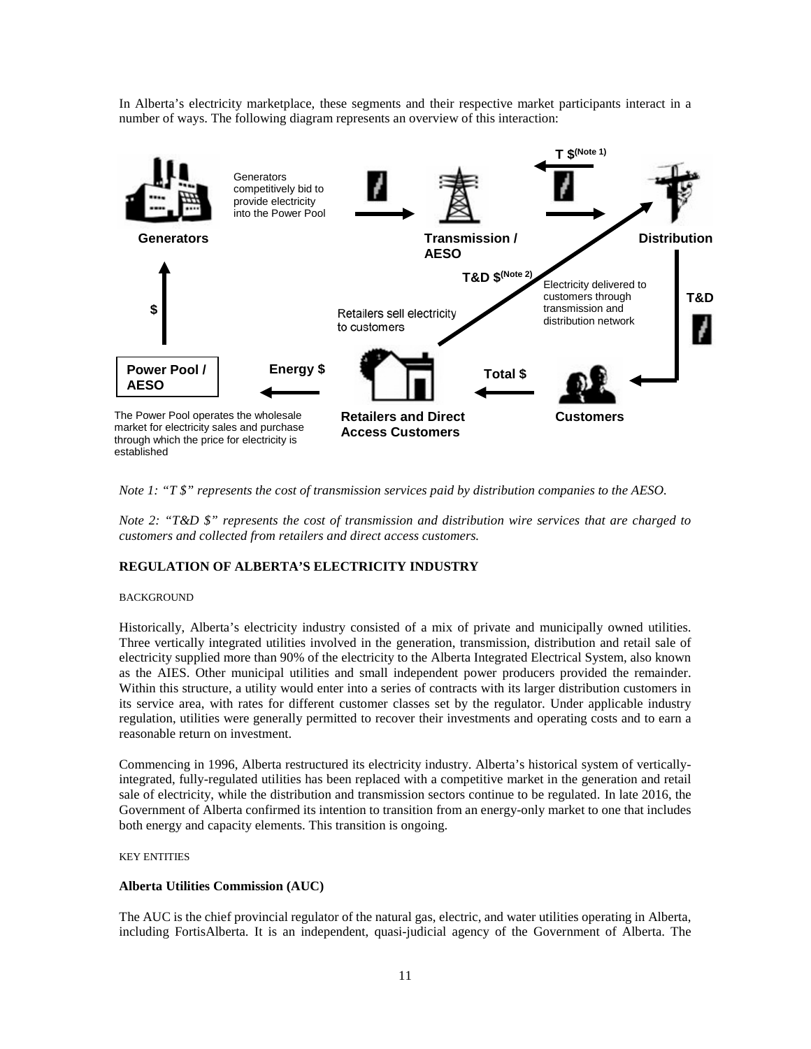In Alberta's electricity marketplace, these segments and their respective market participants interact in a number of ways. The following diagram represents an overview of this interaction:

Generators competitively bid to provide electricity into the Power Pool

Generators

Transmission / AESO

T $(Note 1)

Distribution

T&D $(Note 2)

Electricity delivered to customers through transmission and distribution network

T&D

$

Retailers sell electricity to customers

Power Pool / AESO

Energy $

Total $

The Power Pool operates the wholesale market for electricity sales and purchase through which the price for electricity is established

Retailers and Direct Access Customers

Customers

*Note 1: "T $" represents the cost of transmission services paid by distribution companies to the AESO.*

*Note 2: "T&D $" represents the cost of transmission and distribution wire services that are charged to customers and collected from retailers and direct access customers.*

## REGULATION OF ALBERTA'S ELECTRICITY INDUSTRY

### BACKGROUND

Historically, Alberta's electricity industry consisted of a mix of private and municipally owned utilities. Three vertically integrated utilities involved in the generation, transmission, distribution and retail sale of electricity supplied more than 90% of the electricity to the Alberta Integrated Electrical System, also known as the AIES. Other municipal utilities and small independent power producers provided the remainder. Within this structure, a utility would enter into a series of contracts with its larger distribution customers in its service area, with rates for different customer classes set by the regulator. Under applicable industry regulation, utilities were generally permitted to recover their investments and operating costs and to earn a reasonable return on investment.

Commencing in 1996, Alberta restructured its electricity industry. Alberta's historical system of vertically-integrated, fully-regulated utilities has been replaced with a competitive market in the generation and retail sale of electricity, while the distribution and transmission sectors continue to be regulated. In late 2016, the Government of Alberta confirmed its intention to transition from an energy-only market to one that includes both energy and capacity elements. This transition is ongoing.

### KEY ENTITIES

**Alberta Utilities Commission (AUC)**

The AUC is the chief provincial regulator of the natural gas, electric, and water utilities operating in Alberta, including FortisAlberta. It is an independent, quasi-judicial agency of the Government of Alberta. The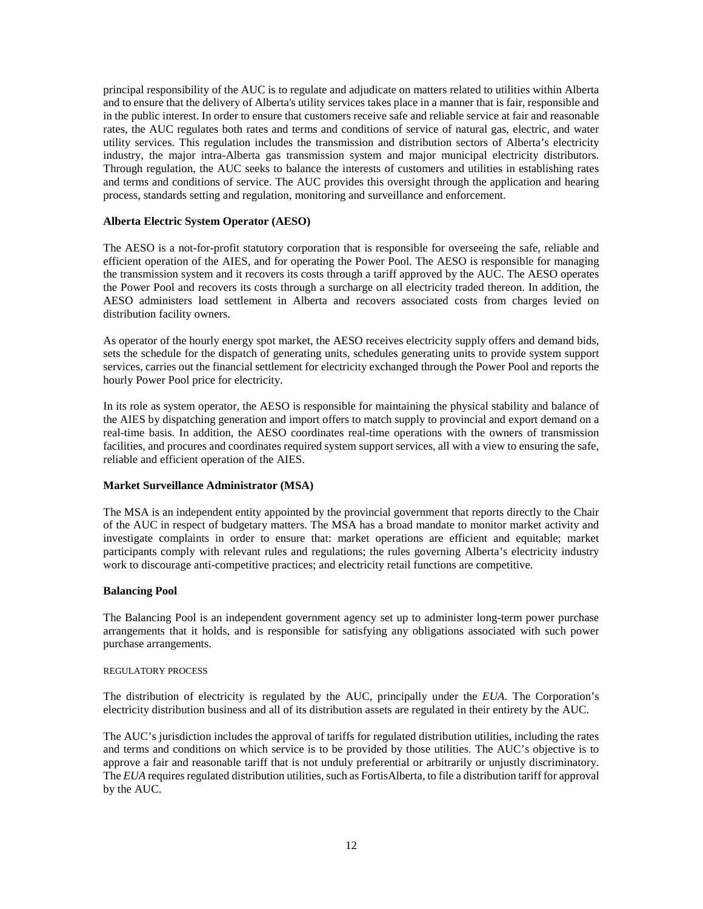principal responsibility of the AUC is to regulate and adjudicate on matters related to utilities within Alberta and to ensure that the delivery of Alberta's utility services takes place in a manner that is fair, responsible and in the public interest. In order to ensure that customers receive safe and reliable service at fair and reasonable rates, the AUC regulates both rates and terms and conditions of service of natural gas, electric, and water utility services. This regulation includes the transmission and distribution sectors of Alberta's electricity industry, the major intra-Alberta gas transmission system and major municipal electricity distributors. Through regulation, the AUC seeks to balance the interests of customers and utilities in establishing rates and terms and conditions of service. The AUC provides this oversight through the application and hearing process, standards setting and regulation, monitoring and surveillance and enforcement.

**Alberta Electric System Operator (AESO)**

The AESO is a not-for-profit statutory corporation that is responsible for overseeing the safe, reliable and efficient operation of the AIES, and for operating the Power Pool. The AESO is responsible for managing the transmission system and it recovers its costs through a tariff approved by the AUC. The AESO operates the Power Pool and recovers its costs through a surcharge on all electricity traded thereon. In addition, the AESO administers load settlement in Alberta and recovers associated costs from charges levied on distribution facility owners.

As operator of the hourly energy spot market, the AESO receives electricity supply offers and demand bids, sets the schedule for the dispatch of generating units, schedules generating units to provide system support services, carries out the financial settlement for electricity exchanged through the Power Pool and reports the hourly Power Pool price for electricity.

In its role as system operator, the AESO is responsible for maintaining the physical stability and balance of the AIES by dispatching generation and import offers to match supply to provincial and export demand on a real-time basis. In addition, the AESO coordinates real-time operations with the owners of transmission facilities, and procures and coordinates required system support services, all with a view to ensuring the safe, reliable and efficient operation of the AIES.

**Market Surveillance Administrator (MSA)**

The MSA is an independent entity appointed by the provincial government that reports directly to the Chair of the AUC in respect of budgetary matters. The MSA has a broad mandate to monitor market activity and investigate complaints in order to ensure that: market operations are efficient and equitable; market participants comply with relevant rules and regulations; the rules governing Alberta's electricity industry work to discourage anti-competitive practices; and electricity retail functions are competitive.

**Balancing Pool**

The Balancing Pool is an independent government agency set up to administer long-term power purchase arrangements that it holds, and is responsible for satisfying any obligations associated with such power purchase arrangements.

REGULATORY PROCESS

The distribution of electricity is regulated by the AUC, principally under the *EUA*. The Corporation's electricity distribution business and all of its distribution assets are regulated in their entirety by the AUC.

The AUC's jurisdiction includes the approval of tariffs for regulated distribution utilities, including the rates and terms and conditions on which service is to be provided by those utilities. The AUC's objective is to approve a fair and reasonable tariff that is not unduly preferential or arbitrarily or unjustly discriminatory. The *EUA* requires regulated distribution utilities, such as FortisAlberta, to file a distribution tariff for approval by the AUC.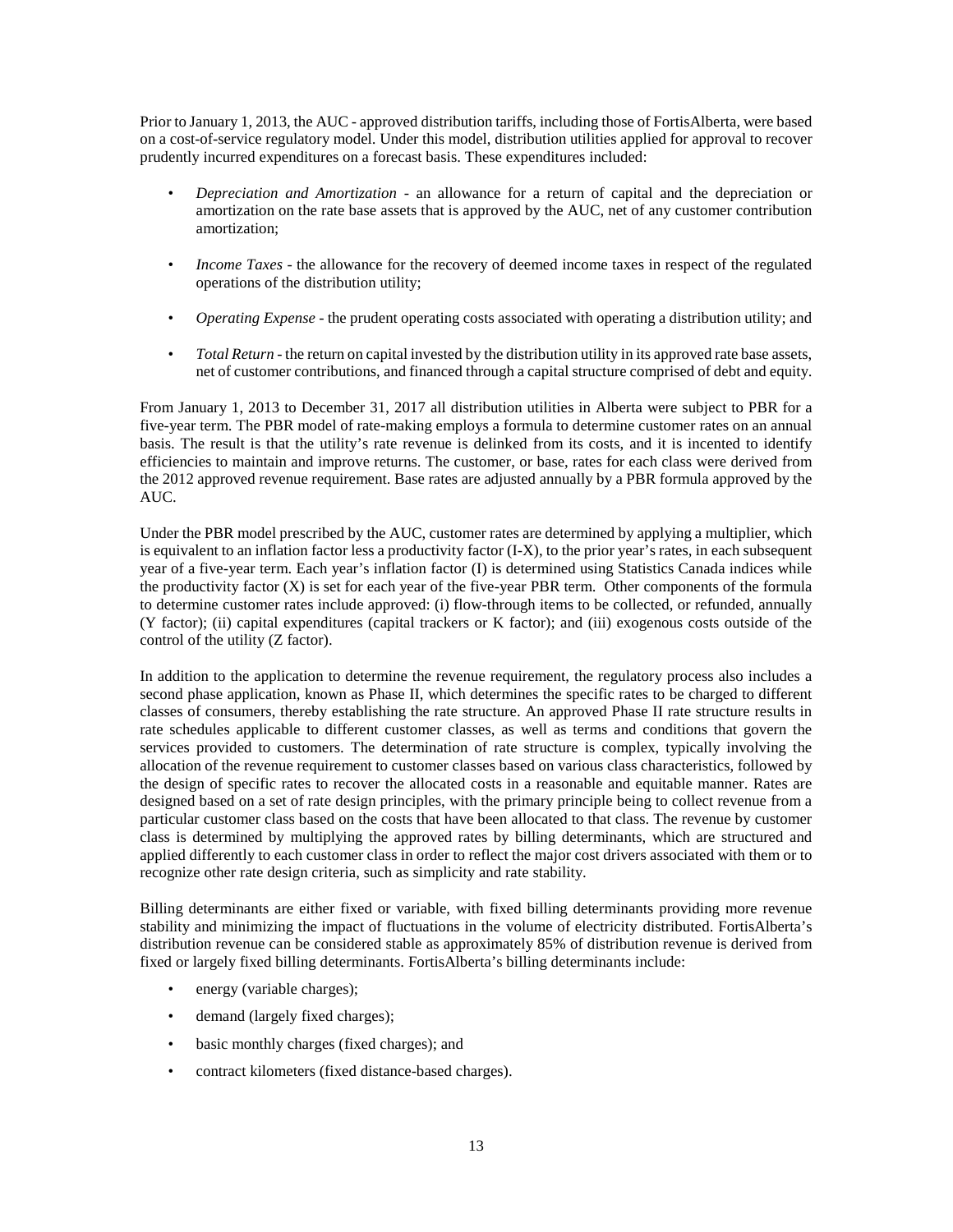Prior to January 1, 2013, the AUC - approved distribution tariffs, including those of FortisAlberta, were based on a cost-of-service regulatory model. Under this model, distribution utilities applied for approval to recover prudently incurred expenditures on a forecast basis. These expenditures included:

- *Depreciation and Amortization* - an allowance for a return of capital and the depreciation or amortization on the rate base assets that is approved by the AUC, net of any customer contribution amortization;
- *Income Taxes* - the allowance for the recovery of deemed income taxes in respect of the regulated operations of the distribution utility;
- *Operating Expense* - the prudent operating costs associated with operating a distribution utility; and
- *Total Return* - the return on capital invested by the distribution utility in its approved rate base assets, net of customer contributions, and financed through a capital structure comprised of debt and equity.

From January 1, 2013 to December 31, 2017 all distribution utilities in Alberta were subject to PBR for a five-year term. The PBR model of rate-making employs a formula to determine customer rates on an annual basis. The result is that the utility's rate revenue is delinked from its costs, and it is incented to identify efficiencies to maintain and improve returns. The customer, or base, rates for each class were derived from the 2012 approved revenue requirement. Base rates are adjusted annually by a PBR formula approved by the AUC.

Under the PBR model prescribed by the AUC, customer rates are determined by applying a multiplier, which is equivalent to an inflation factor less a productivity factor (I-X), to the prior year's rates, in each subsequent year of a five-year term. Each year's inflation factor (I) is determined using Statistics Canada indices while the productivity factor (X) is set for each year of the five-year PBR term. Other components of the formula to determine customer rates include approved: (i) flow-through items to be collected, or refunded, annually (Y factor); (ii) capital expenditures (capital trackers or K factor); and (iii) exogenous costs outside of the control of the utility (Z factor).

In addition to the application to determine the revenue requirement, the regulatory process also includes a second phase application, known as Phase II, which determines the specific rates to be charged to different classes of consumers, thereby establishing the rate structure. An approved Phase II rate structure results in rate schedules applicable to different customer classes, as well as terms and conditions that govern the services provided to customers. The determination of rate structure is complex, typically involving the allocation of the revenue requirement to customer classes based on various class characteristics, followed by the design of specific rates to recover the allocated costs in a reasonable and equitable manner. Rates are designed based on a set of rate design principles, with the primary principle being to collect revenue from a particular customer class based on the costs that have been allocated to that class. The revenue by customer class is determined by multiplying the approved rates by billing determinants, which are structured and applied differently to each customer class in order to reflect the major cost drivers associated with them or to recognize other rate design criteria, such as simplicity and rate stability.

Billing determinants are either fixed or variable, with fixed billing determinants providing more revenue stability and minimizing the impact of fluctuations in the volume of electricity distributed. FortisAlberta's distribution revenue can be considered stable as approximately 85% of distribution revenue is derived from fixed or largely fixed billing determinants. FortisAlberta's billing determinants include:

- energy (variable charges);
- demand (largely fixed charges);
- basic monthly charges (fixed charges); and
- contract kilometers (fixed distance-based charges).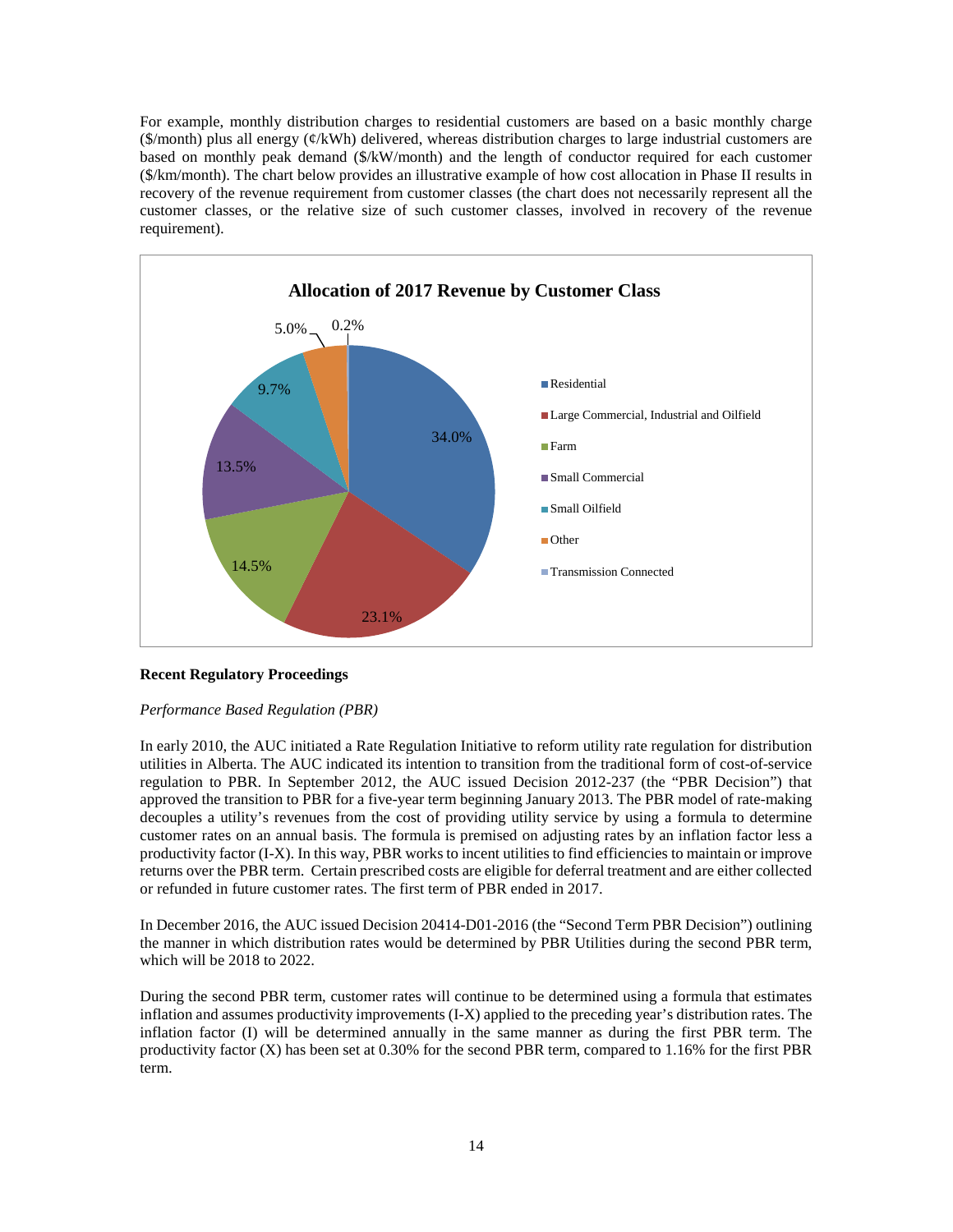For example, monthly distribution charges to residential customers are based on a basic monthly charge ($/month) plus all energy (¢/kWh) delivered, whereas distribution charges to large industrial customers are based on monthly peak demand ($/kW/month) and the length of conductor required for each customer ($/km/month). The chart below provides an illustrative example of how cost allocation in Phase II results in recovery of the revenue requirement from customer classes (the chart does not necessarily represent all the customer classes, or the relative size of such customer classes, involved in recovery of the revenue requirement).

**Allocation of 2017 Revenue by Customer Class**

| Customer Class | Allocation |
| --- | --- |
| Residential | 34.0% |
| Large Commercial, Industrial and Oilfield | 23.1% |
| Farm | 14.5% |
| Small Commercial | 13.5% |
| Small Oilfield | 9.7% |
| Other | 5.0% |
| Transmission Connected | 0.2% |

**Recent Regulatory Proceedings**

*Performance Based Regulation (PBR)*

In early 2010, the AUC initiated a Rate Regulation Initiative to reform utility rate regulation for distribution utilities in Alberta. The AUC indicated its intention to transition from the traditional form of cost-of-service regulation to PBR. In September 2012, the AUC issued Decision 2012-237 (the "PBR Decision") that approved the transition to PBR for a five-year term beginning January 2013. The PBR model of rate-making decouples a utility's revenues from the cost of providing utility service by using a formula to determine customer rates on an annual basis. The formula is premised on adjusting rates by an inflation factor less a productivity factor (I-X). In this way, PBR works to incent utilities to find efficiencies to maintain or improve returns over the PBR term. Certain prescribed costs are eligible for deferral treatment and are either collected or refunded in future customer rates. The first term of PBR ended in 2017.

In December 2016, the AUC issued Decision 20414-D01-2016 (the "Second Term PBR Decision") outlining the manner in which distribution rates would be determined by PBR Utilities during the second PBR term, which will be 2018 to 2022.

During the second PBR term, customer rates will continue to be determined using a formula that estimates inflation and assumes productivity improvements (I-X) applied to the preceding year's distribution rates. The inflation factor (I) will be determined annually in the same manner as during the first PBR term. The productivity factor (X) has been set at 0.30% for the second PBR term, compared to 1.16% for the first PBR term.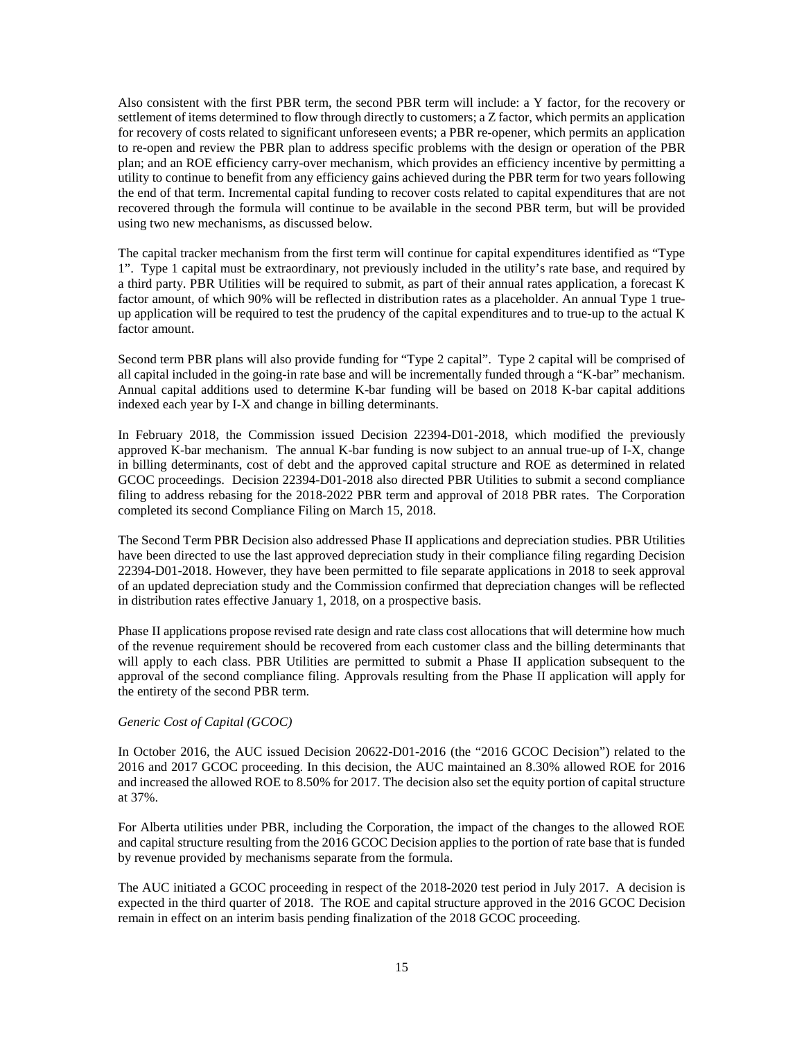Also consistent with the first PBR term, the second PBR term will include: a Y factor, for the recovery or settlement of items determined to flow through directly to customers; a Z factor, which permits an application for recovery of costs related to significant unforeseen events; a PBR re-opener, which permits an application to re-open and review the PBR plan to address specific problems with the design or operation of the PBR plan; and an ROE efficiency carry-over mechanism, which provides an efficiency incentive by permitting a utility to continue to benefit from any efficiency gains achieved during the PBR term for two years following the end of that term. Incremental capital funding to recover costs related to capital expenditures that are not recovered through the formula will continue to be available in the second PBR term, but will be provided using two new mechanisms, as discussed below.

The capital tracker mechanism from the first term will continue for capital expenditures identified as "Type 1". Type 1 capital must be extraordinary, not previously included in the utility's rate base, and required by a third party. PBR Utilities will be required to submit, as part of their annual rates application, a forecast K factor amount, of which 90% will be reflected in distribution rates as a placeholder. An annual Type 1 true-up application will be required to test the prudency of the capital expenditures and to true-up to the actual K factor amount.

Second term PBR plans will also provide funding for "Type 2 capital". Type 2 capital will be comprised of all capital included in the going-in rate base and will be incrementally funded through a "K-bar" mechanism. Annual capital additions used to determine K-bar funding will be based on 2018 K-bar capital additions indexed each year by I-X and change in billing determinants.

In February 2018, the Commission issued Decision 22394-D01-2018, which modified the previously approved K-bar mechanism. The annual K-bar funding is now subject to an annual true-up of I-X, change in billing determinants, cost of debt and the approved capital structure and ROE as determined in related GCOC proceedings. Decision 22394-D01-2018 also directed PBR Utilities to submit a second compliance filing to address rebasing for the 2018-2022 PBR term and approval of 2018 PBR rates. The Corporation completed its second Compliance Filing on March 15, 2018.

The Second Term PBR Decision also addressed Phase II applications and depreciation studies. PBR Utilities have been directed to use the last approved depreciation study in their compliance filing regarding Decision 22394-D01-2018. However, they have been permitted to file separate applications in 2018 to seek approval of an updated depreciation study and the Commission confirmed that depreciation changes will be reflected in distribution rates effective January 1, 2018, on a prospective basis.

Phase II applications propose revised rate design and rate class cost allocations that will determine how much of the revenue requirement should be recovered from each customer class and the billing determinants that will apply to each class. PBR Utilities are permitted to submit a Phase II application subsequent to the approval of the second compliance filing. Approvals resulting from the Phase II application will apply for the entirety of the second PBR term.

*Generic Cost of Capital (GCOC)*

In October 2016, the AUC issued Decision 20622-D01-2016 (the "2016 GCOC Decision") related to the 2016 and 2017 GCOC proceeding. In this decision, the AUC maintained an 8.30% allowed ROE for 2016 and increased the allowed ROE to 8.50% for 2017. The decision also set the equity portion of capital structure at 37%.

For Alberta utilities under PBR, including the Corporation, the impact of the changes to the allowed ROE and capital structure resulting from the 2016 GCOC Decision applies to the portion of rate base that is funded by revenue provided by mechanisms separate from the formula.

The AUC initiated a GCOC proceeding in respect of the 2018-2020 test period in July 2017. A decision is expected in the third quarter of 2018. The ROE and capital structure approved in the 2016 GCOC Decision remain in effect on an interim basis pending finalization of the 2018 GCOC proceeding.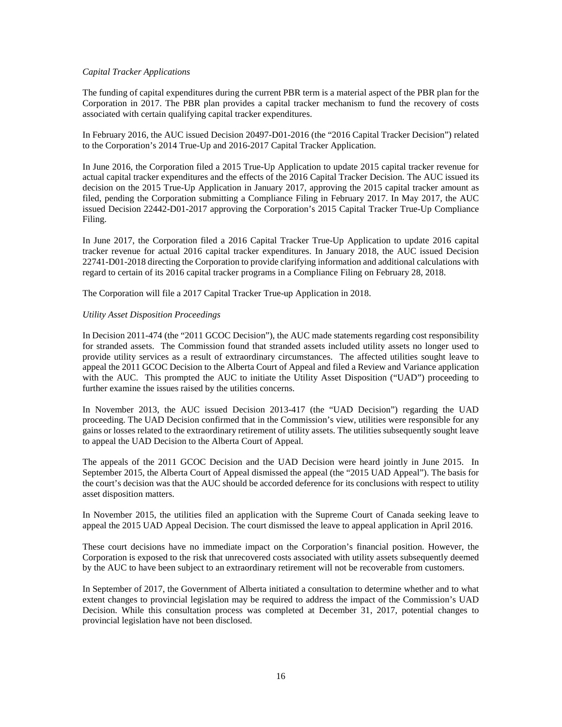*Capital Tracker Applications*

The funding of capital expenditures during the current PBR term is a material aspect of the PBR plan for the Corporation in 2017. The PBR plan provides a capital tracker mechanism to fund the recovery of costs associated with certain qualifying capital tracker expenditures.

In February 2016, the AUC issued Decision 20497-D01-2016 (the "2016 Capital Tracker Decision") related to the Corporation's 2014 True-Up and 2016-2017 Capital Tracker Application.

In June 2016, the Corporation filed a 2015 True-Up Application to update 2015 capital tracker revenue for actual capital tracker expenditures and the effects of the 2016 Capital Tracker Decision. The AUC issued its decision on the 2015 True-Up Application in January 2017, approving the 2015 capital tracker amount as filed, pending the Corporation submitting a Compliance Filing in February 2017. In May 2017, the AUC issued Decision 22442-D01-2017 approving the Corporation's 2015 Capital Tracker True-Up Compliance Filing.

In June 2017, the Corporation filed a 2016 Capital Tracker True-Up Application to update 2016 capital tracker revenue for actual 2016 capital tracker expenditures. In January 2018, the AUC issued Decision 22741-D01-2018 directing the Corporation to provide clarifying information and additional calculations with regard to certain of its 2016 capital tracker programs in a Compliance Filing on February 28, 2018.

The Corporation will file a 2017 Capital Tracker True-up Application in 2018.

*Utility Asset Disposition Proceedings*

In Decision 2011-474 (the "2011 GCOC Decision"), the AUC made statements regarding cost responsibility for stranded assets. The Commission found that stranded assets included utility assets no longer used to provide utility services as a result of extraordinary circumstances. The affected utilities sought leave to appeal the 2011 GCOC Decision to the Alberta Court of Appeal and filed a Review and Variance application with the AUC. This prompted the AUC to initiate the Utility Asset Disposition ("UAD") proceeding to further examine the issues raised by the utilities concerns.

In November 2013, the AUC issued Decision 2013-417 (the "UAD Decision") regarding the UAD proceeding. The UAD Decision confirmed that in the Commission's view, utilities were responsible for any gains or losses related to the extraordinary retirement of utility assets. The utilities subsequently sought leave to appeal the UAD Decision to the Alberta Court of Appeal.

The appeals of the 2011 GCOC Decision and the UAD Decision were heard jointly in June 2015. In September 2015, the Alberta Court of Appeal dismissed the appeal (the "2015 UAD Appeal"). The basis for the court's decision was that the AUC should be accorded deference for its conclusions with respect to utility asset disposition matters.

In November 2015, the utilities filed an application with the Supreme Court of Canada seeking leave to appeal the 2015 UAD Appeal Decision. The court dismissed the leave to appeal application in April 2016.

These court decisions have no immediate impact on the Corporation's financial position. However, the Corporation is exposed to the risk that unrecovered costs associated with utility assets subsequently deemed by the AUC to have been subject to an extraordinary retirement will not be recoverable from customers.

In September of 2017, the Government of Alberta initiated a consultation to determine whether and to what extent changes to provincial legislation may be required to address the impact of the Commission's UAD Decision. While this consultation process was completed at December 31, 2017, potential changes to provincial legislation have not been disclosed.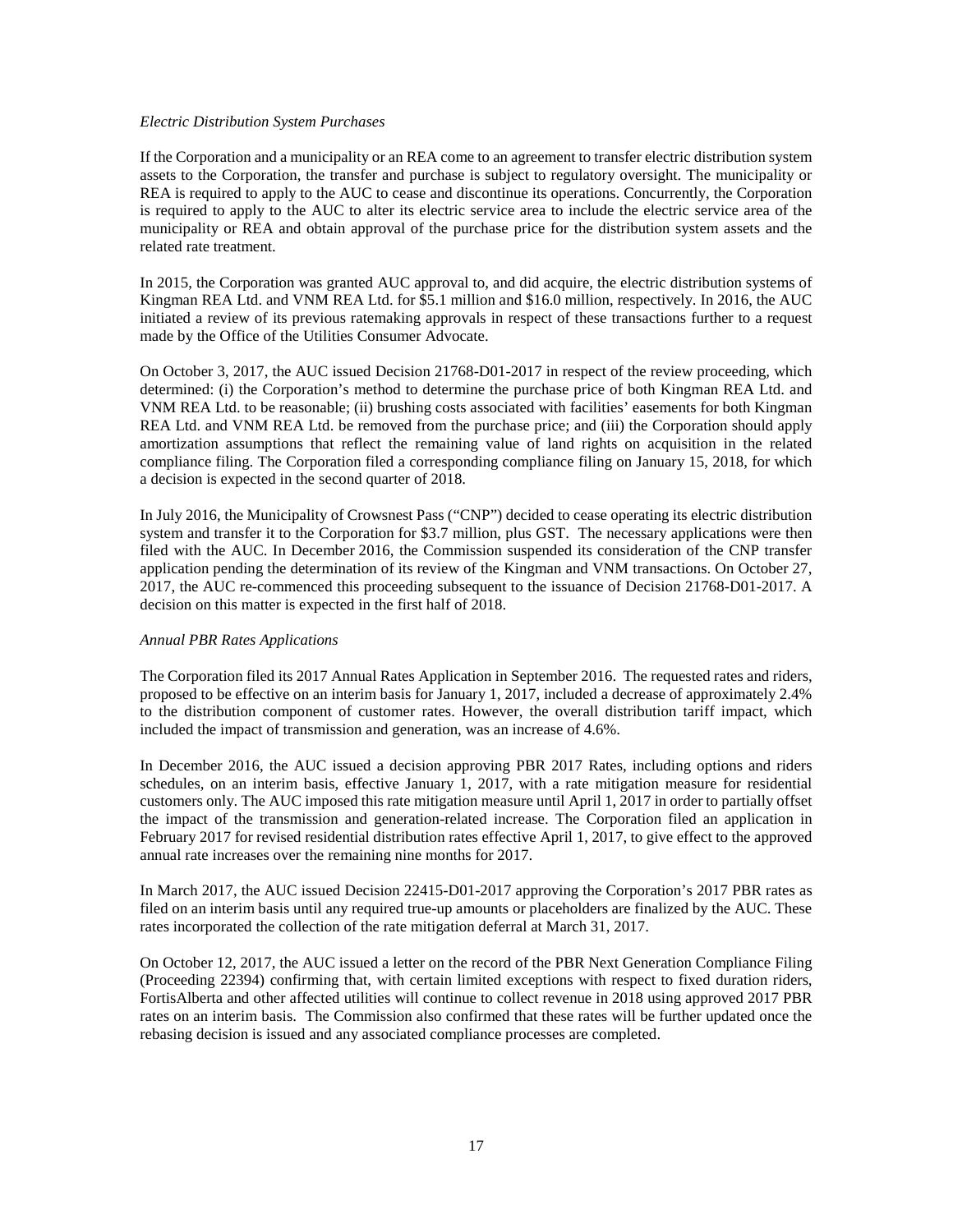*Electric Distribution System Purchases*

If the Corporation and a municipality or an REA come to an agreement to transfer electric distribution system assets to the Corporation, the transfer and purchase is subject to regulatory oversight. The municipality or REA is required to apply to the AUC to cease and discontinue its operations. Concurrently, the Corporation is required to apply to the AUC to alter its electric service area to include the electric service area of the municipality or REA and obtain approval of the purchase price for the distribution system assets and the related rate treatment.

In 2015, the Corporation was granted AUC approval to, and did acquire, the electric distribution systems of Kingman REA Ltd. and VNM REA Ltd. for $5.1 million and $16.0 million, respectively. In 2016, the AUC initiated a review of its previous ratemaking approvals in respect of these transactions further to a request made by the Office of the Utilities Consumer Advocate.

On October 3, 2017, the AUC issued Decision 21768-D01-2017 in respect of the review proceeding, which determined: (i) the Corporation's method to determine the purchase price of both Kingman REA Ltd. and VNM REA Ltd. to be reasonable; (ii) brushing costs associated with facilities' easements for both Kingman REA Ltd. and VNM REA Ltd. be removed from the purchase price; and (iii) the Corporation should apply amortization assumptions that reflect the remaining value of land rights on acquisition in the related compliance filing. The Corporation filed a corresponding compliance filing on January 15, 2018, for which a decision is expected in the second quarter of 2018.

In July 2016, the Municipality of Crowsnest Pass ("CNP") decided to cease operating its electric distribution system and transfer it to the Corporation for $3.7 million, plus GST. The necessary applications were then filed with the AUC. In December 2016, the Commission suspended its consideration of the CNP transfer application pending the determination of its review of the Kingman and VNM transactions. On October 27, 2017, the AUC re-commenced this proceeding subsequent to the issuance of Decision 21768-D01-2017. A decision on this matter is expected in the first half of 2018.

*Annual PBR Rates Applications*

The Corporation filed its 2017 Annual Rates Application in September 2016. The requested rates and riders, proposed to be effective on an interim basis for January 1, 2017, included a decrease of approximately 2.4% to the distribution component of customer rates. However, the overall distribution tariff impact, which included the impact of transmission and generation, was an increase of 4.6%.

In December 2016, the AUC issued a decision approving PBR 2017 Rates, including options and riders schedules, on an interim basis, effective January 1, 2017, with a rate mitigation measure for residential customers only. The AUC imposed this rate mitigation measure until April 1, 2017 in order to partially offset the impact of the transmission and generation-related increase. The Corporation filed an application in February 2017 for revised residential distribution rates effective April 1, 2017, to give effect to the approved annual rate increases over the remaining nine months for 2017.

In March 2017, the AUC issued Decision 22415-D01-2017 approving the Corporation's 2017 PBR rates as filed on an interim basis until any required true-up amounts or placeholders are finalized by the AUC. These rates incorporated the collection of the rate mitigation deferral at March 31, 2017.

On October 12, 2017, the AUC issued a letter on the record of the PBR Next Generation Compliance Filing (Proceeding 22394) confirming that, with certain limited exceptions with respect to fixed duration riders, FortisAlberta and other affected utilities will continue to collect revenue in 2018 using approved 2017 PBR rates on an interim basis. The Commission also confirmed that these rates will be further updated once the rebasing decision is issued and any associated compliance processes are completed.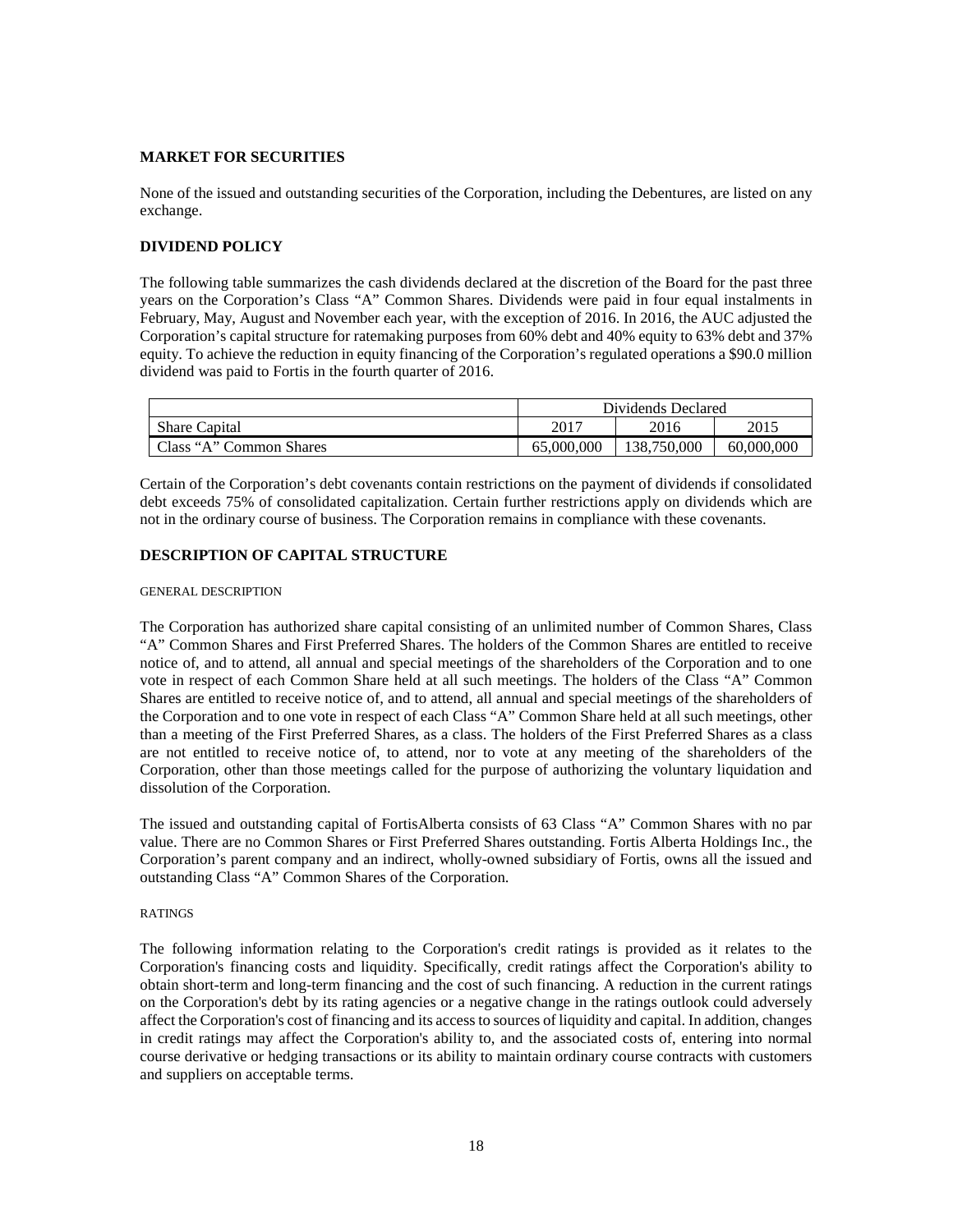## MARKET FOR SECURITIES

None of the issued and outstanding securities of the Corporation, including the Debentures, are listed on any exchange.

## DIVIDEND POLICY

The following table summarizes the cash dividends declared at the discretion of the Board for the past three years on the Corporation's Class "A" Common Shares. Dividends were paid in four equal instalments in February, May, August and November each year, with the exception of 2016. In 2016, the AUC adjusted the Corporation's capital structure for ratemaking purposes from 60% debt and 40% equity to 63% debt and 37% equity. To achieve the reduction in equity financing of the Corporation's regulated operations a $90.0 million dividend was paid to Fortis in the fourth quarter of 2016.

| | Dividends Declared | | |
|---|---|---|---|
| Share Capital | 2017 | 2016 | 2015 |
| Class "A" Common Shares | 65,000,000 | 138,750,000 | 60,000,000 |

Certain of the Corporation's debt covenants contain restrictions on the payment of dividends if consolidated debt exceeds 75% of consolidated capitalization. Certain further restrictions apply on dividends which are not in the ordinary course of business. The Corporation remains in compliance with these covenants.

## DESCRIPTION OF CAPITAL STRUCTURE

### GENERAL DESCRIPTION

The Corporation has authorized share capital consisting of an unlimited number of Common Shares, Class "A" Common Shares and First Preferred Shares. The holders of the Common Shares are entitled to receive notice of, and to attend, all annual and special meetings of the shareholders of the Corporation and to one vote in respect of each Common Share held at all such meetings. The holders of the Class "A" Common Shares are entitled to receive notice of, and to attend, all annual and special meetings of the shareholders of the Corporation and to one vote in respect of each Class "A" Common Share held at all such meetings, other than a meeting of the First Preferred Shares, as a class. The holders of the First Preferred Shares as a class are not entitled to receive notice of, to attend, nor to vote at any meeting of the shareholders of the Corporation, other than those meetings called for the purpose of authorizing the voluntary liquidation and dissolution of the Corporation.

The issued and outstanding capital of FortisAlberta consists of 63 Class "A" Common Shares with no par value. There are no Common Shares or First Preferred Shares outstanding. Fortis Alberta Holdings Inc., the Corporation's parent company and an indirect, wholly-owned subsidiary of Fortis, owns all the issued and outstanding Class "A" Common Shares of the Corporation.

### RATINGS

The following information relating to the Corporation's credit ratings is provided as it relates to the Corporation's financing costs and liquidity. Specifically, credit ratings affect the Corporation's ability to obtain short-term and long-term financing and the cost of such financing. A reduction in the current ratings on the Corporation's debt by its rating agencies or a negative change in the ratings outlook could adversely affect the Corporation's cost of financing and its access to sources of liquidity and capital. In addition, changes in credit ratings may affect the Corporation's ability to, and the associated costs of, entering into normal course derivative or hedging transactions or its ability to maintain ordinary course contracts with customers and suppliers on acceptable terms.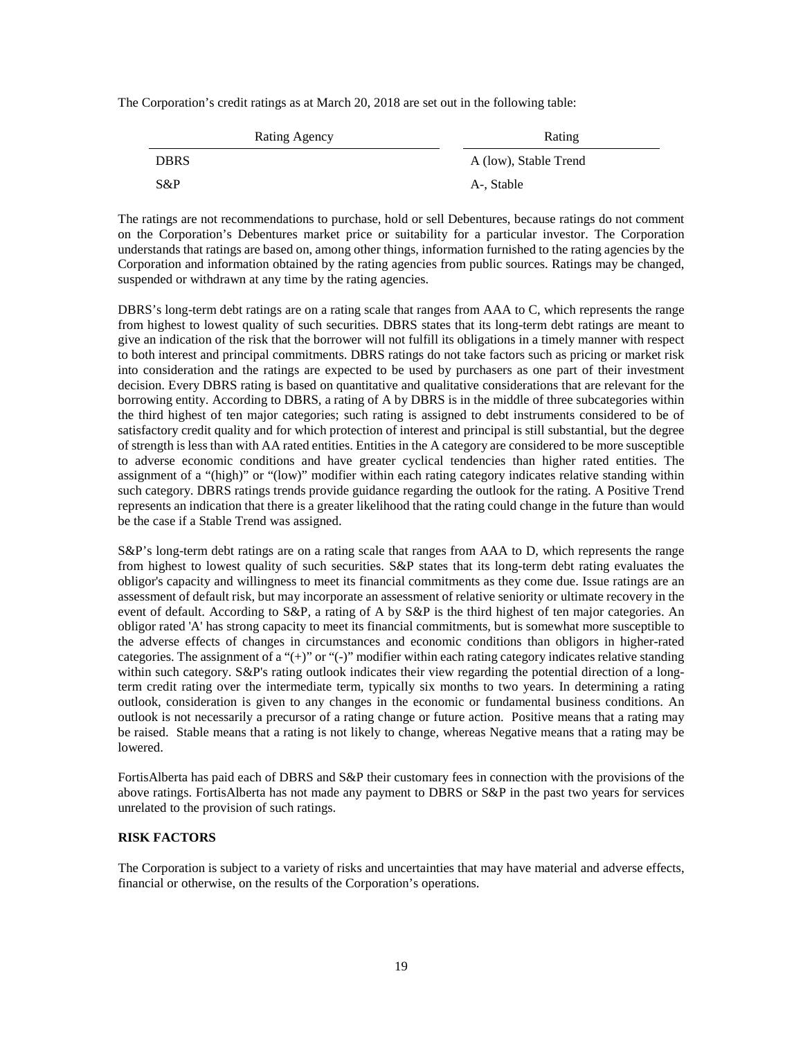The Corporation's credit ratings as at March 20, 2018 are set out in the following table:

| Rating Agency | Rating |
| --- | --- |
| DBRS | A (low), Stable Trend |
| S&P | A-, Stable |

The ratings are not recommendations to purchase, hold or sell Debentures, because ratings do not comment on the Corporation's Debentures market price or suitability for a particular investor. The Corporation understands that ratings are based on, among other things, information furnished to the rating agencies by the Corporation and information obtained by the rating agencies from public sources. Ratings may be changed, suspended or withdrawn at any time by the rating agencies.

DBRS's long-term debt ratings are on a rating scale that ranges from AAA to C, which represents the range from highest to lowest quality of such securities. DBRS states that its long-term debt ratings are meant to give an indication of the risk that the borrower will not fulfill its obligations in a timely manner with respect to both interest and principal commitments. DBRS ratings do not take factors such as pricing or market risk into consideration and the ratings are expected to be used by purchasers as one part of their investment decision. Every DBRS rating is based on quantitative and qualitative considerations that are relevant for the borrowing entity. According to DBRS, a rating of A by DBRS is in the middle of three subcategories within the third highest of ten major categories; such rating is assigned to debt instruments considered to be of satisfactory credit quality and for which protection of interest and principal is still substantial, but the degree of strength is less than with AA rated entities. Entities in the A category are considered to be more susceptible to adverse economic conditions and have greater cyclical tendencies than higher rated entities. The assignment of a "(high)" or "(low)" modifier within each rating category indicates relative standing within such category. DBRS ratings trends provide guidance regarding the outlook for the rating. A Positive Trend represents an indication that there is a greater likelihood that the rating could change in the future than would be the case if a Stable Trend was assigned.

S&P's long-term debt ratings are on a rating scale that ranges from AAA to D, which represents the range from highest to lowest quality of such securities. S&P states that its long-term debt rating evaluates the obligor's capacity and willingness to meet its financial commitments as they come due. Issue ratings are an assessment of default risk, but may incorporate an assessment of relative seniority or ultimate recovery in the event of default. According to S&P, a rating of A by S&P is the third highest of ten major categories. An obligor rated 'A' has strong capacity to meet its financial commitments, but is somewhat more susceptible to the adverse effects of changes in circumstances and economic conditions than obligors in higher-rated categories. The assignment of a "(+)" or "(-)" modifier within each rating category indicates relative standing within such category. S&P's rating outlook indicates their view regarding the potential direction of a long-term credit rating over the intermediate term, typically six months to two years. In determining a rating outlook, consideration is given to any changes in the economic or fundamental business conditions. An outlook is not necessarily a precursor of a rating change or future action. Positive means that a rating may be raised. Stable means that a rating is not likely to change, whereas Negative means that a rating may be lowered.

FortisAlberta has paid each of DBRS and S&P their customary fees in connection with the provisions of the above ratings. FortisAlberta has not made any payment to DBRS or S&P in the past two years for services unrelated to the provision of such ratings.

## RISK FACTORS

The Corporation is subject to a variety of risks and uncertainties that may have material and adverse effects, financial or otherwise, on the results of the Corporation's operations.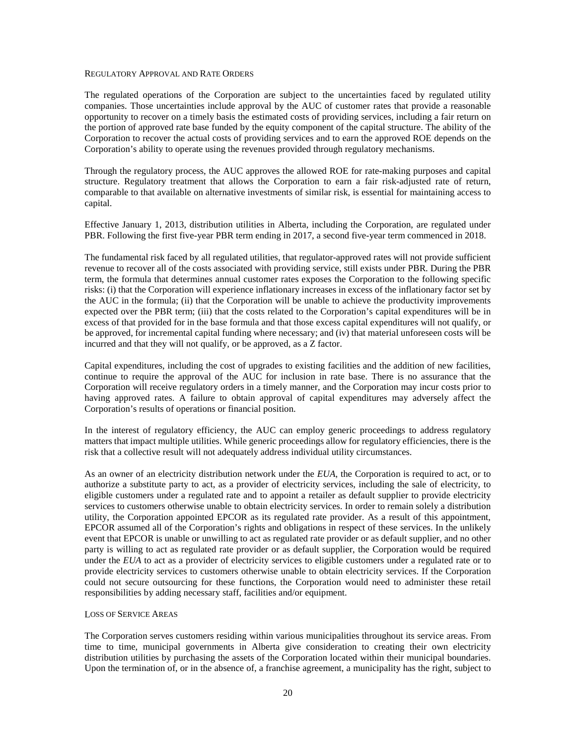### Regulatory Approval and Rate Orders

The regulated operations of the Corporation are subject to the uncertainties faced by regulated utility companies. Those uncertainties include approval by the AUC of customer rates that provide a reasonable opportunity to recover on a timely basis the estimated costs of providing services, including a fair return on the portion of approved rate base funded by the equity component of the capital structure. The ability of the Corporation to recover the actual costs of providing services and to earn the approved ROE depends on the Corporation's ability to operate using the revenues provided through regulatory mechanisms.

Through the regulatory process, the AUC approves the allowed ROE for rate-making purposes and capital structure. Regulatory treatment that allows the Corporation to earn a fair risk-adjusted rate of return, comparable to that available on alternative investments of similar risk, is essential for maintaining access to capital.

Effective January 1, 2013, distribution utilities in Alberta, including the Corporation, are regulated under PBR. Following the first five-year PBR term ending in 2017, a second five-year term commenced in 2018.

The fundamental risk faced by all regulated utilities, that regulator-approved rates will not provide sufficient revenue to recover all of the costs associated with providing service, still exists under PBR. During the PBR term, the formula that determines annual customer rates exposes the Corporation to the following specific risks: (i) that the Corporation will experience inflationary increases in excess of the inflationary factor set by the AUC in the formula; (ii) that the Corporation will be unable to achieve the productivity improvements expected over the PBR term; (iii) that the costs related to the Corporation's capital expenditures will be in excess of that provided for in the base formula and that those excess capital expenditures will not qualify, or be approved, for incremental capital funding where necessary; and (iv) that material unforeseen costs will be incurred and that they will not qualify, or be approved, as a Z factor.

Capital expenditures, including the cost of upgrades to existing facilities and the addition of new facilities, continue to require the approval of the AUC for inclusion in rate base. There is no assurance that the Corporation will receive regulatory orders in a timely manner, and the Corporation may incur costs prior to having approved rates. A failure to obtain approval of capital expenditures may adversely affect the Corporation's results of operations or financial position.

In the interest of regulatory efficiency, the AUC can employ generic proceedings to address regulatory matters that impact multiple utilities. While generic proceedings allow for regulatory efficiencies, there is the risk that a collective result will not adequately address individual utility circumstances.

As an owner of an electricity distribution network under the *EUA*, the Corporation is required to act, or to authorize a substitute party to act, as a provider of electricity services, including the sale of electricity, to eligible customers under a regulated rate and to appoint a retailer as default supplier to provide electricity services to customers otherwise unable to obtain electricity services. In order to remain solely a distribution utility, the Corporation appointed EPCOR as its regulated rate provider. As a result of this appointment, EPCOR assumed all of the Corporation's rights and obligations in respect of these services. In the unlikely event that EPCOR is unable or unwilling to act as regulated rate provider or as default supplier, and no other party is willing to act as regulated rate provider or as default supplier, the Corporation would be required under the *EUA* to act as a provider of electricity services to eligible customers under a regulated rate or to provide electricity services to customers otherwise unable to obtain electricity services. If the Corporation could not secure outsourcing for these functions, the Corporation would need to administer these retail responsibilities by adding necessary staff, facilities and/or equipment.

### Loss of Service Areas

The Corporation serves customers residing within various municipalities throughout its service areas. From time to time, municipal governments in Alberta give consideration to creating their own electricity distribution utilities by purchasing the assets of the Corporation located within their municipal boundaries. Upon the termination of, or in the absence of, a franchise agreement, a municipality has the right, subject to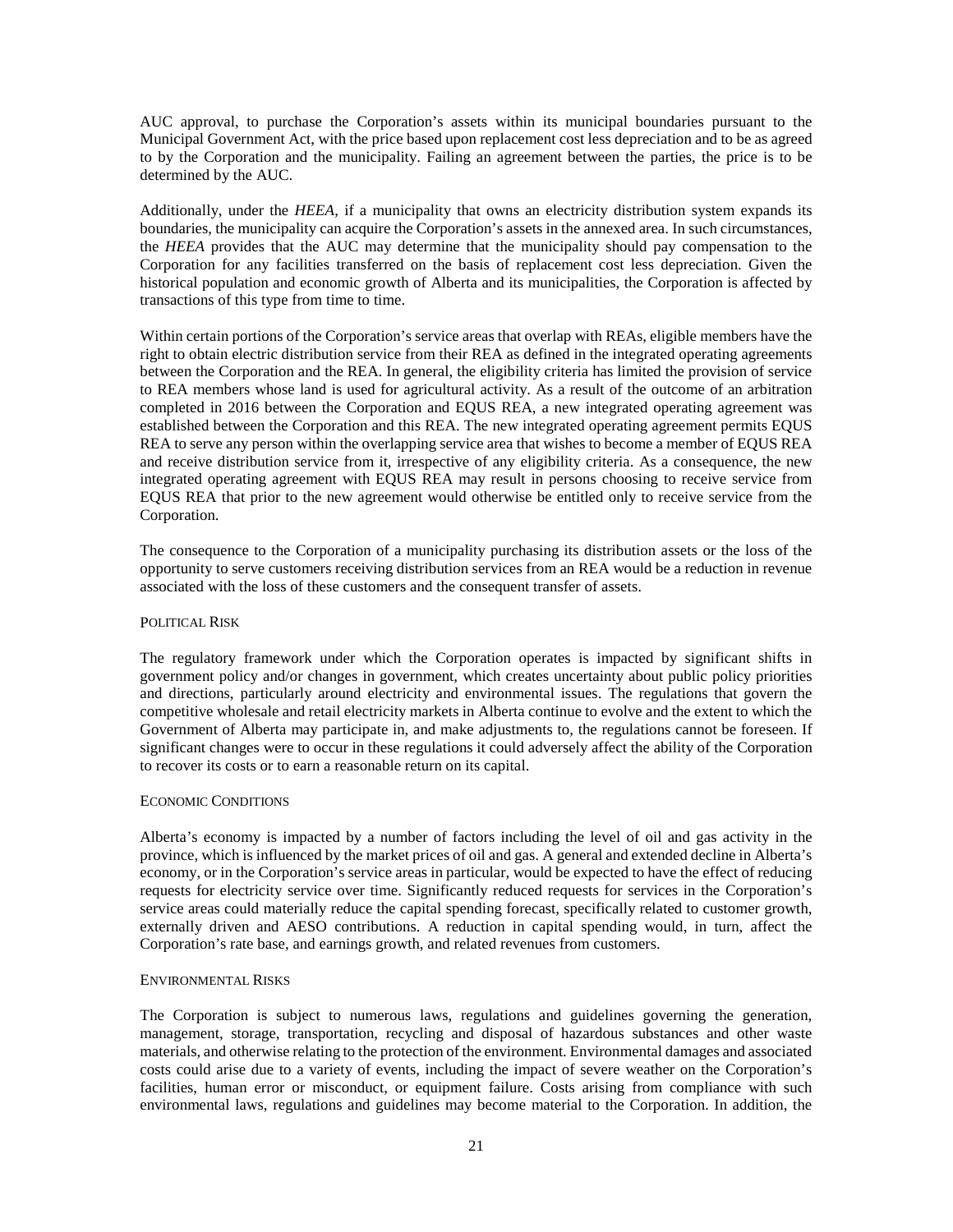AUC approval, to purchase the Corporation's assets within its municipal boundaries pursuant to the Municipal Government Act, with the price based upon replacement cost less depreciation and to be as agreed to by the Corporation and the municipality. Failing an agreement between the parties, the price is to be determined by the AUC.

Additionally, under the *HEEA*, if a municipality that owns an electricity distribution system expands its boundaries, the municipality can acquire the Corporation's assets in the annexed area. In such circumstances, the *HEEA* provides that the AUC may determine that the municipality should pay compensation to the Corporation for any facilities transferred on the basis of replacement cost less depreciation. Given the historical population and economic growth of Alberta and its municipalities, the Corporation is affected by transactions of this type from time to time.

Within certain portions of the Corporation's service areas that overlap with REAs, eligible members have the right to obtain electric distribution service from their REA as defined in the integrated operating agreements between the Corporation and the REA. In general, the eligibility criteria has limited the provision of service to REA members whose land is used for agricultural activity. As a result of the outcome of an arbitration completed in 2016 between the Corporation and EQUS REA, a new integrated operating agreement was established between the Corporation and this REA. The new integrated operating agreement permits EQUS REA to serve any person within the overlapping service area that wishes to become a member of EQUS REA and receive distribution service from it, irrespective of any eligibility criteria. As a consequence, the new integrated operating agreement with EQUS REA may result in persons choosing to receive service from EQUS REA that prior to the new agreement would otherwise be entitled only to receive service from the Corporation.

The consequence to the Corporation of a municipality purchasing its distribution assets or the loss of the opportunity to serve customers receiving distribution services from an REA would be a reduction in revenue associated with the loss of these customers and the consequent transfer of assets.

POLITICAL RISK

The regulatory framework under which the Corporation operates is impacted by significant shifts in government policy and/or changes in government, which creates uncertainty about public policy priorities and directions, particularly around electricity and environmental issues. The regulations that govern the competitive wholesale and retail electricity markets in Alberta continue to evolve and the extent to which the Government of Alberta may participate in, and make adjustments to, the regulations cannot be foreseen. If significant changes were to occur in these regulations it could adversely affect the ability of the Corporation to recover its costs or to earn a reasonable return on its capital.

ECONOMIC CONDITIONS

Alberta's economy is impacted by a number of factors including the level of oil and gas activity in the province, which is influenced by the market prices of oil and gas. A general and extended decline in Alberta's economy, or in the Corporation's service areas in particular, would be expected to have the effect of reducing requests for electricity service over time. Significantly reduced requests for services in the Corporation's service areas could materially reduce the capital spending forecast, specifically related to customer growth, externally driven and AESO contributions. A reduction in capital spending would, in turn, affect the Corporation's rate base, and earnings growth, and related revenues from customers.

ENVIRONMENTAL RISKS

The Corporation is subject to numerous laws, regulations and guidelines governing the generation, management, storage, transportation, recycling and disposal of hazardous substances and other waste materials, and otherwise relating to the protection of the environment. Environmental damages and associated costs could arise due to a variety of events, including the impact of severe weather on the Corporation's facilities, human error or misconduct, or equipment failure. Costs arising from compliance with such environmental laws, regulations and guidelines may become material to the Corporation. In addition, the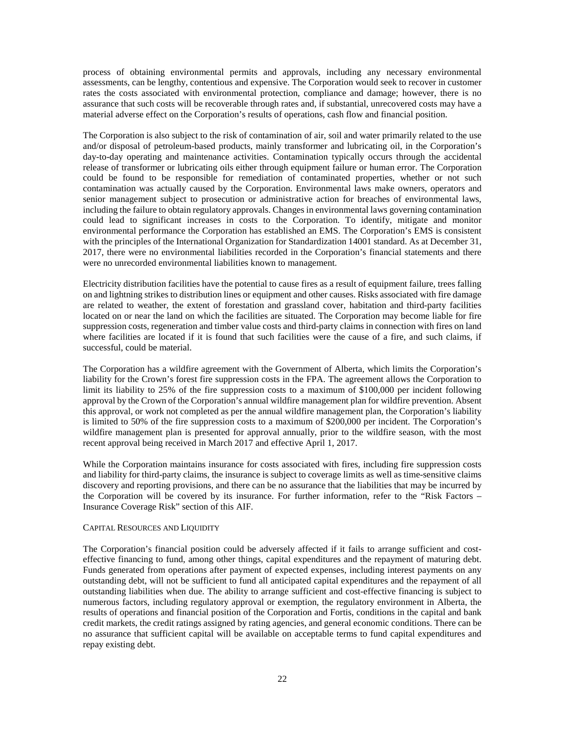process of obtaining environmental permits and approvals, including any necessary environmental assessments, can be lengthy, contentious and expensive. The Corporation would seek to recover in customer rates the costs associated with environmental protection, compliance and damage; however, there is no assurance that such costs will be recoverable through rates and, if substantial, unrecovered costs may have a material adverse effect on the Corporation's results of operations, cash flow and financial position.

The Corporation is also subject to the risk of contamination of air, soil and water primarily related to the use and/or disposal of petroleum-based products, mainly transformer and lubricating oil, in the Corporation's day-to-day operating and maintenance activities. Contamination typically occurs through the accidental release of transformer or lubricating oils either through equipment failure or human error. The Corporation could be found to be responsible for remediation of contaminated properties, whether or not such contamination was actually caused by the Corporation. Environmental laws make owners, operators and senior management subject to prosecution or administrative action for breaches of environmental laws, including the failure to obtain regulatory approvals. Changes in environmental laws governing contamination could lead to significant increases in costs to the Corporation. To identify, mitigate and monitor environmental performance the Corporation has established an EMS. The Corporation's EMS is consistent with the principles of the International Organization for Standardization 14001 standard. As at December 31, 2017, there were no environmental liabilities recorded in the Corporation's financial statements and there were no unrecorded environmental liabilities known to management.

Electricity distribution facilities have the potential to cause fires as a result of equipment failure, trees falling on and lightning strikes to distribution lines or equipment and other causes. Risks associated with fire damage are related to weather, the extent of forestation and grassland cover, habitation and third-party facilities located on or near the land on which the facilities are situated. The Corporation may become liable for fire suppression costs, regeneration and timber value costs and third-party claims in connection with fires on land where facilities are located if it is found that such facilities were the cause of a fire, and such claims, if successful, could be material.

The Corporation has a wildfire agreement with the Government of Alberta, which limits the Corporation's liability for the Crown's forest fire suppression costs in the FPA. The agreement allows the Corporation to limit its liability to 25% of the fire suppression costs to a maximum of $100,000 per incident following approval by the Crown of the Corporation's annual wildfire management plan for wildfire prevention. Absent this approval, or work not completed as per the annual wildfire management plan, the Corporation's liability is limited to 50% of the fire suppression costs to a maximum of $200,000 per incident. The Corporation's wildfire management plan is presented for approval annually, prior to the wildfire season, with the most recent approval being received in March 2017 and effective April 1, 2017.

While the Corporation maintains insurance for costs associated with fires, including fire suppression costs and liability for third-party claims, the insurance is subject to coverage limits as well as time-sensitive claims discovery and reporting provisions, and there can be no assurance that the liabilities that may be incurred by the Corporation will be covered by its insurance. For further information, refer to the "Risk Factors – Insurance Coverage Risk" section of this AIF.

CAPITAL RESOURCES AND LIQUIDITY

The Corporation's financial position could be adversely affected if it fails to arrange sufficient and cost-effective financing to fund, among other things, capital expenditures and the repayment of maturing debt. Funds generated from operations after payment of expected expenses, including interest payments on any outstanding debt, will not be sufficient to fund all anticipated capital expenditures and the repayment of all outstanding liabilities when due. The ability to arrange sufficient and cost-effective financing is subject to numerous factors, including regulatory approval or exemption, the regulatory environment in Alberta, the results of operations and financial position of the Corporation and Fortis, conditions in the capital and bank credit markets, the credit ratings assigned by rating agencies, and general economic conditions. There can be no assurance that sufficient capital will be available on acceptable terms to fund capital expenditures and repay existing debt.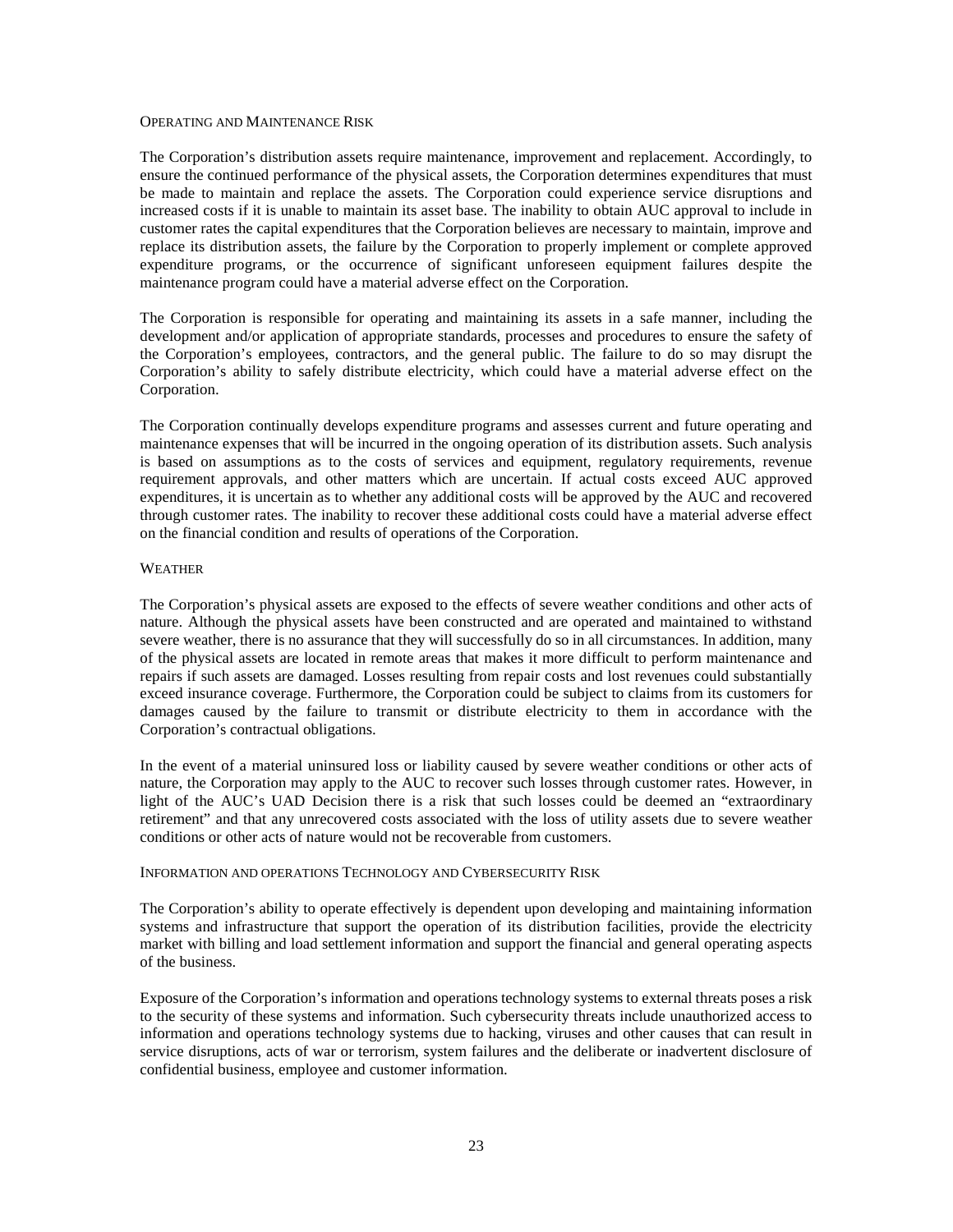### Operating and Maintenance Risk

The Corporation's distribution assets require maintenance, improvement and replacement. Accordingly, to ensure the continued performance of the physical assets, the Corporation determines expenditures that must be made to maintain and replace the assets. The Corporation could experience service disruptions and increased costs if it is unable to maintain its asset base. The inability to obtain AUC approval to include in customer rates the capital expenditures that the Corporation believes are necessary to maintain, improve and replace its distribution assets, the failure by the Corporation to properly implement or complete approved expenditure programs, or the occurrence of significant unforeseen equipment failures despite the maintenance program could have a material adverse effect on the Corporation.

The Corporation is responsible for operating and maintaining its assets in a safe manner, including the development and/or application of appropriate standards, processes and procedures to ensure the safety of the Corporation's employees, contractors, and the general public. The failure to do so may disrupt the Corporation's ability to safely distribute electricity, which could have a material adverse effect on the Corporation.

The Corporation continually develops expenditure programs and assesses current and future operating and maintenance expenses that will be incurred in the ongoing operation of its distribution assets. Such analysis is based on assumptions as to the costs of services and equipment, regulatory requirements, revenue requirement approvals, and other matters which are uncertain. If actual costs exceed AUC approved expenditures, it is uncertain as to whether any additional costs will be approved by the AUC and recovered through customer rates. The inability to recover these additional costs could have a material adverse effect on the financial condition and results of operations of the Corporation.

### Weather

The Corporation's physical assets are exposed to the effects of severe weather conditions and other acts of nature. Although the physical assets have been constructed and are operated and maintained to withstand severe weather, there is no assurance that they will successfully do so in all circumstances. In addition, many of the physical assets are located in remote areas that makes it more difficult to perform maintenance and repairs if such assets are damaged. Losses resulting from repair costs and lost revenues could substantially exceed insurance coverage. Furthermore, the Corporation could be subject to claims from its customers for damages caused by the failure to transmit or distribute electricity to them in accordance with the Corporation's contractual obligations.

In the event of a material uninsured loss or liability caused by severe weather conditions or other acts of nature, the Corporation may apply to the AUC to recover such losses through customer rates. However, in light of the AUC's UAD Decision there is a risk that such losses could be deemed an "extraordinary retirement" and that any unrecovered costs associated with the loss of utility assets due to severe weather conditions or other acts of nature would not be recoverable from customers.

### Information and operations Technology and Cybersecurity Risk

The Corporation's ability to operate effectively is dependent upon developing and maintaining information systems and infrastructure that support the operation of its distribution facilities, provide the electricity market with billing and load settlement information and support the financial and general operating aspects of the business.

Exposure of the Corporation's information and operations technology systems to external threats poses a risk to the security of these systems and information. Such cybersecurity threats include unauthorized access to information and operations technology systems due to hacking, viruses and other causes that can result in service disruptions, acts of war or terrorism, system failures and the deliberate or inadvertent disclosure of confidential business, employee and customer information.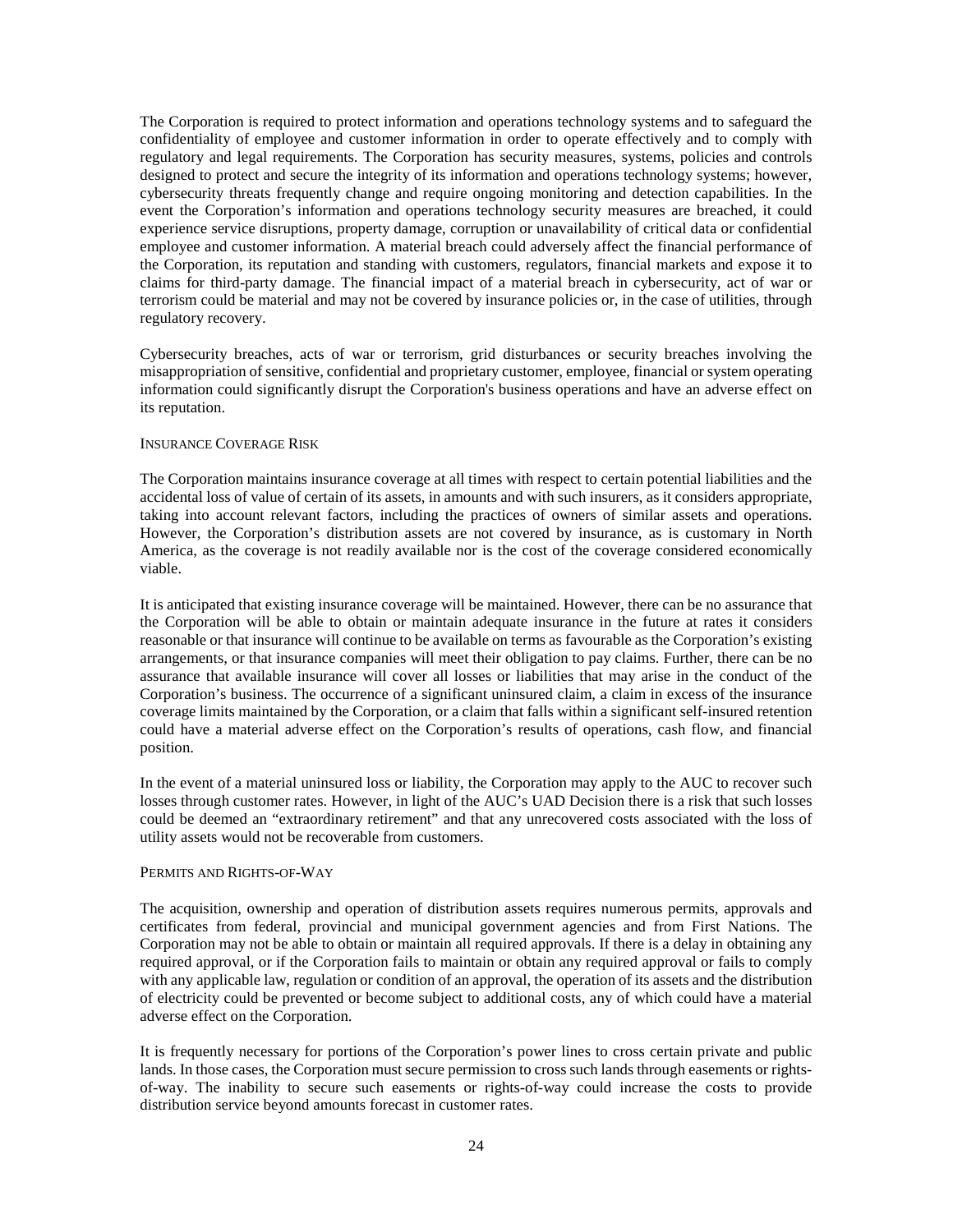The Corporation is required to protect information and operations technology systems and to safeguard the confidentiality of employee and customer information in order to operate effectively and to comply with regulatory and legal requirements. The Corporation has security measures, systems, policies and controls designed to protect and secure the integrity of its information and operations technology systems; however, cybersecurity threats frequently change and require ongoing monitoring and detection capabilities. In the event the Corporation's information and operations technology security measures are breached, it could experience service disruptions, property damage, corruption or unavailability of critical data or confidential employee and customer information. A material breach could adversely affect the financial performance of the Corporation, its reputation and standing with customers, regulators, financial markets and expose it to claims for third-party damage. The financial impact of a material breach in cybersecurity, act of war or terrorism could be material and may not be covered by insurance policies or, in the case of utilities, through regulatory recovery.

Cybersecurity breaches, acts of war or terrorism, grid disturbances or security breaches involving the misappropriation of sensitive, confidential and proprietary customer, employee, financial or system operating information could significantly disrupt the Corporation's business operations and have an adverse effect on its reputation.

#### INSURANCE COVERAGE RISK

The Corporation maintains insurance coverage at all times with respect to certain potential liabilities and the accidental loss of value of certain of its assets, in amounts and with such insurers, as it considers appropriate, taking into account relevant factors, including the practices of owners of similar assets and operations. However, the Corporation's distribution assets are not covered by insurance, as is customary in North America, as the coverage is not readily available nor is the cost of the coverage considered economically viable.

It is anticipated that existing insurance coverage will be maintained. However, there can be no assurance that the Corporation will be able to obtain or maintain adequate insurance in the future at rates it considers reasonable or that insurance will continue to be available on terms as favourable as the Corporation's existing arrangements, or that insurance companies will meet their obligation to pay claims. Further, there can be no assurance that available insurance will cover all losses or liabilities that may arise in the conduct of the Corporation's business. The occurrence of a significant uninsured claim, a claim in excess of the insurance coverage limits maintained by the Corporation, or a claim that falls within a significant self-insured retention could have a material adverse effect on the Corporation's results of operations, cash flow, and financial position.

In the event of a material uninsured loss or liability, the Corporation may apply to the AUC to recover such losses through customer rates. However, in light of the AUC's UAD Decision there is a risk that such losses could be deemed an "extraordinary retirement" and that any unrecovered costs associated with the loss of utility assets would not be recoverable from customers.

#### PERMITS AND RIGHTS-OF-WAY

The acquisition, ownership and operation of distribution assets requires numerous permits, approvals and certificates from federal, provincial and municipal government agencies and from First Nations. The Corporation may not be able to obtain or maintain all required approvals. If there is a delay in obtaining any required approval, or if the Corporation fails to maintain or obtain any required approval or fails to comply with any applicable law, regulation or condition of an approval, the operation of its assets and the distribution of electricity could be prevented or become subject to additional costs, any of which could have a material adverse effect on the Corporation.

It is frequently necessary for portions of the Corporation's power lines to cross certain private and public lands. In those cases, the Corporation must secure permission to cross such lands through easements or rights-of-way. The inability to secure such easements or rights-of-way could increase the costs to provide distribution service beyond amounts forecast in customer rates.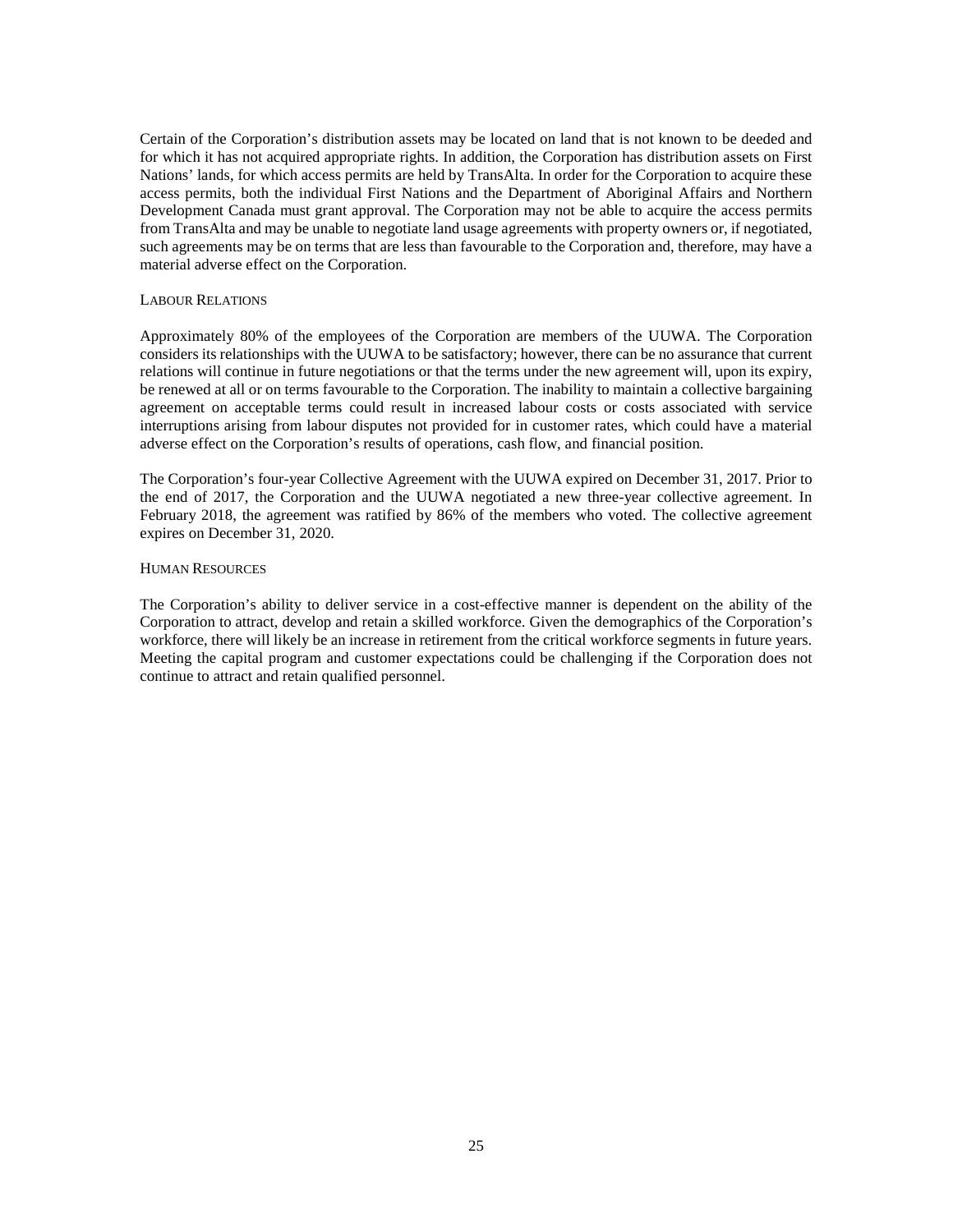Certain of the Corporation's distribution assets may be located on land that is not known to be deeded and for which it has not acquired appropriate rights. In addition, the Corporation has distribution assets on First Nations' lands, for which access permits are held by TransAlta. In order for the Corporation to acquire these access permits, both the individual First Nations and the Department of Aboriginal Affairs and Northern Development Canada must grant approval. The Corporation may not be able to acquire the access permits from TransAlta and may be unable to negotiate land usage agreements with property owners or, if negotiated, such agreements may be on terms that are less than favourable to the Corporation and, therefore, may have a material adverse effect on the Corporation.

### Labour Relations

Approximately 80% of the employees of the Corporation are members of the UUWA. The Corporation considers its relationships with the UUWA to be satisfactory; however, there can be no assurance that current relations will continue in future negotiations or that the terms under the new agreement will, upon its expiry, be renewed at all or on terms favourable to the Corporation. The inability to maintain a collective bargaining agreement on acceptable terms could result in increased labour costs or costs associated with service interruptions arising from labour disputes not provided for in customer rates, which could have a material adverse effect on the Corporation's results of operations, cash flow, and financial position.

The Corporation's four-year Collective Agreement with the UUWA expired on December 31, 2017. Prior to the end of 2017, the Corporation and the UUWA negotiated a new three-year collective agreement. In February 2018, the agreement was ratified by 86% of the members who voted. The collective agreement expires on December 31, 2020.

### Human Resources

The Corporation's ability to deliver service in a cost-effective manner is dependent on the ability of the Corporation to attract, develop and retain a skilled workforce. Given the demographics of the Corporation's workforce, there will likely be an increase in retirement from the critical workforce segments in future years. Meeting the capital program and customer expectations could be challenging if the Corporation does not continue to attract and retain qualified personnel.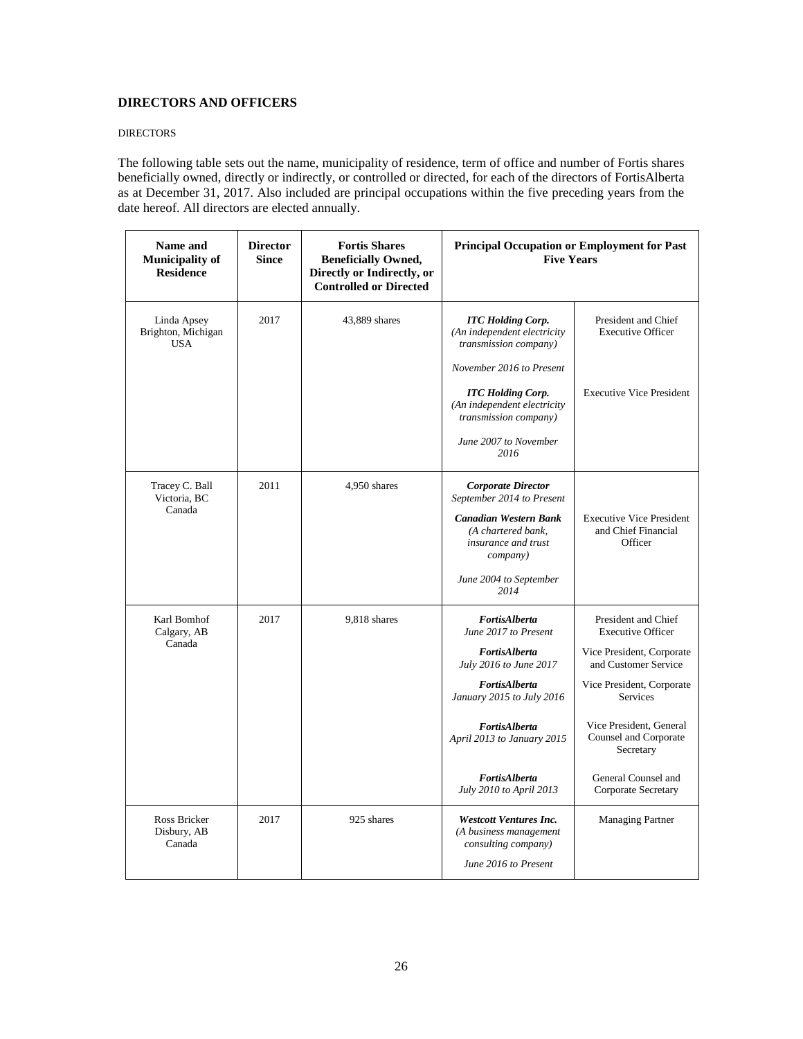## DIRECTORS AND OFFICERS

### DIRECTORS

The following table sets out the name, municipality of residence, term of office and number of Fortis shares beneficially owned, directly or indirectly, or controlled or directed, for each of the directors of FortisAlberta as at December 31, 2017. Also included are principal occupations within the five preceding years from the date hereof. All directors are elected annually.

| Name and Municipality of Residence | Director Since | Fortis Shares Beneficially Owned, Directly or Indirectly, or Controlled or Directed | Principal Occupation or Employment for Past Five Years | |
|---|---|---|---|---|
| Linda Apsey<br>Brighton, Michigan<br>USA | 2017 | 43,889 shares | ***ITC Holding Corp.***<br>*(An independent electricity transmission company)*<br>*November 2016 to Present* | President and Chief Executive Officer |
| | | | ***ITC Holding Corp.***<br>*(An independent electricity transmission company)*<br>*June 2007 to November 2016* | Executive Vice President |
| Tracey C. Ball<br>Victoria, BC<br>Canada | 2011 | 4,950 shares | ***Corporate Director***<br>*September 2014 to Present* | |
| | | | ***Canadian Western Bank***<br>*(A chartered bank, insurance and trust company)*<br>*June 2004 to September 2014* | Executive Vice President and Chief Financial Officer |
| Karl Bomhof<br>Calgary, AB<br>Canada | 2017 | 9,818 shares | ***FortisAlberta***<br>*June 2017 to Present* | President and Chief Executive Officer |
| | | | ***FortisAlberta***<br>*July 2016 to June 2017* | Vice President, Corporate and Customer Service |
| | | | ***FortisAlberta***<br>*January 2015 to July 2016* | Vice President, Corporate Services |
| | | | ***FortisAlberta***<br>*April 2013 to January 2015* | Vice President, General Counsel and Corporate Secretary |
| | | | ***FortisAlberta***<br>*July 2010 to April 2013* | General Counsel and Corporate Secretary |
| Ross Bricker<br>Disbury, AB<br>Canada | 2017 | 925 shares | ***Westcott Ventures Inc.***<br>*(A business management consulting company)*<br>*June 2016 to Present* | Managing Partner |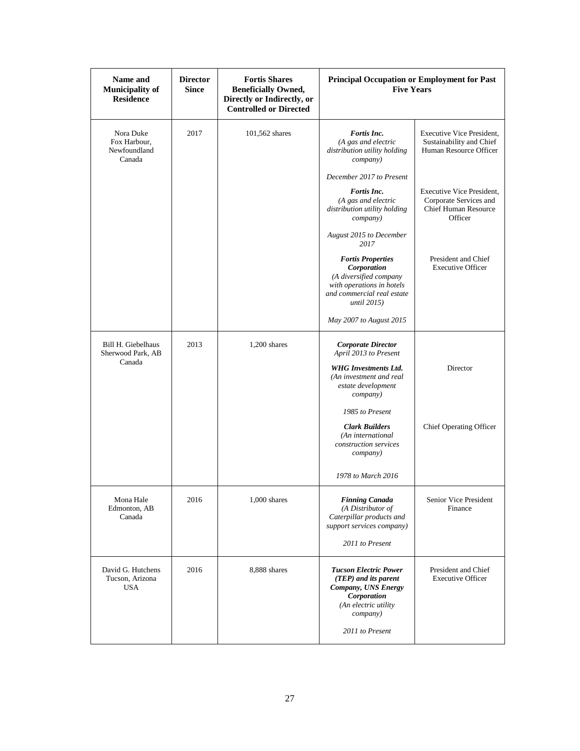| Name and Municipality of Residence | Director Since | Fortis Shares Beneficially Owned, Directly or Indirectly, or Controlled or Directed | Principal Occupation or Employment for Past Five Years | |
|---|---|---|---|---|
| Nora Duke<br>Fox Harbour, Newfoundland<br>Canada | 2017 | 101,562 shares | ***Fortis Inc.***<br>*(A gas and electric distribution utility holding company)*<br><br>*December 2017 to Present* | Executive Vice President, Sustainability and Chief Human Resource Officer |
| | | | ***Fortis Inc.***<br>*(A gas and electric distribution utility holding company)*<br><br>*August 2015 to December 2017* | Executive Vice President, Corporate Services and Chief Human Resource Officer |
| | | | ***Fortis Properties Corporation***<br>*(A diversified company with operations in hotels and commercial real estate until 2015)*<br><br>*May 2007 to August 2015* | President and Chief Executive Officer |
| Bill H. Giebelhaus<br>Sherwood Park, AB<br>Canada | 2013 | 1,200 shares | ***Corporate Director***<br>*April 2013 to Present* | |
| | | | ***WHG Investments Ltd.***<br>*(An investment and real estate development company)*<br><br>*1985 to Present* | Director |
| | | | ***Clark Builders***<br>*(An international construction services company)*<br><br>*1978 to March 2016* | Chief Operating Officer |
| Mona Hale<br>Edmonton, AB<br>Canada | 2016 | 1,000 shares | ***Finning Canada***<br>*(A Distributor of Caterpillar products and support services company)*<br><br>*2011 to Present* | Senior Vice President Finance |
| David G. Hutchens<br>Tucson, Arizona<br>USA | 2016 | 8,888 shares | ***Tucson Electric Power (TEP) and its parent Company, UNS Energy Corporation***<br>*(An electric utility company)*<br><br>*2011 to Present* | President and Chief Executive Officer |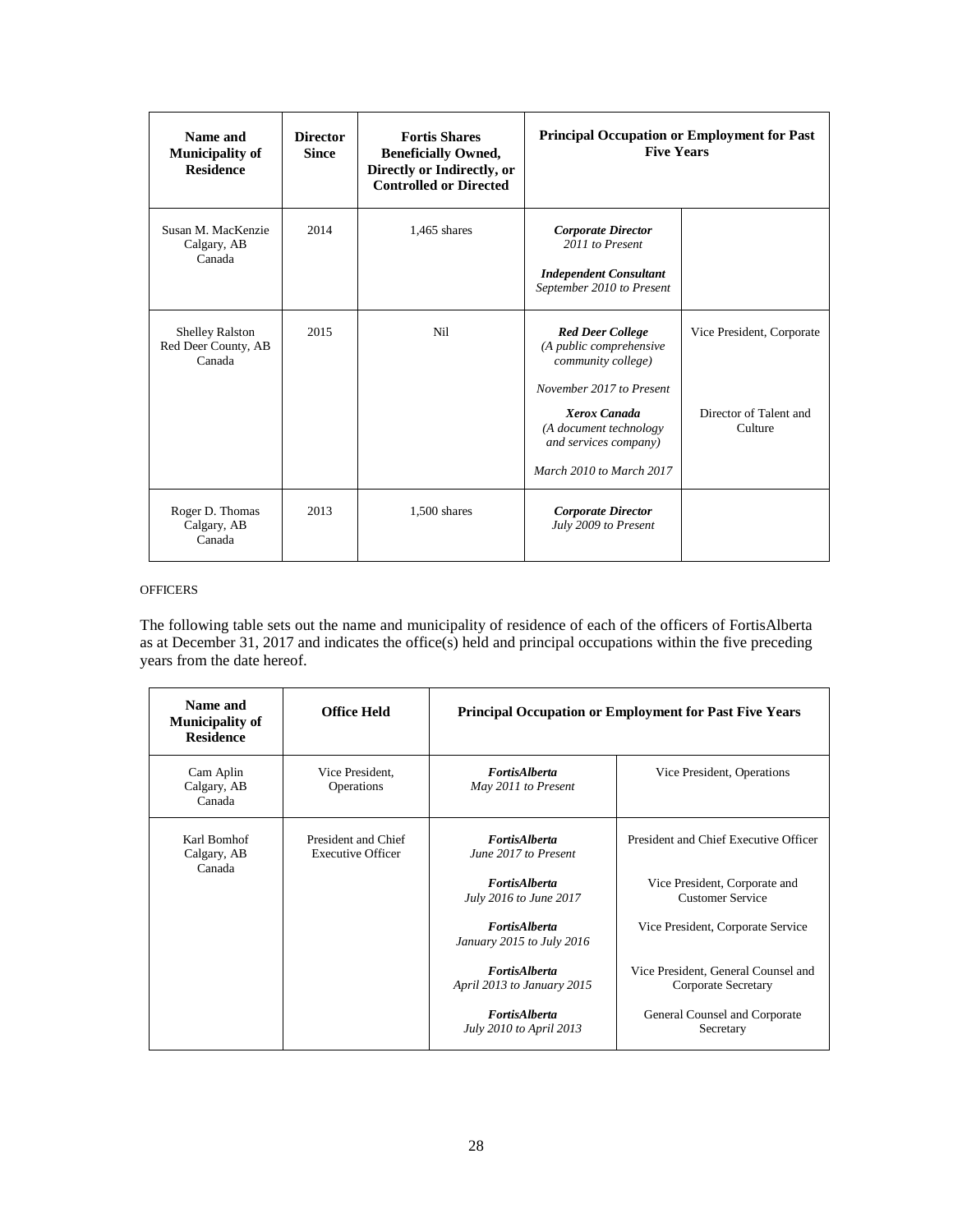| Name and Municipality of Residence | Director Since | Fortis Shares Beneficially Owned, Directly or Indirectly, or Controlled or Directed | Principal Occupation or Employment for Past Five Years | |
|---|---|---|---|---|
| Susan M. MacKenzie<br>Calgary, AB<br>Canada | 2014 | 1,465 shares | ***Corporate Director***<br>*2011 to Present*<br><br>***Independent Consultant***<br>*September 2010 to Present* | |
| Shelley Ralston<br>Red Deer County, AB<br>Canada | 2015 | Nil | ***Red Deer College***<br>*(A public comprehensive community college)*<br><br>*November 2017 to Present* | Vice President, Corporate |
| | | | ***Xerox Canada***<br>*(A document technology and services company)*<br><br>*March 2010 to March 2017* | Director of Talent and Culture |
| Roger D. Thomas<br>Calgary, AB<br>Canada | 2013 | 1,500 shares | ***Corporate Director***<br>*July 2009 to Present* | |

OFFICERS

The following table sets out the name and municipality of residence of each of the officers of FortisAlberta as at December 31, 2017 and indicates the office(s) held and principal occupations within the five preceding years from the date hereof.

| Name and Municipality of Residence | Office Held | Principal Occupation or Employment for Past Five Years | |
|---|---|---|---|
| Cam Aplin<br>Calgary, AB<br>Canada | Vice President, Operations | ***FortisAlberta***<br>*May 2011 to Present* | Vice President, Operations |
| Karl Bomhof<br>Calgary, AB<br>Canada | President and Chief Executive Officer | ***FortisAlberta***<br>*June 2017 to Present* | President and Chief Executive Officer |
| | | ***FortisAlberta***<br>*July 2016 to June 2017* | Vice President, Corporate and Customer Service |
| | | ***FortisAlberta***<br>*January 2015 to July 2016* | Vice President, Corporate Service |
| | | ***FortisAlberta***<br>*April 2013 to January 2015* | Vice President, General Counsel and Corporate Secretary |
| | | ***FortisAlberta***<br>*July 2010 to April 2013* | General Counsel and Corporate Secretary |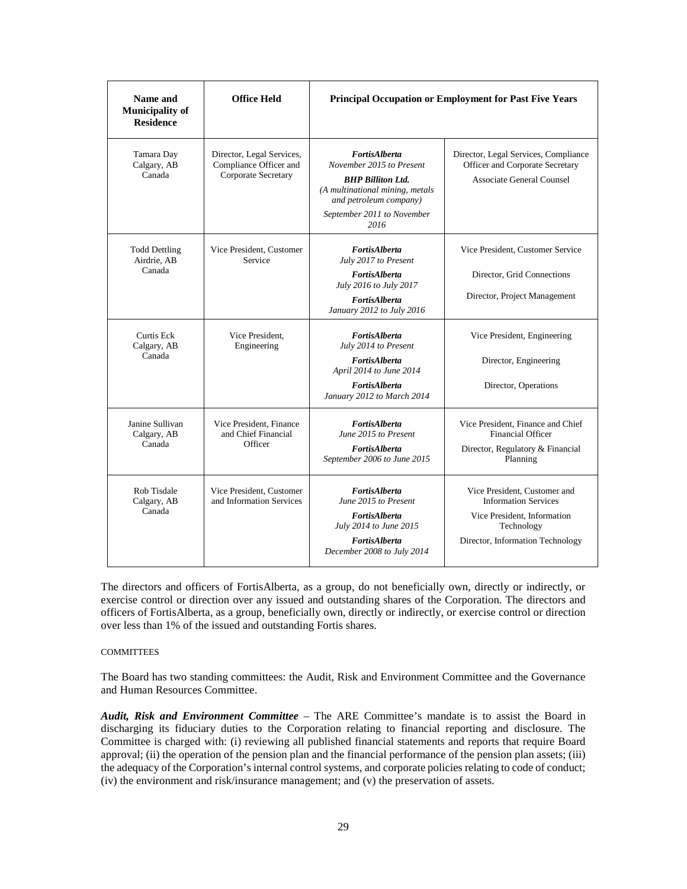| Name and Municipality of Residence | Office Held | Principal Occupation or Employment for Past Five Years | |
|---|---|---|---|
| Tamara Day<br>Calgary, AB<br>Canada | Director, Legal Services, Compliance Officer and Corporate Secretary | ***FortisAlberta***<br>*November 2015 to Present*<br>***BHP Billiton Ltd.***<br>*(A multinational mining, metals and petroleum company)*<br>*September 2011 to November 2016* | Director, Legal Services, Compliance Officer and Corporate Secretary<br>Associate General Counsel |
| Todd Dettling<br>Airdrie, AB<br>Canada | Vice President, Customer Service | ***FortisAlberta***<br>*July 2017 to Present*<br>***FortisAlberta***<br>*July 2016 to July 2017*<br>***FortisAlberta***<br>*January 2012 to July 2016* | Vice President, Customer Service<br>Director, Grid Connections<br>Director, Project Management |
| Curtis Eck<br>Calgary, AB<br>Canada | Vice President, Engineering | ***FortisAlberta***<br>*July 2014 to Present*<br>***FortisAlberta***<br>*April 2014 to June 2014*<br>***FortisAlberta***<br>*January 2012 to March 2014* | Vice President, Engineering<br>Director, Engineering<br>Director, Operations |
| Janine Sullivan<br>Calgary, AB<br>Canada | Vice President, Finance and Chief Financial Officer | ***FortisAlberta***<br>*June 2015 to Present*<br>***FortisAlberta***<br>*September 2006 to June 2015* | Vice President, Finance and Chief Financial Officer<br>Director, Regulatory & Financial Planning |
| Rob Tisdale<br>Calgary, AB<br>Canada | Vice President, Customer and Information Services | ***FortisAlberta***<br>*June 2015 to Present*<br>***FortisAlberta***<br>*July 2014 to June 2015*<br>***FortisAlberta***<br>*December 2008 to July 2014* | Vice President, Customer and Information Services<br>Vice President, Information Technology<br>Director, Information Technology |

The directors and officers of FortisAlberta, as a group, do not beneficially own, directly or indirectly, or exercise control or direction over any issued and outstanding shares of the Corporation. The directors and officers of FortisAlberta, as a group, beneficially own, directly or indirectly, or exercise control or direction over less than 1% of the issued and outstanding Fortis shares.

### COMMITTEES

The Board has two standing committees: the Audit, Risk and Environment Committee and the Governance and Human Resources Committee.

***Audit, Risk and Environment Committee*** – The ARE Committee's mandate is to assist the Board in discharging its fiduciary duties to the Corporation relating to financial reporting and disclosure. The Committee is charged with: (i) reviewing all published financial statements and reports that require Board approval; (ii) the operation of the pension plan and the financial performance of the pension plan assets; (iii) the adequacy of the Corporation's internal control systems, and corporate policies relating to code of conduct; (iv) the environment and risk/insurance management; and (v) the preservation of assets.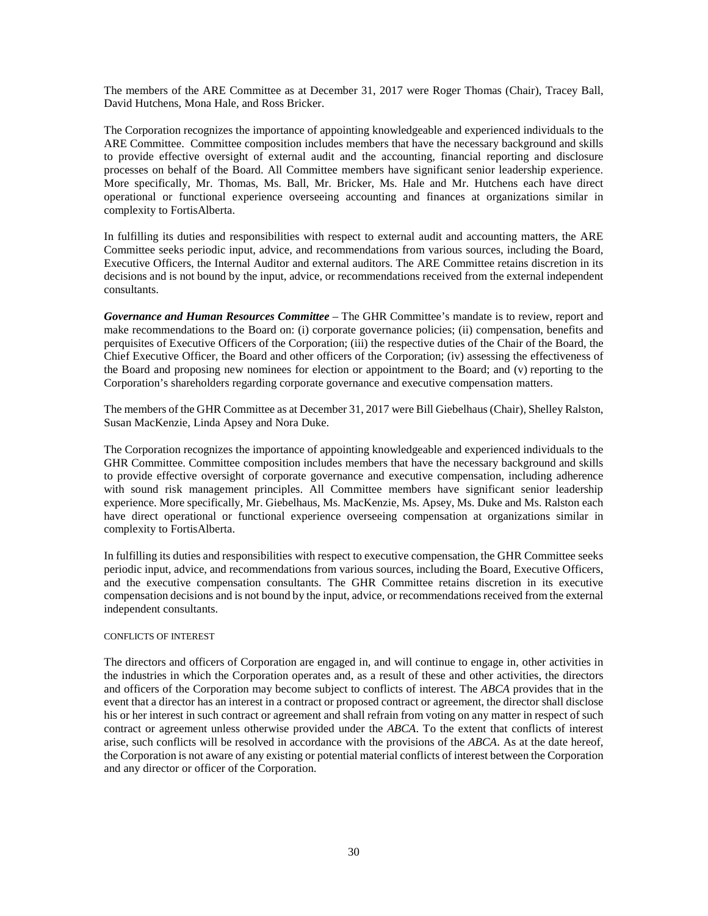The members of the ARE Committee as at December 31, 2017 were Roger Thomas (Chair), Tracey Ball, David Hutchens, Mona Hale, and Ross Bricker.

The Corporation recognizes the importance of appointing knowledgeable and experienced individuals to the ARE Committee. Committee composition includes members that have the necessary background and skills to provide effective oversight of external audit and the accounting, financial reporting and disclosure processes on behalf of the Board. All Committee members have significant senior leadership experience. More specifically, Mr. Thomas, Ms. Ball, Mr. Bricker, Ms. Hale and Mr. Hutchens each have direct operational or functional experience overseeing accounting and finances at organizations similar in complexity to FortisAlberta.

In fulfilling its duties and responsibilities with respect to external audit and accounting matters, the ARE Committee seeks periodic input, advice, and recommendations from various sources, including the Board, Executive Officers, the Internal Auditor and external auditors. The ARE Committee retains discretion in its decisions and is not bound by the input, advice, or recommendations received from the external independent consultants.

***Governance and Human Resources Committee*** – The GHR Committee's mandate is to review, report and make recommendations to the Board on: (i) corporate governance policies; (ii) compensation, benefits and perquisites of Executive Officers of the Corporation; (iii) the respective duties of the Chair of the Board, the Chief Executive Officer, the Board and other officers of the Corporation; (iv) assessing the effectiveness of the Board and proposing new nominees for election or appointment to the Board; and (v) reporting to the Corporation's shareholders regarding corporate governance and executive compensation matters.

The members of the GHR Committee as at December 31, 2017 were Bill Giebelhaus (Chair), Shelley Ralston, Susan MacKenzie, Linda Apsey and Nora Duke.

The Corporation recognizes the importance of appointing knowledgeable and experienced individuals to the GHR Committee. Committee composition includes members that have the necessary background and skills to provide effective oversight of corporate governance and executive compensation, including adherence with sound risk management principles. All Committee members have significant senior leadership experience. More specifically, Mr. Giebelhaus, Ms. MacKenzie, Ms. Apsey, Ms. Duke and Ms. Ralston each have direct operational or functional experience overseeing compensation at organizations similar in complexity to FortisAlberta.

In fulfilling its duties and responsibilities with respect to executive compensation, the GHR Committee seeks periodic input, advice, and recommendations from various sources, including the Board, Executive Officers, and the executive compensation consultants. The GHR Committee retains discretion in its executive compensation decisions and is not bound by the input, advice, or recommendations received from the external independent consultants.

CONFLICTS OF INTEREST

The directors and officers of Corporation are engaged in, and will continue to engage in, other activities in the industries in which the Corporation operates and, as a result of these and other activities, the directors and officers of the Corporation may become subject to conflicts of interest. The *ABCA* provides that in the event that a director has an interest in a contract or proposed contract or agreement, the director shall disclose his or her interest in such contract or agreement and shall refrain from voting on any matter in respect of such contract or agreement unless otherwise provided under the *ABCA*. To the extent that conflicts of interest arise, such conflicts will be resolved in accordance with the provisions of the *ABCA*. As at the date hereof, the Corporation is not aware of any existing or potential material conflicts of interest between the Corporation and any director or officer of the Corporation.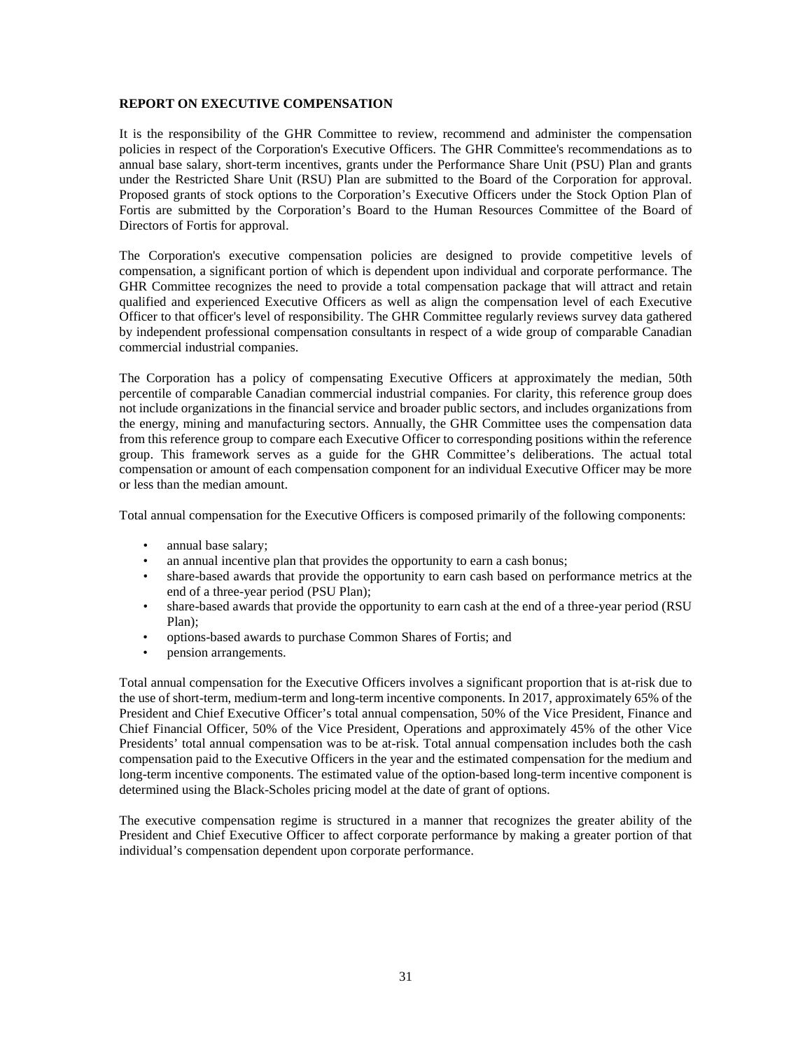**REPORT ON EXECUTIVE COMPENSATION**

It is the responsibility of the GHR Committee to review, recommend and administer the compensation policies in respect of the Corporation's Executive Officers. The GHR Committee's recommendations as to annual base salary, short-term incentives, grants under the Performance Share Unit (PSU) Plan and grants under the Restricted Share Unit (RSU) Plan are submitted to the Board of the Corporation for approval. Proposed grants of stock options to the Corporation's Executive Officers under the Stock Option Plan of Fortis are submitted by the Corporation's Board to the Human Resources Committee of the Board of Directors of Fortis for approval.

The Corporation's executive compensation policies are designed to provide competitive levels of compensation, a significant portion of which is dependent upon individual and corporate performance. The GHR Committee recognizes the need to provide a total compensation package that will attract and retain qualified and experienced Executive Officers as well as align the compensation level of each Executive Officer to that officer's level of responsibility. The GHR Committee regularly reviews survey data gathered by independent professional compensation consultants in respect of a wide group of comparable Canadian commercial industrial companies.

The Corporation has a policy of compensating Executive Officers at approximately the median, 50th percentile of comparable Canadian commercial industrial companies. For clarity, this reference group does not include organizations in the financial service and broader public sectors, and includes organizations from the energy, mining and manufacturing sectors. Annually, the GHR Committee uses the compensation data from this reference group to compare each Executive Officer to corresponding positions within the reference group. This framework serves as a guide for the GHR Committee's deliberations. The actual total compensation or amount of each compensation component for an individual Executive Officer may be more or less than the median amount.

Total annual compensation for the Executive Officers is composed primarily of the following components:

- annual base salary;
- an annual incentive plan that provides the opportunity to earn a cash bonus;
- share-based awards that provide the opportunity to earn cash based on performance metrics at the end of a three-year period (PSU Plan);
- share-based awards that provide the opportunity to earn cash at the end of a three-year period (RSU Plan);
- options-based awards to purchase Common Shares of Fortis; and
- pension arrangements.

Total annual compensation for the Executive Officers involves a significant proportion that is at-risk due to the use of short-term, medium-term and long-term incentive components. In 2017, approximately 65% of the President and Chief Executive Officer's total annual compensation, 50% of the Vice President, Finance and Chief Financial Officer, 50% of the Vice President, Operations and approximately 45% of the other Vice Presidents' total annual compensation was to be at-risk. Total annual compensation includes both the cash compensation paid to the Executive Officers in the year and the estimated compensation for the medium and long-term incentive components. The estimated value of the option-based long-term incentive component is determined using the Black-Scholes pricing model at the date of grant of options.

The executive compensation regime is structured in a manner that recognizes the greater ability of the President and Chief Executive Officer to affect corporate performance by making a greater portion of that individual's compensation dependent upon corporate performance.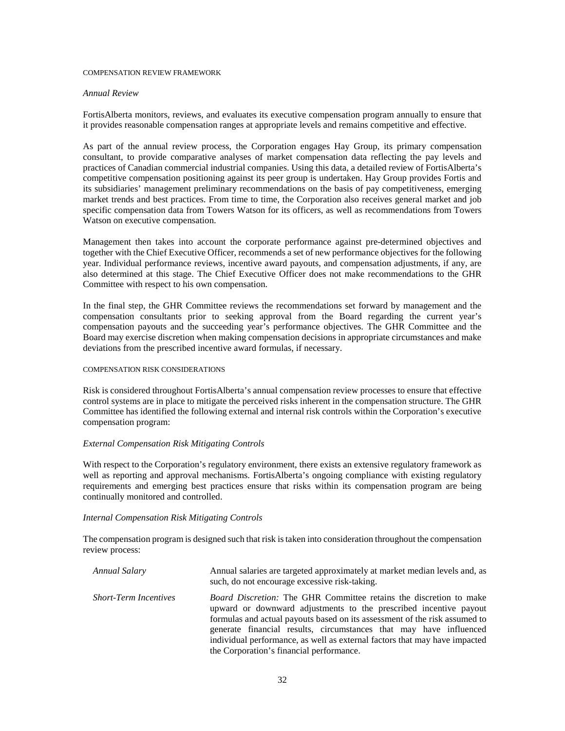### COMPENSATION REVIEW FRAMEWORK

*Annual Review*

FortisAlberta monitors, reviews, and evaluates its executive compensation program annually to ensure that it provides reasonable compensation ranges at appropriate levels and remains competitive and effective.

As part of the annual review process, the Corporation engages Hay Group, its primary compensation consultant, to provide comparative analyses of market compensation data reflecting the pay levels and practices of Canadian commercial industrial companies. Using this data, a detailed review of FortisAlberta's competitive compensation positioning against its peer group is undertaken. Hay Group provides Fortis and its subsidiaries' management preliminary recommendations on the basis of pay competitiveness, emerging market trends and best practices. From time to time, the Corporation also receives general market and job specific compensation data from Towers Watson for its officers, as well as recommendations from Towers Watson on executive compensation.

Management then takes into account the corporate performance against pre-determined objectives and together with the Chief Executive Officer, recommends a set of new performance objectives for the following year. Individual performance reviews, incentive award payouts, and compensation adjustments, if any, are also determined at this stage. The Chief Executive Officer does not make recommendations to the GHR Committee with respect to his own compensation.

In the final step, the GHR Committee reviews the recommendations set forward by management and the compensation consultants prior to seeking approval from the Board regarding the current year's compensation payouts and the succeeding year's performance objectives. The GHR Committee and the Board may exercise discretion when making compensation decisions in appropriate circumstances and make deviations from the prescribed incentive award formulas, if necessary.

### COMPENSATION RISK CONSIDERATIONS

Risk is considered throughout FortisAlberta's annual compensation review processes to ensure that effective control systems are in place to mitigate the perceived risks inherent in the compensation structure. The GHR Committee has identified the following external and internal risk controls within the Corporation's executive compensation program:

*External Compensation Risk Mitigating Controls*

With respect to the Corporation's regulatory environment, there exists an extensive regulatory framework as well as reporting and approval mechanisms. FortisAlberta's ongoing compliance with existing regulatory requirements and emerging best practices ensure that risks within its compensation program are being continually monitored and controlled.

*Internal Compensation Risk Mitigating Controls*

The compensation program is designed such that risk is taken into consideration throughout the compensation review process:

| | |
|---|---|
| *Annual Salary* | Annual salaries are targeted approximately at market median levels and, as such, do not encourage excessive risk-taking. |
| *Short-Term Incentives* | *Board Discretion:* The GHR Committee retains the discretion to make upward or downward adjustments to the prescribed incentive payout formulas and actual payouts based on its assessment of the risk assumed to generate financial results, circumstances that may have influenced individual performance, as well as external factors that may have impacted the Corporation's financial performance. |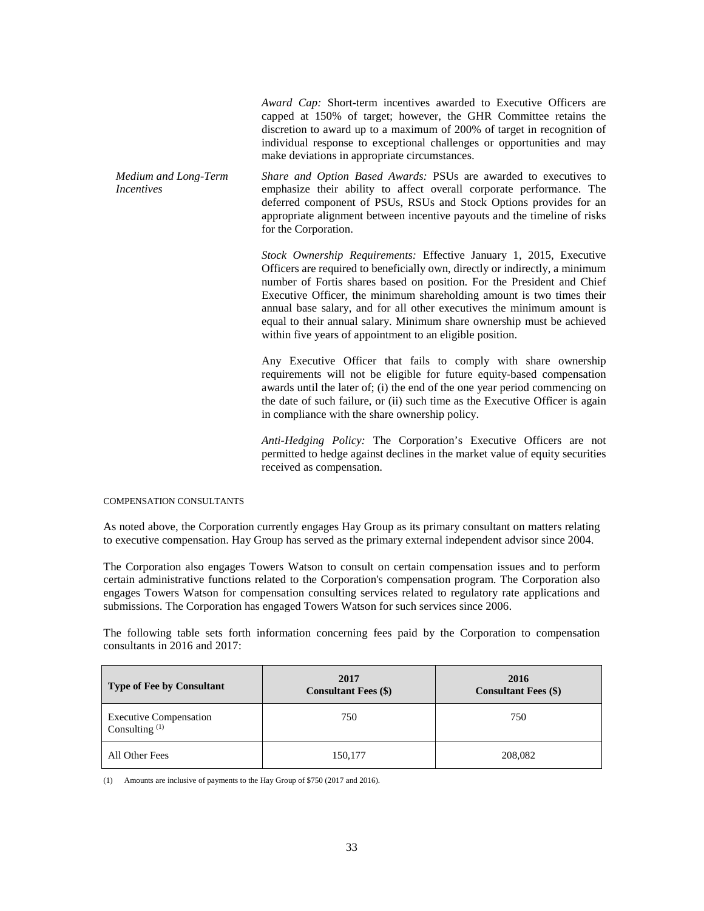*Award Cap:* Short-term incentives awarded to Executive Officers are capped at 150% of target; however, the GHR Committee retains the discretion to award up to a maximum of 200% of target in recognition of individual response to exceptional challenges or opportunities and may make deviations in appropriate circumstances.

*Medium and Long-Term Incentives*

*Share and Option Based Awards:* PSUs are awarded to executives to emphasize their ability to affect overall corporate performance. The deferred component of PSUs, RSUs and Stock Options provides for an appropriate alignment between incentive payouts and the timeline of risks for the Corporation.

*Stock Ownership Requirements:* Effective January 1, 2015, Executive Officers are required to beneficially own, directly or indirectly, a minimum number of Fortis shares based on position. For the President and Chief Executive Officer, the minimum shareholding amount is two times their annual base salary, and for all other executives the minimum amount is equal to their annual salary. Minimum share ownership must be achieved within five years of appointment to an eligible position.

Any Executive Officer that fails to comply with share ownership requirements will not be eligible for future equity-based compensation awards until the later of; (i) the end of the one year period commencing on the date of such failure, or (ii) such time as the Executive Officer is again in compliance with the share ownership policy.

*Anti-Hedging Policy:* The Corporation's Executive Officers are not permitted to hedge against declines in the market value of equity securities received as compensation.

COMPENSATION CONSULTANTS

As noted above, the Corporation currently engages Hay Group as its primary consultant on matters relating to executive compensation. Hay Group has served as the primary external independent advisor since 2004.

The Corporation also engages Towers Watson to consult on certain compensation issues and to perform certain administrative functions related to the Corporation's compensation program. The Corporation also engages Towers Watson for compensation consulting services related to regulatory rate applications and submissions. The Corporation has engaged Towers Watson for such services since 2006.

The following table sets forth information concerning fees paid by the Corporation to compensation consultants in 2016 and 2017:

| Type of Fee by Consultant | 2017 Consultant Fees ($) | 2016 Consultant Fees ($) |
|---|---|---|
| Executive Compensation Consulting [(1)] | 750 | 750 |
| All Other Fees | 150,177 | 208,082 |

(1) Amounts are inclusive of payments to the Hay Group of $750 (2017 and 2016).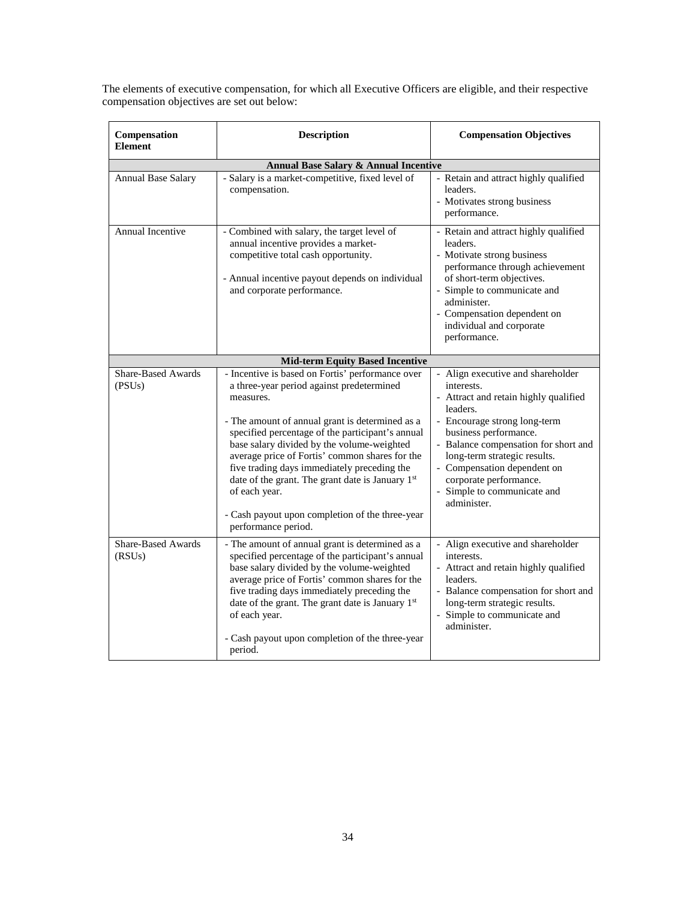The elements of executive compensation, for which all Executive Officers are eligible, and their respective compensation objectives are set out below:

| Compensation Element | Description | Compensation Objectives |
|---|---|---|
| **Annual Base Salary & Annual Incentive** | | |
| Annual Base Salary | - Salary is a market-competitive, fixed level of compensation. | - Retain and attract highly qualified leaders.<br>- Motivates strong business performance. |
| Annual Incentive | - Combined with salary, the target level of annual incentive provides a market-competitive total cash opportunity.<br><br>- Annual incentive payout depends on individual and corporate performance. | - Retain and attract highly qualified leaders.<br>- Motivate strong business performance through achievement of short-term objectives.<br>- Simple to communicate and administer.<br>- Compensation dependent on individual and corporate performance. |
| **Mid-term Equity Based Incentive** | | |
| Share-Based Awards (PSUs) | - Incentive is based on Fortis' performance over a three-year period against predetermined measures.<br><br>- The amount of annual grant is determined as a specified percentage of the participant's annual base salary divided by the volume-weighted average price of Fortis' common shares for the five trading days immediately preceding the date of the grant. The grant date is January 1st of each year.<br><br>- Cash payout upon completion of the three-year performance period. | - Align executive and shareholder interests.<br>- Attract and retain highly qualified leaders.<br>- Encourage strong long-term business performance.<br>- Balance compensation for short and long-term strategic results.<br>- Compensation dependent on corporate performance.<br>- Simple to communicate and administer. |
| Share-Based Awards (RSUs) | - The amount of annual grant is determined as a specified percentage of the participant's annual base salary divided by the volume-weighted average price of Fortis' common shares for the five trading days immediately preceding the date of the grant. The grant date is January 1st of each year.<br><br>- Cash payout upon completion of the three-year period. | - Align executive and shareholder interests.<br>- Attract and retain highly qualified leaders.<br>- Balance compensation for short and long-term strategic results.<br>- Simple to communicate and administer. |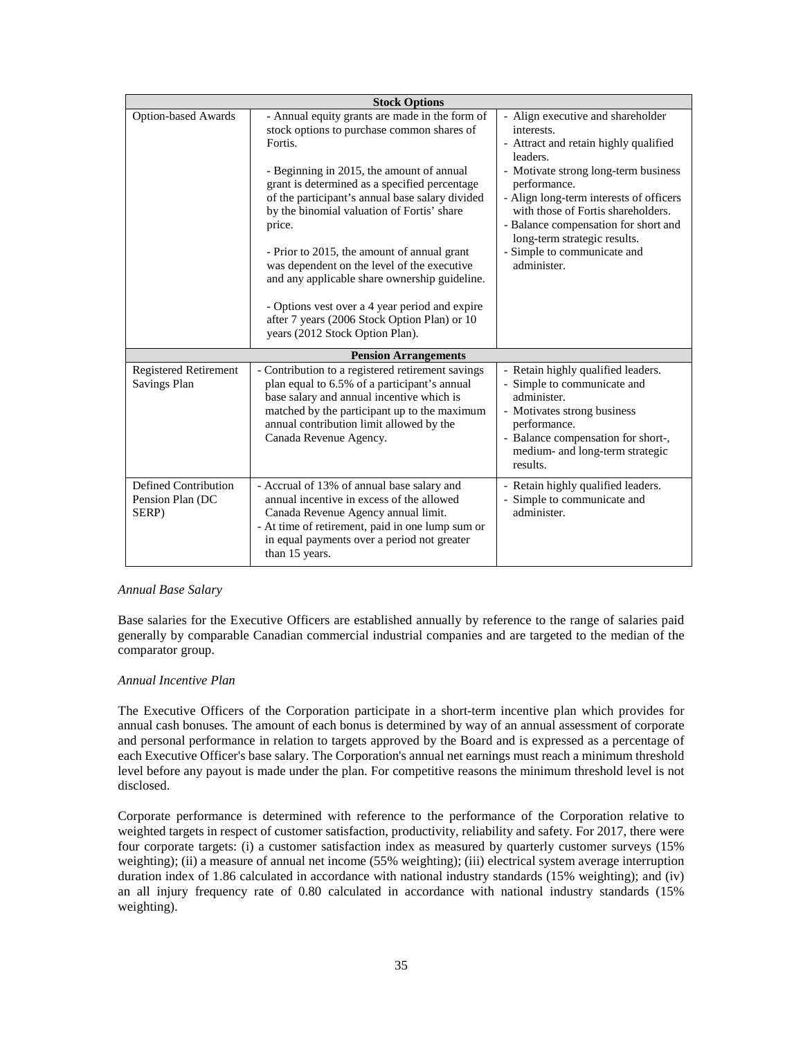| Stock Options | | |
|---|---|---|
| Option-based Awards | - Annual equity grants are made in the form of stock options to purchase common shares of Fortis.<br><br>- Beginning in 2015, the amount of annual grant is determined as a specified percentage of the participant's annual base salary divided by the binomial valuation of Fortis' share price.<br><br>- Prior to 2015, the amount of annual grant was dependent on the level of the executive and any applicable share ownership guideline.<br><br>- Options vest over a 4 year period and expire after 7 years (2006 Stock Option Plan) or 10 years (2012 Stock Option Plan). | - Align executive and shareholder interests.<br>- Attract and retain highly qualified leaders.<br>- Motivate strong long-term business performance.<br>- Align long-term interests of officers with those of Fortis shareholders.<br>- Balance compensation for short and long-term strategic results.<br>- Simple to communicate and administer. |
| **Pension Arrangements** | | |
| Registered Retirement Savings Plan | - Contribution to a registered retirement savings plan equal to 6.5% of a participant's annual base salary and annual incentive which is matched by the participant up to the maximum annual contribution limit allowed by the Canada Revenue Agency. | - Retain highly qualified leaders.<br>- Simple to communicate and administer.<br>- Motivates strong business performance.<br>- Balance compensation for short-, medium- and long-term strategic results. |
| Defined Contribution Pension Plan (DC SERP) | - Accrual of 13% of annual base salary and annual incentive in excess of the allowed Canada Revenue Agency annual limit.<br>- At time of retirement, paid in one lump sum or in equal payments over a period not greater than 15 years. | - Retain highly qualified leaders.<br>- Simple to communicate and administer. |

*Annual Base Salary*

Base salaries for the Executive Officers are established annually by reference to the range of salaries paid generally by comparable Canadian commercial industrial companies and are targeted to the median of the comparator group.

*Annual Incentive Plan*

The Executive Officers of the Corporation participate in a short-term incentive plan which provides for annual cash bonuses. The amount of each bonus is determined by way of an annual assessment of corporate and personal performance in relation to targets approved by the Board and is expressed as a percentage of each Executive Officer's base salary. The Corporation's annual net earnings must reach a minimum threshold level before any payout is made under the plan. For competitive reasons the minimum threshold level is not disclosed.

Corporate performance is determined with reference to the performance of the Corporation relative to weighted targets in respect of customer satisfaction, productivity, reliability and safety. For 2017, there were four corporate targets: (i) a customer satisfaction index as measured by quarterly customer surveys (15% weighting); (ii) a measure of annual net income (55% weighting); (iii) electrical system average interruption duration index of 1.86 calculated in accordance with national industry standards (15% weighting); and (iv) an all injury frequency rate of 0.80 calculated in accordance with national industry standards (15% weighting).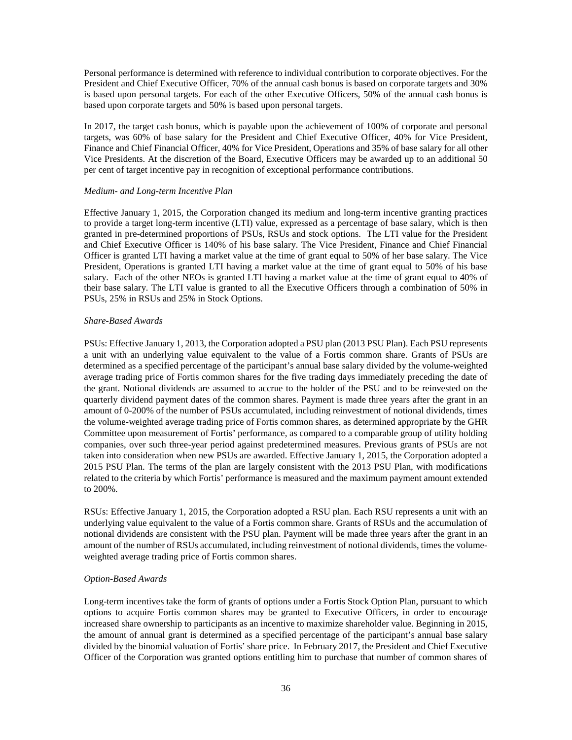Personal performance is determined with reference to individual contribution to corporate objectives. For the President and Chief Executive Officer, 70% of the annual cash bonus is based on corporate targets and 30% is based upon personal targets. For each of the other Executive Officers, 50% of the annual cash bonus is based upon corporate targets and 50% is based upon personal targets.

In 2017, the target cash bonus, which is payable upon the achievement of 100% of corporate and personal targets, was 60% of base salary for the President and Chief Executive Officer, 40% for Vice President, Finance and Chief Financial Officer, 40% for Vice President, Operations and 35% of base salary for all other Vice Presidents. At the discretion of the Board, Executive Officers may be awarded up to an additional 50 per cent of target incentive pay in recognition of exceptional performance contributions.

*Medium- and Long-term Incentive Plan*

Effective January 1, 2015, the Corporation changed its medium and long-term incentive granting practices to provide a target long-term incentive (LTI) value, expressed as a percentage of base salary, which is then granted in pre-determined proportions of PSUs, RSUs and stock options. The LTI value for the President and Chief Executive Officer is 140% of his base salary. The Vice President, Finance and Chief Financial Officer is granted LTI having a market value at the time of grant equal to 50% of her base salary. The Vice President, Operations is granted LTI having a market value at the time of grant equal to 50% of his base salary. Each of the other NEOs is granted LTI having a market value at the time of grant equal to 40% of their base salary. The LTI value is granted to all the Executive Officers through a combination of 50% in PSUs, 25% in RSUs and 25% in Stock Options.

*Share-Based Awards*

PSUs: Effective January 1, 2013, the Corporation adopted a PSU plan (2013 PSU Plan). Each PSU represents a unit with an underlying value equivalent to the value of a Fortis common share. Grants of PSUs are determined as a specified percentage of the participant's annual base salary divided by the volume-weighted average trading price of Fortis common shares for the five trading days immediately preceding the date of the grant. Notional dividends are assumed to accrue to the holder of the PSU and to be reinvested on the quarterly dividend payment dates of the common shares. Payment is made three years after the grant in an amount of 0-200% of the number of PSUs accumulated, including reinvestment of notional dividends, times the volume-weighted average trading price of Fortis common shares, as determined appropriate by the GHR Committee upon measurement of Fortis' performance, as compared to a comparable group of utility holding companies, over such three-year period against predetermined measures. Previous grants of PSUs are not taken into consideration when new PSUs are awarded. Effective January 1, 2015, the Corporation adopted a 2015 PSU Plan. The terms of the plan are largely consistent with the 2013 PSU Plan, with modifications related to the criteria by which Fortis' performance is measured and the maximum payment amount extended to 200%.

RSUs: Effective January 1, 2015, the Corporation adopted a RSU plan. Each RSU represents a unit with an underlying value equivalent to the value of a Fortis common share. Grants of RSUs and the accumulation of notional dividends are consistent with the PSU plan. Payment will be made three years after the grant in an amount of the number of RSUs accumulated, including reinvestment of notional dividends, times the volume-weighted average trading price of Fortis common shares.

*Option-Based Awards*

Long-term incentives take the form of grants of options under a Fortis Stock Option Plan, pursuant to which options to acquire Fortis common shares may be granted to Executive Officers, in order to encourage increased share ownership to participants as an incentive to maximize shareholder value. Beginning in 2015, the amount of annual grant is determined as a specified percentage of the participant's annual base salary divided by the binomial valuation of Fortis' share price. In February 2017, the President and Chief Executive Officer of the Corporation was granted options entitling him to purchase that number of common shares of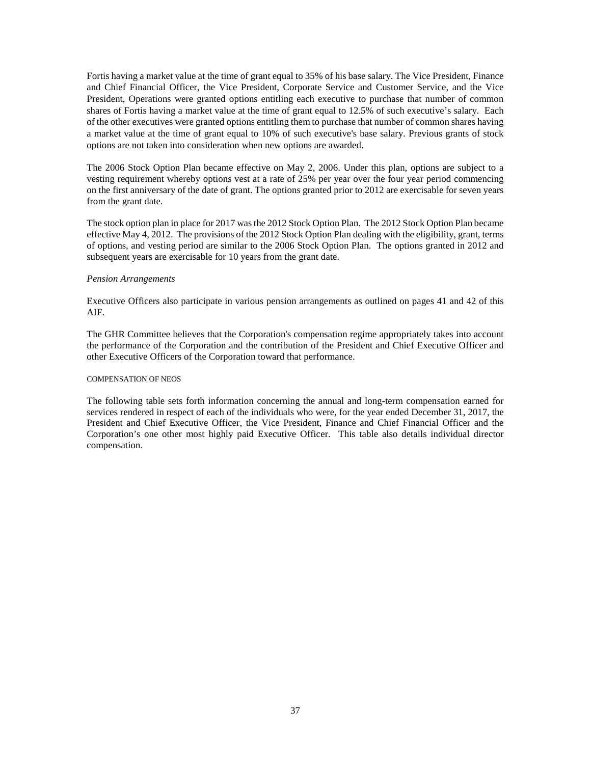Fortis having a market value at the time of grant equal to 35% of his base salary. The Vice President, Finance and Chief Financial Officer, the Vice President, Corporate Service and Customer Service, and the Vice President, Operations were granted options entitling each executive to purchase that number of common shares of Fortis having a market value at the time of grant equal to 12.5% of such executive's salary. Each of the other executives were granted options entitling them to purchase that number of common shares having a market value at the time of grant equal to 10% of such executive's base salary. Previous grants of stock options are not taken into consideration when new options are awarded.

The 2006 Stock Option Plan became effective on May 2, 2006. Under this plan, options are subject to a vesting requirement whereby options vest at a rate of 25% per year over the four year period commencing on the first anniversary of the date of grant. The options granted prior to 2012 are exercisable for seven years from the grant date.

The stock option plan in place for 2017 was the 2012 Stock Option Plan. The 2012 Stock Option Plan became effective May 4, 2012. The provisions of the 2012 Stock Option Plan dealing with the eligibility, grant, terms of options, and vesting period are similar to the 2006 Stock Option Plan. The options granted in 2012 and subsequent years are exercisable for 10 years from the grant date.

*Pension Arrangements*

Executive Officers also participate in various pension arrangements as outlined on pages 41 and 42 of this AIF.

The GHR Committee believes that the Corporation's compensation regime appropriately takes into account the performance of the Corporation and the contribution of the President and Chief Executive Officer and other Executive Officers of the Corporation toward that performance.

COMPENSATION OF NEOS

The following table sets forth information concerning the annual and long-term compensation earned for services rendered in respect of each of the individuals who were, for the year ended December 31, 2017, the President and Chief Executive Officer, the Vice President, Finance and Chief Financial Officer and the Corporation's one other most highly paid Executive Officer. This table also details individual director compensation.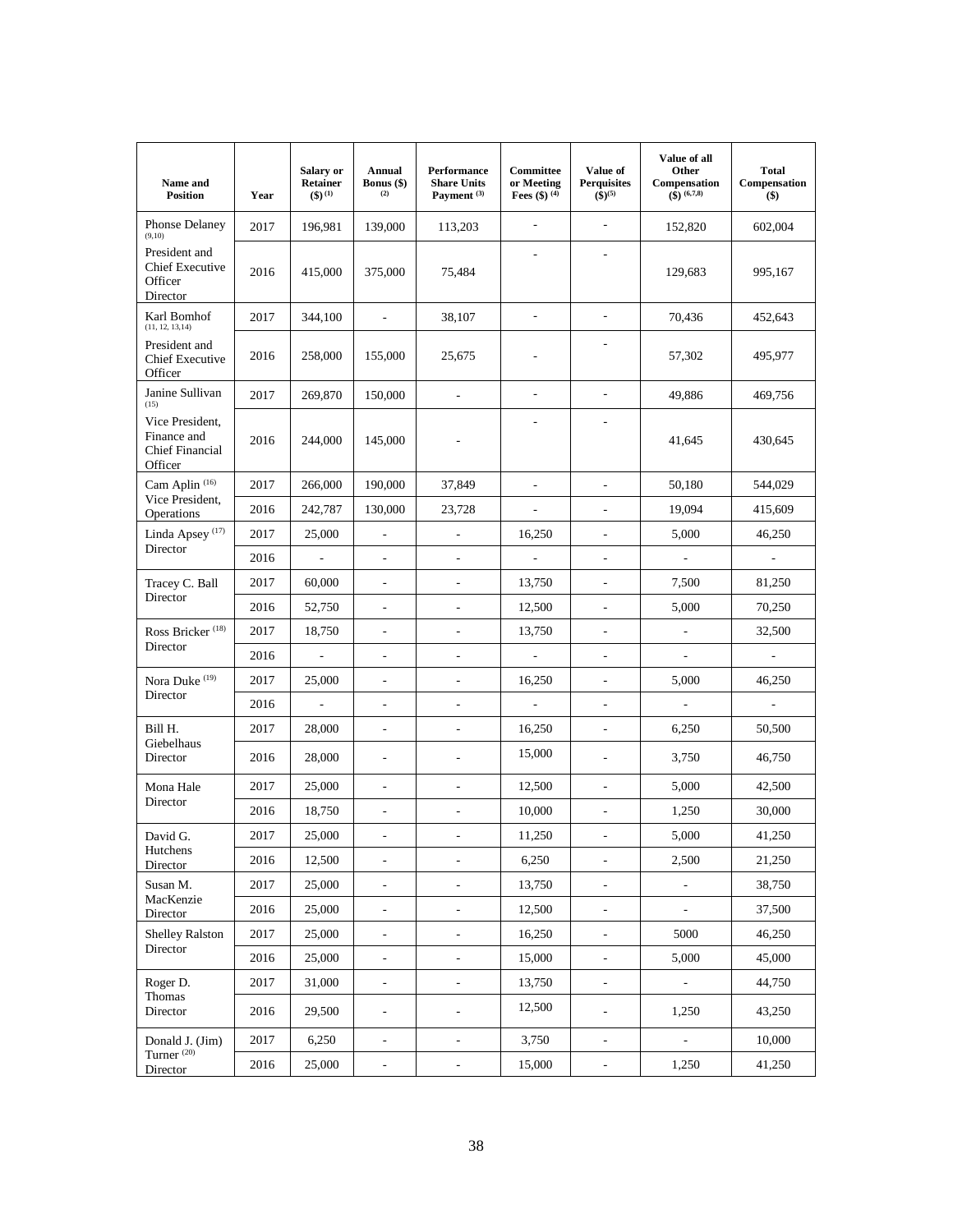| Name and Position | Year | Salary or Retainer ($) [1] | Annual Bonus ($) [2] | Performance Share Units Payment [3] | Committee or Meeting Fees ($) [4] | Value of Perquisites ($)[5] | Value of all Other Compensation ($) [6,7,8] | Total Compensation ($) |
|---|---|---|---|---|---|---|---|---|
| Phonse Delaney [9,10] | 2017 | 196,981 | 139,000 | 113,203 | - | - | 152,820 | 602,004 |
| President and Chief Executive Officer Director | 2016 | 415,000 | 375,000 | 75,484 | - | - | 129,683 | 995,167 |
| Karl Bomhof [11, 12, 13,14] | 2017 | 344,100 | - | 38,107 | - | - | 70,436 | 452,643 |
| President and Chief Executive Officer | 2016 | 258,000 | 155,000 | 25,675 | - | - | 57,302 | 495,977 |
| Janine Sullivan [15] | 2017 | 269,870 | 150,000 | - | - | - | 49,886 | 469,756 |
| Vice President, Finance and Chief Financial Officer | 2016 | 244,000 | 145,000 | - | - | - | 41,645 | 430,645 |
| Cam Aplin [16] Vice President, Operations | 2017 | 266,000 | 190,000 | 37,849 | - | - | 50,180 | 544,029 |
| | 2016 | 242,787 | 130,000 | 23,728 | - | - | 19,094 | 415,609 |
| Linda Apsey [17] Director | 2017 | 25,000 | - | - | 16,250 | - | 5,000 | 46,250 |
| | 2016 | - | - | - | - | - | - | - |
| Tracey C. Ball Director | 2017 | 60,000 | - | - | 13,750 | - | 7,500 | 81,250 |
| | 2016 | 52,750 | - | - | 12,500 | - | 5,000 | 70,250 |
| Ross Bricker [18] Director | 2017 | 18,750 | - | - | 13,750 | - | - | 32,500 |
| | 2016 | - | - | - | - | - | - | - |
| Nora Duke [19] Director | 2017 | 25,000 | - | - | 16,250 | - | 5,000 | 46,250 |
| | 2016 | - | - | - | - | - | - | - |
| Bill H. Giebelhaus Director | 2017 | 28,000 | - | - | 16,250 | - | 6,250 | 50,500 |
| | 2016 | 28,000 | - | - | 15,000 | - | 3,750 | 46,750 |
| Mona Hale Director | 2017 | 25,000 | - | - | 12,500 | - | 5,000 | 42,500 |
| | 2016 | 18,750 | - | - | 10,000 | - | 1,250 | 30,000 |
| David G. Hutchens Director | 2017 | 25,000 | - | - | 11,250 | - | 5,000 | 41,250 |
| | 2016 | 12,500 | - | - | 6,250 | - | 2,500 | 21,250 |
| Susan M. MacKenzie Director | 2017 | 25,000 | - | - | 13,750 | - | - | 38,750 |
| | 2016 | 25,000 | - | - | 12,500 | - | - | 37,500 |
| Shelley Ralston Director | 2017 | 25,000 | - | - | 16,250 | - | 5000 | 46,250 |
| | 2016 | 25,000 | - | - | 15,000 | - | 5,000 | 45,000 |
| Roger D. Thomas Director | 2017 | 31,000 | - | - | 13,750 | - | - | 44,750 |
| | 2016 | 29,500 | - | - | 12,500 | - | 1,250 | 43,250 |
| Donald J. (Jim) Turner [20] Director | 2017 | 6,250 | - | - | 3,750 | - | - | 10,000 |
| | 2016 | 25,000 | - | - | 15,000 | - | 1,250 | 41,250 |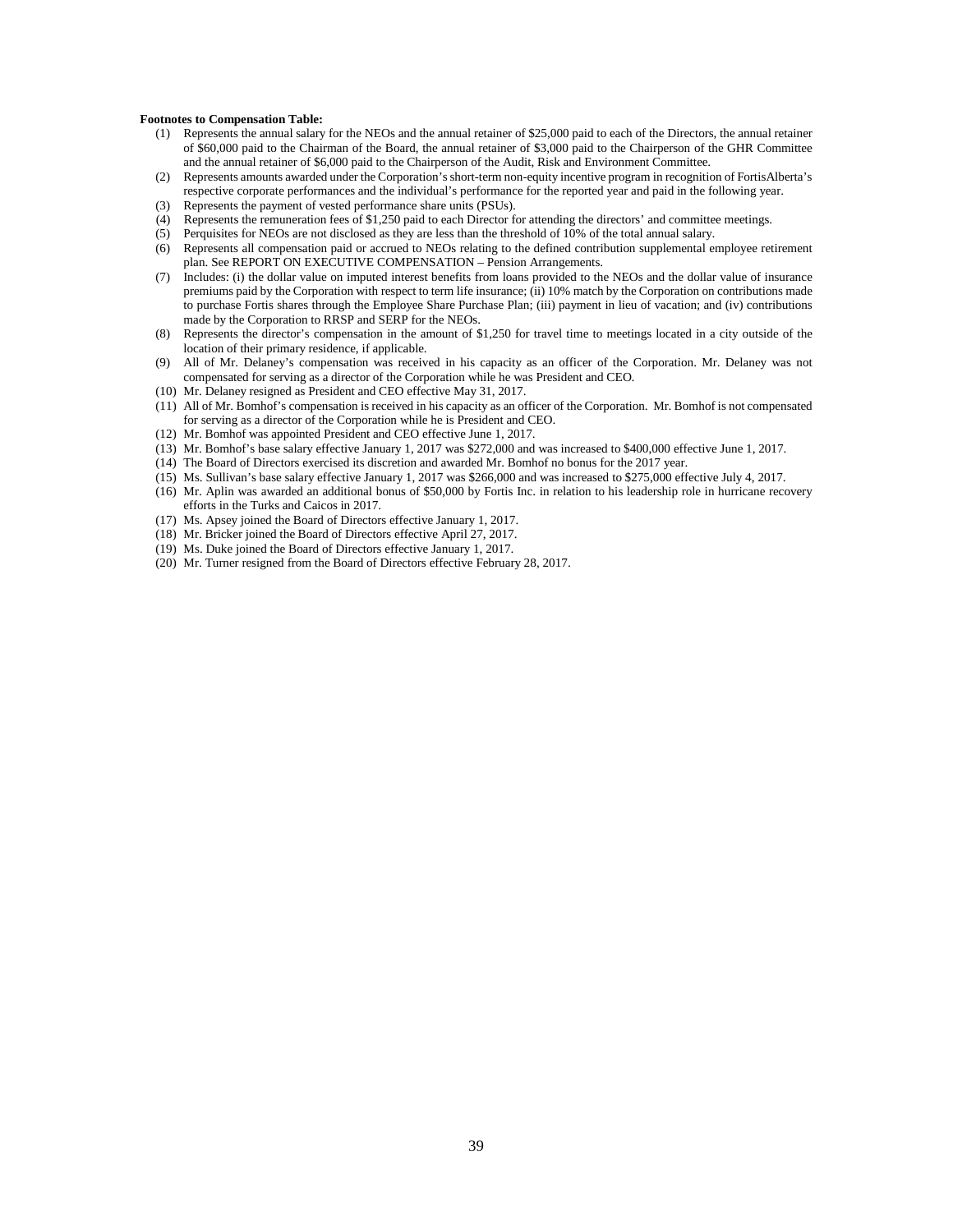**Footnotes to Compensation Table:**

(1) Represents the annual salary for the NEOs and the annual retainer of $25,000 paid to each of the Directors, the annual retainer of $60,000 paid to the Chairman of the Board, the annual retainer of $3,000 paid to the Chairperson of the GHR Committee and the annual retainer of $6,000 paid to the Chairperson of the Audit, Risk and Environment Committee.

(2) Represents amounts awarded under the Corporation's short-term non-equity incentive program in recognition of FortisAlberta's respective corporate performances and the individual's performance for the reported year and paid in the following year.

(3) Represents the payment of vested performance share units (PSUs).

(4) Represents the remuneration fees of $1,250 paid to each Director for attending the directors' and committee meetings.

(5) Perquisites for NEOs are not disclosed as they are less than the threshold of 10% of the total annual salary.

(6) Represents all compensation paid or accrued to NEOs relating to the defined contribution supplemental employee retirement plan. See REPORT ON EXECUTIVE COMPENSATION – Pension Arrangements.

(7) Includes: (i) the dollar value on imputed interest benefits from loans provided to the NEOs and the dollar value of insurance premiums paid by the Corporation with respect to term life insurance; (ii) 10% match by the Corporation on contributions made to purchase Fortis shares through the Employee Share Purchase Plan; (iii) payment in lieu of vacation; and (iv) contributions made by the Corporation to RRSP and SERP for the NEOs.

(8) Represents the director's compensation in the amount of $1,250 for travel time to meetings located in a city outside of the location of their primary residence, if applicable.

(9) All of Mr. Delaney's compensation was received in his capacity as an officer of the Corporation. Mr. Delaney was not compensated for serving as a director of the Corporation while he was President and CEO.

(10) Mr. Delaney resigned as President and CEO effective May 31, 2017.

(11) All of Mr. Bomhof's compensation is received in his capacity as an officer of the Corporation. Mr. Bomhof is not compensated for serving as a director of the Corporation while he is President and CEO.

(12) Mr. Bomhof was appointed President and CEO effective June 1, 2017.

(13) Mr. Bomhof's base salary effective January 1, 2017 was $272,000 and was increased to $400,000 effective June 1, 2017.

(14) The Board of Directors exercised its discretion and awarded Mr. Bomhof no bonus for the 2017 year.

(15) Ms. Sullivan's base salary effective January 1, 2017 was $266,000 and was increased to $275,000 effective July 4, 2017.

(16) Mr. Aplin was awarded an additional bonus of $50,000 by Fortis Inc. in relation to his leadership role in hurricane recovery efforts in the Turks and Caicos in 2017.

(17) Ms. Apsey joined the Board of Directors effective January 1, 2017.

(18) Mr. Bricker joined the Board of Directors effective April 27, 2017.

(19) Ms. Duke joined the Board of Directors effective January 1, 2017.

(20) Mr. Turner resigned from the Board of Directors effective February 28, 2017.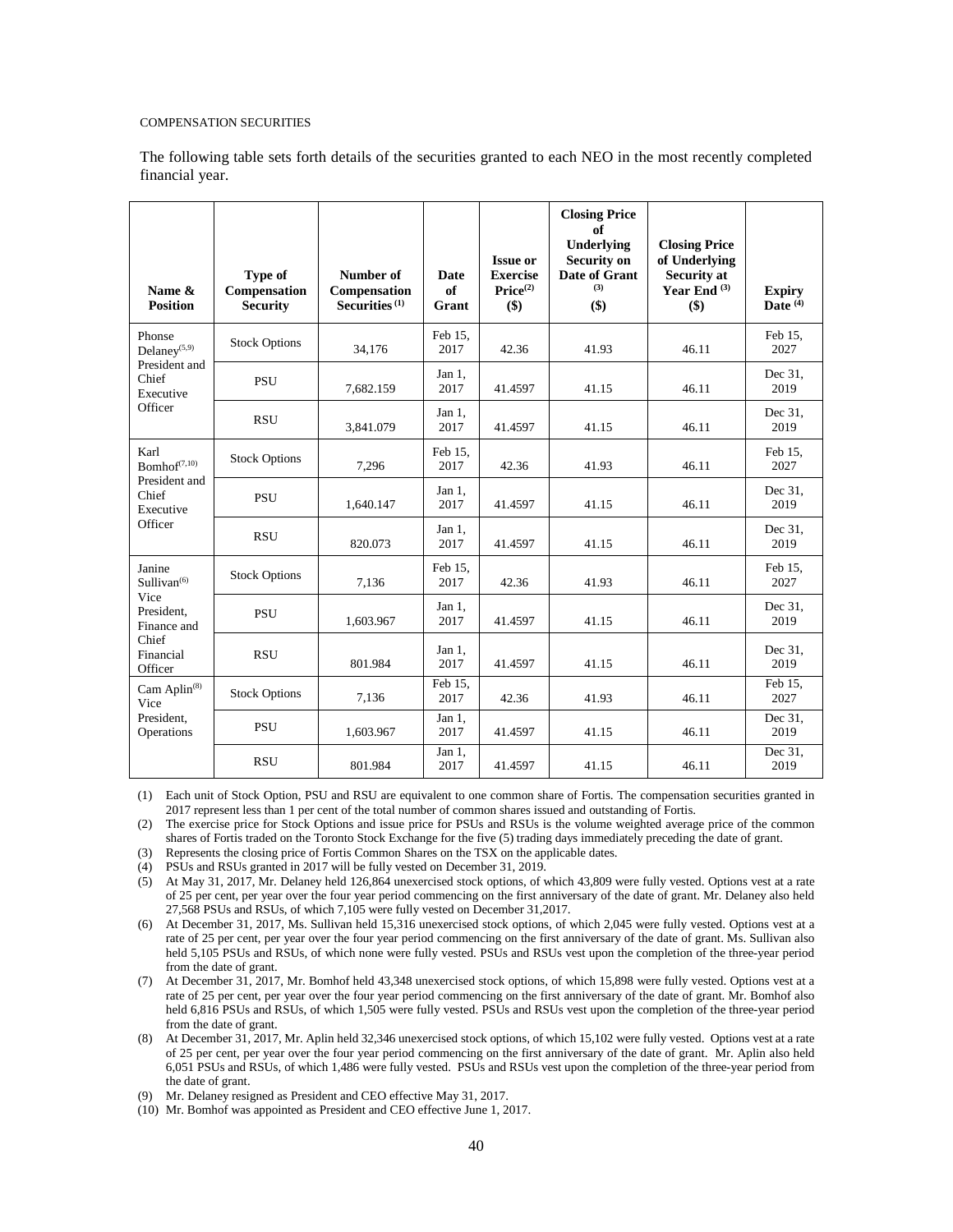COMPENSATION SECURITIES

The following table sets forth details of the securities granted to each NEO in the most recently completed financial year.

| Name & Position | Type of Compensation Security | Number of Compensation Securities (1) | Date of Grant | Issue or Exercise Price(2) ($) | Closing Price of Underlying Security on Date of Grant (3) ($) | Closing Price of Underlying Security at Year End (3) ($) | Expiry Date (4) |
|---|---|---|---|---|---|---|---|
| Phonse Delaney(5,9) President and Chief Executive Officer | Stock Options | 34,176 | Feb 15, 2017 | 42.36 | 41.93 | 46.11 | Feb 15, 2027 |
| | PSU | 7,682.159 | Jan 1, 2017 | 41.4597 | 41.15 | 46.11 | Dec 31, 2019 |
| | RSU | 3,841.079 | Jan 1, 2017 | 41.4597 | 41.15 | 46.11 | Dec 31, 2019 |
| Karl Bomhof(7,10) President and Chief Executive Officer | Stock Options | 7,296 | Feb 15, 2017 | 42.36 | 41.93 | 46.11 | Feb 15, 2027 |
| | PSU | 1,640.147 | Jan 1, 2017 | 41.4597 | 41.15 | 46.11 | Dec 31, 2019 |
| | RSU | 820.073 | Jan 1, 2017 | 41.4597 | 41.15 | 46.11 | Dec 31, 2019 |
| Janine Sullivan(6) Vice President, Finance and Chief Financial Officer | Stock Options | 7,136 | Feb 15, 2017 | 42.36 | 41.93 | 46.11 | Feb 15, 2027 |
| | PSU | 1,603.967 | Jan 1, 2017 | 41.4597 | 41.15 | 46.11 | Dec 31, 2019 |
| | RSU | 801.984 | Jan 1, 2017 | 41.4597 | 41.15 | 46.11 | Dec 31, 2019 |
| Cam Aplin(8) Vice President, Operations | Stock Options | 7,136 | Feb 15, 2017 | 42.36 | 41.93 | 46.11 | Feb 15, 2027 |
| | PSU | 1,603.967 | Jan 1, 2017 | 41.4597 | 41.15 | 46.11 | Dec 31, 2019 |
| | RSU | 801.984 | Jan 1, 2017 | 41.4597 | 41.15 | 46.11 | Dec 31, 2019 |

(1) Each unit of Stock Option, PSU and RSU are equivalent to one common share of Fortis. The compensation securities granted in 2017 represent less than 1 per cent of the total number of common shares issued and outstanding of Fortis.

(2) The exercise price for Stock Options and issue price for PSUs and RSUs is the volume weighted average price of the common shares of Fortis traded on the Toronto Stock Exchange for the five (5) trading days immediately preceding the date of grant.

(3) Represents the closing price of Fortis Common Shares on the TSX on the applicable dates.

(4) PSUs and RSUs granted in 2017 will be fully vested on December 31, 2019.

(5) At May 31, 2017, Mr. Delaney held 126,864 unexercised stock options, of which 43,809 were fully vested. Options vest at a rate of 25 per cent, per year over the four year period commencing on the first anniversary of the date of grant. Mr. Delaney also held 27,568 PSUs and RSUs, of which 7,105 were fully vested on December 31,2017.

(6) At December 31, 2017, Ms. Sullivan held 15,316 unexercised stock options, of which 2,045 were fully vested. Options vest at a rate of 25 per cent, per year over the four year period commencing on the first anniversary of the date of grant. Ms. Sullivan also held 5,105 PSUs and RSUs, of which none were fully vested. PSUs and RSUs vest upon the completion of the three-year period from the date of grant.

(7) At December 31, 2017, Mr. Bomhof held 43,348 unexercised stock options, of which 15,898 were fully vested. Options vest at a rate of 25 per cent, per year over the four year period commencing on the first anniversary of the date of grant. Mr. Bomhof also held 6,816 PSUs and RSUs, of which 1,505 were fully vested. PSUs and RSUs vest upon the completion of the three-year period from the date of grant.

(8) At December 31, 2017, Mr. Aplin held 32,346 unexercised stock options, of which 15,102 were fully vested. Options vest at a rate of 25 per cent, per year over the four year period commencing on the first anniversary of the date of grant. Mr. Aplin also held 6,051 PSUs and RSUs, of which 1,486 were fully vested. PSUs and RSUs vest upon the completion of the three-year period from the date of grant.

(9) Mr. Delaney resigned as President and CEO effective May 31, 2017.

(10) Mr. Bomhof was appointed as President and CEO effective June 1, 2017.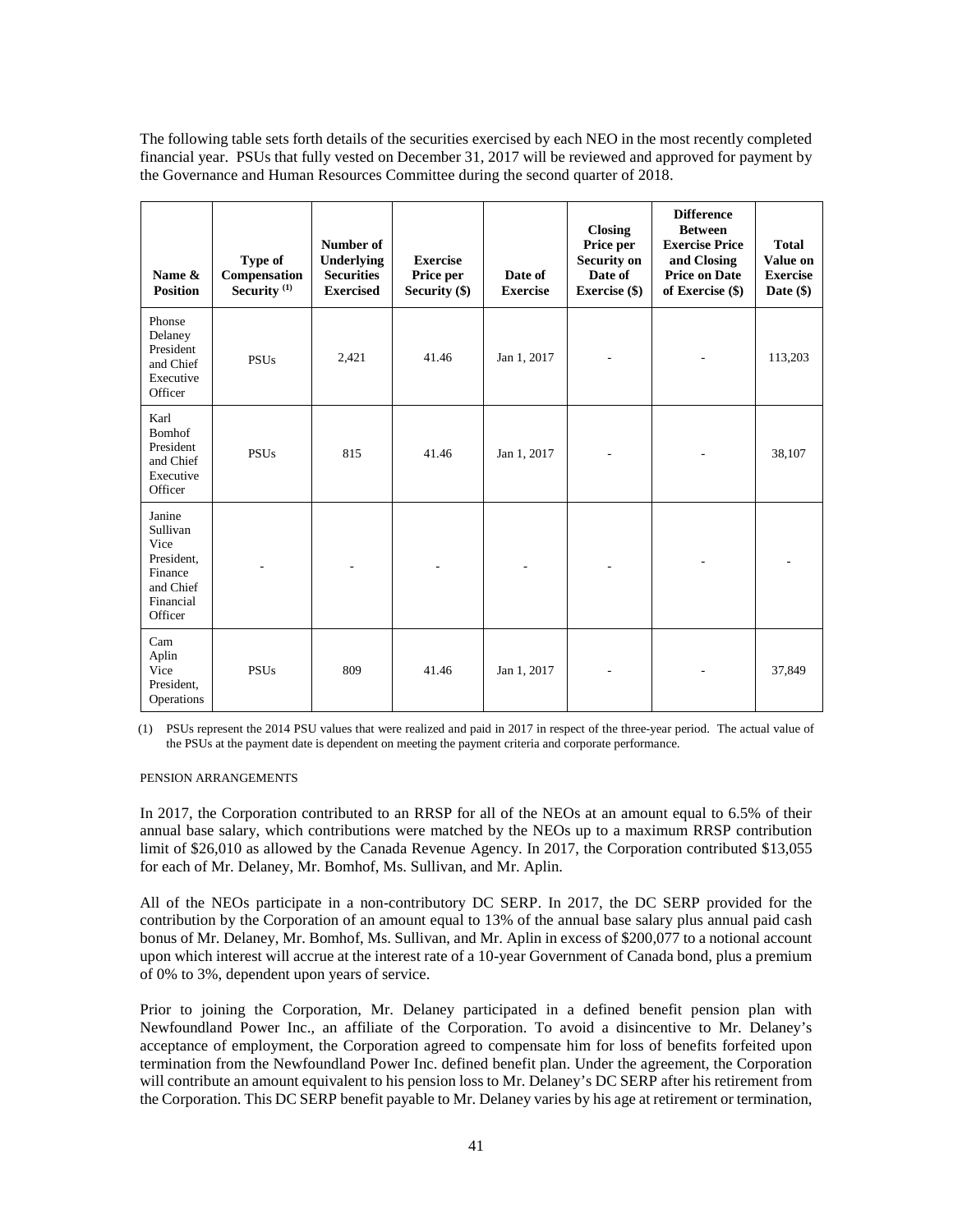The following table sets forth details of the securities exercised by each NEO in the most recently completed financial year. PSUs that fully vested on December 31, 2017 will be reviewed and approved for payment by the Governance and Human Resources Committee during the second quarter of 2018.

| Name & Position | Type of Compensation Security [(1)] | Number of Underlying Securities Exercised | Exercise Price per Security ($) | Date of Exercise | Closing Price per Security on Date of Exercise ($) | Difference Between Exercise Price and Closing Price on Date of Exercise ($) | Total Value on Exercise Date ($) |
|---|---|---|---|---|---|---|---|
| Phonse Delaney President and Chief Executive Officer | PSUs | 2,421 | 41.46 | Jan 1, 2017 | - | - | 113,203 |
| Karl Bomhof President and Chief Executive Officer | PSUs | 815 | 41.46 | Jan 1, 2017 | - | - | 38,107 |
| Janine Sullivan Vice President, Finance and Chief Financial Officer | - | - | - | - | - | - | - |
| Cam Aplin Vice President, Operations | PSUs | 809 | 41.46 | Jan 1, 2017 | - | - | 37,849 |

(1) PSUs represent the 2014 PSU values that were realized and paid in 2017 in respect of the three-year period. The actual value of the PSUs at the payment date is dependent on meeting the payment criteria and corporate performance.

PENSION ARRANGEMENTS

In 2017, the Corporation contributed to an RRSP for all of the NEOs at an amount equal to 6.5% of their annual base salary, which contributions were matched by the NEOs up to a maximum RRSP contribution limit of $26,010 as allowed by the Canada Revenue Agency. In 2017, the Corporation contributed $13,055 for each of Mr. Delaney, Mr. Bomhof, Ms. Sullivan, and Mr. Aplin.

All of the NEOs participate in a non-contributory DC SERP. In 2017, the DC SERP provided for the contribution by the Corporation of an amount equal to 13% of the annual base salary plus annual paid cash bonus of Mr. Delaney, Mr. Bomhof, Ms. Sullivan, and Mr. Aplin in excess of $200,077 to a notional account upon which interest will accrue at the interest rate of a 10-year Government of Canada bond, plus a premium of 0% to 3%, dependent upon years of service.

Prior to joining the Corporation, Mr. Delaney participated in a defined benefit pension plan with Newfoundland Power Inc., an affiliate of the Corporation. To avoid a disincentive to Mr. Delaney's acceptance of employment, the Corporation agreed to compensate him for loss of benefits forfeited upon termination from the Newfoundland Power Inc. defined benefit plan. Under the agreement, the Corporation will contribute an amount equivalent to his pension loss to Mr. Delaney's DC SERP after his retirement from the Corporation. This DC SERP benefit payable to Mr. Delaney varies by his age at retirement or termination,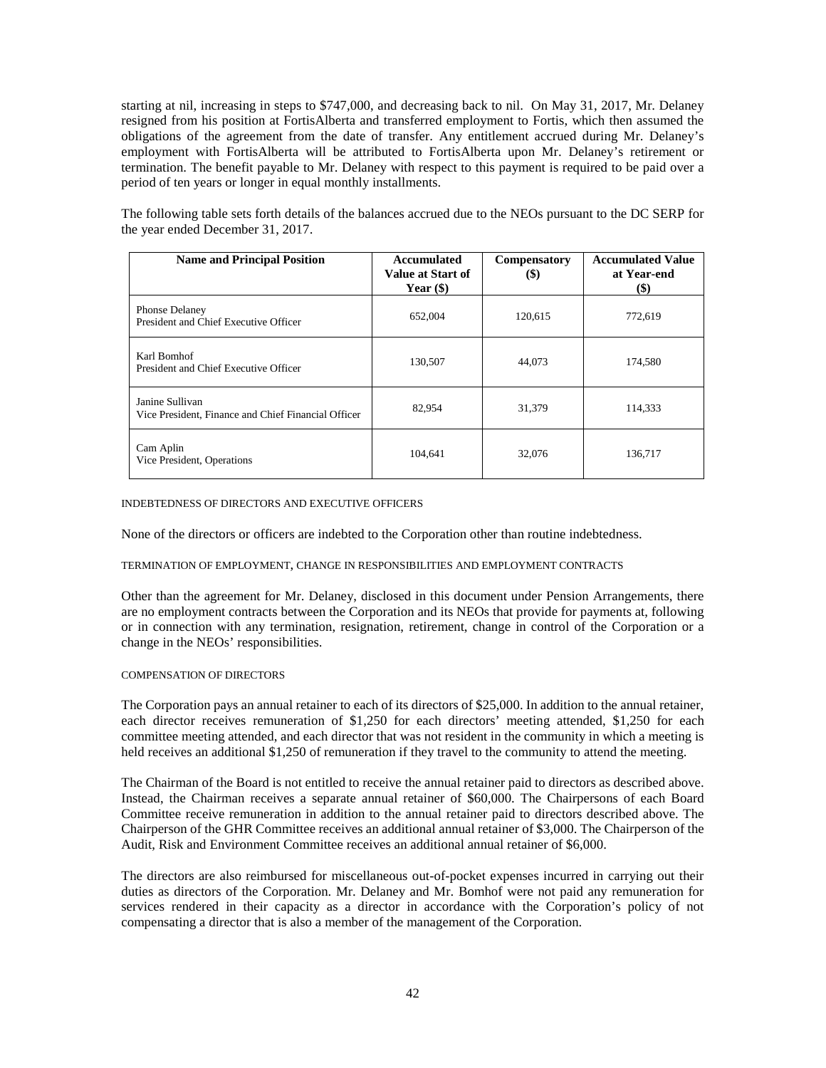starting at nil, increasing in steps to $747,000, and decreasing back to nil. On May 31, 2017, Mr. Delaney resigned from his position at FortisAlberta and transferred employment to Fortis, which then assumed the obligations of the agreement from the date of transfer. Any entitlement accrued during Mr. Delaney's employment with FortisAlberta will be attributed to FortisAlberta upon Mr. Delaney's retirement or termination. The benefit payable to Mr. Delaney with respect to this payment is required to be paid over a period of ten years or longer in equal monthly installments.

The following table sets forth details of the balances accrued due to the NEOs pursuant to the DC SERP for the year ended December 31, 2017.

| Name and Principal Position | Accumulated Value at Start of Year ($) | Compensatory ($) | Accumulated Value at Year-end ($) |
|---|---|---|---|
| Phonse Delaney<br>President and Chief Executive Officer | 652,004 | 120,615 | 772,619 |
| Karl Bomhof<br>President and Chief Executive Officer | 130,507 | 44,073 | 174,580 |
| Janine Sullivan<br>Vice President, Finance and Chief Financial Officer | 82,954 | 31,379 | 114,333 |
| Cam Aplin<br>Vice President, Operations | 104,641 | 32,076 | 136,717 |

### INDEBTEDNESS OF DIRECTORS AND EXECUTIVE OFFICERS

None of the directors or officers are indebted to the Corporation other than routine indebtedness.

### TERMINATION OF EMPLOYMENT, CHANGE IN RESPONSIBILITIES AND EMPLOYMENT CONTRACTS

Other than the agreement for Mr. Delaney, disclosed in this document under Pension Arrangements, there are no employment contracts between the Corporation and its NEOs that provide for payments at, following or in connection with any termination, resignation, retirement, change in control of the Corporation or a change in the NEOs' responsibilities.

### COMPENSATION OF DIRECTORS

The Corporation pays an annual retainer to each of its directors of $25,000. In addition to the annual retainer, each director receives remuneration of $1,250 for each directors' meeting attended, $1,250 for each committee meeting attended, and each director that was not resident in the community in which a meeting is held receives an additional $1,250 of remuneration if they travel to the community to attend the meeting.

The Chairman of the Board is not entitled to receive the annual retainer paid to directors as described above. Instead, the Chairman receives a separate annual retainer of $60,000. The Chairpersons of each Board Committee receive remuneration in addition to the annual retainer paid to directors described above. The Chairperson of the GHR Committee receives an additional annual retainer of $3,000. The Chairperson of the Audit, Risk and Environment Committee receives an additional annual retainer of $6,000.

The directors are also reimbursed for miscellaneous out-of-pocket expenses incurred in carrying out their duties as directors of the Corporation. Mr. Delaney and Mr. Bomhof were not paid any remuneration for services rendered in their capacity as a director in accordance with the Corporation's policy of not compensating a director that is also a member of the management of the Corporation.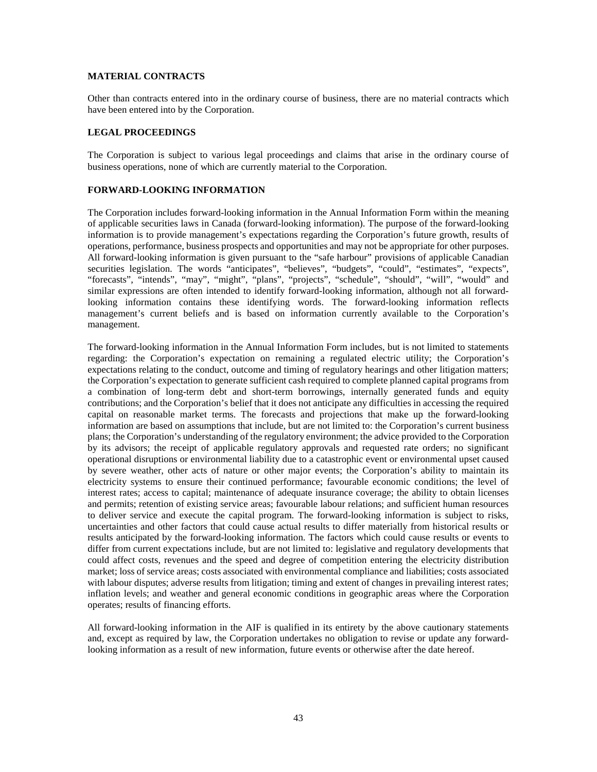## MATERIAL CONTRACTS

Other than contracts entered into in the ordinary course of business, there are no material contracts which have been entered into by the Corporation.

## LEGAL PROCEEDINGS

The Corporation is subject to various legal proceedings and claims that arise in the ordinary course of business operations, none of which are currently material to the Corporation.

## FORWARD-LOOKING INFORMATION

The Corporation includes forward-looking information in the Annual Information Form within the meaning of applicable securities laws in Canada (forward-looking information). The purpose of the forward-looking information is to provide management's expectations regarding the Corporation's future growth, results of operations, performance, business prospects and opportunities and may not be appropriate for other purposes. All forward-looking information is given pursuant to the "safe harbour" provisions of applicable Canadian securities legislation. The words "anticipates", "believes", "budgets", "could", "estimates", "expects", "forecasts", "intends", "may", "might", "plans", "projects", "schedule", "should", "will", "would" and similar expressions are often intended to identify forward-looking information, although not all forward-looking information contains these identifying words. The forward-looking information reflects management's current beliefs and is based on information currently available to the Corporation's management.

The forward-looking information in the Annual Information Form includes, but is not limited to statements regarding: the Corporation's expectation on remaining a regulated electric utility; the Corporation's expectations relating to the conduct, outcome and timing of regulatory hearings and other litigation matters; the Corporation's expectation to generate sufficient cash required to complete planned capital programs from a combination of long-term debt and short-term borrowings, internally generated funds and equity contributions; and the Corporation's belief that it does not anticipate any difficulties in accessing the required capital on reasonable market terms. The forecasts and projections that make up the forward-looking information are based on assumptions that include, but are not limited to: the Corporation's current business plans; the Corporation's understanding of the regulatory environment; the advice provided to the Corporation by its advisors; the receipt of applicable regulatory approvals and requested rate orders; no significant operational disruptions or environmental liability due to a catastrophic event or environmental upset caused by severe weather, other acts of nature or other major events; the Corporation's ability to maintain its electricity systems to ensure their continued performance; favourable economic conditions; the level of interest rates; access to capital; maintenance of adequate insurance coverage; the ability to obtain licenses and permits; retention of existing service areas; favourable labour relations; and sufficient human resources to deliver service and execute the capital program. The forward-looking information is subject to risks, uncertainties and other factors that could cause actual results to differ materially from historical results or results anticipated by the forward-looking information. The factors which could cause results or events to differ from current expectations include, but are not limited to: legislative and regulatory developments that could affect costs, revenues and the speed and degree of competition entering the electricity distribution market; loss of service areas; costs associated with environmental compliance and liabilities; costs associated with labour disputes; adverse results from litigation; timing and extent of changes in prevailing interest rates; inflation levels; and weather and general economic conditions in geographic areas where the Corporation operates; results of financing efforts.

All forward-looking information in the AIF is qualified in its entirety by the above cautionary statements and, except as required by law, the Corporation undertakes no obligation to revise or update any forward-looking information as a result of new information, future events or otherwise after the date hereof.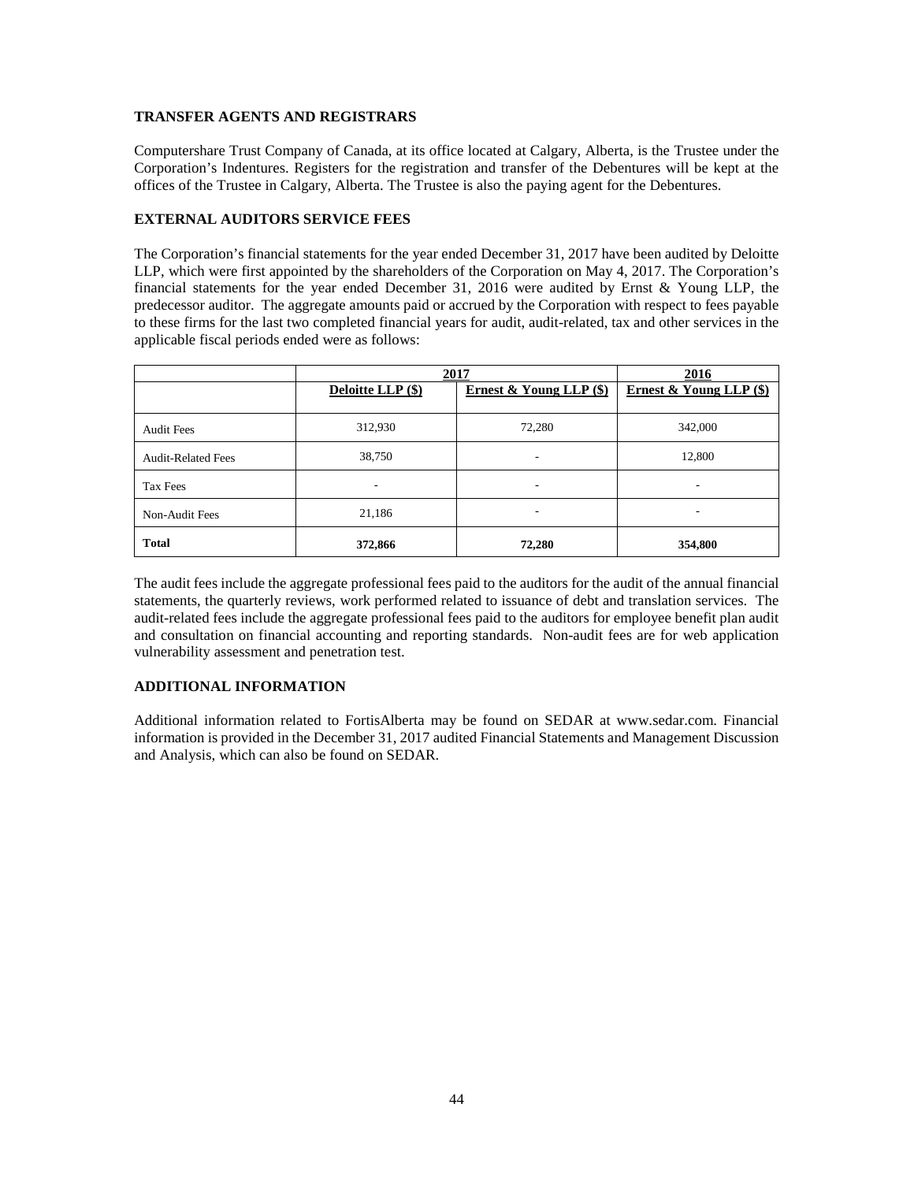## TRANSFER AGENTS AND REGISTRARS

Computershare Trust Company of Canada, at its office located at Calgary, Alberta, is the Trustee under the Corporation's Indentures. Registers for the registration and transfer of the Debentures will be kept at the offices of the Trustee in Calgary, Alberta. The Trustee is also the paying agent for the Debentures.

## EXTERNAL AUDITORS SERVICE FEES

The Corporation's financial statements for the year ended December 31, 2017 have been audited by Deloitte LLP, which were first appointed by the shareholders of the Corporation on May 4, 2017. The Corporation's financial statements for the year ended December 31, 2016 were audited by Ernst & Young LLP, the predecessor auditor. The aggregate amounts paid or accrued by the Corporation with respect to fees payable to these firms for the last two completed financial years for audit, audit-related, tax and other services in the applicable fiscal periods ended were as follows:

| | 2017 | | 2016 |
|---|---|---|---|
| | Deloitte LLP ($) | Ernest & Young LLP ($) | Ernest & Young LLP ($) |
| Audit Fees | 312,930 | 72,280 | 342,000 |
| Audit-Related Fees | 38,750 | - | 12,800 |
| Tax Fees | - | - | - |
| Non-Audit Fees | 21,186 | - | - |
| **Total** | **372,866** | **72,280** | **354,800** |

The audit fees include the aggregate professional fees paid to the auditors for the audit of the annual financial statements, the quarterly reviews, work performed related to issuance of debt and translation services. The audit-related fees include the aggregate professional fees paid to the auditors for employee benefit plan audit and consultation on financial accounting and reporting standards. Non-audit fees are for web application vulnerability assessment and penetration test.

## ADDITIONAL INFORMATION

Additional information related to FortisAlberta may be found on SEDAR at www.sedar.com. Financial information is provided in the December 31, 2017 audited Financial Statements and Management Discussion and Analysis, which can also be found on SEDAR.